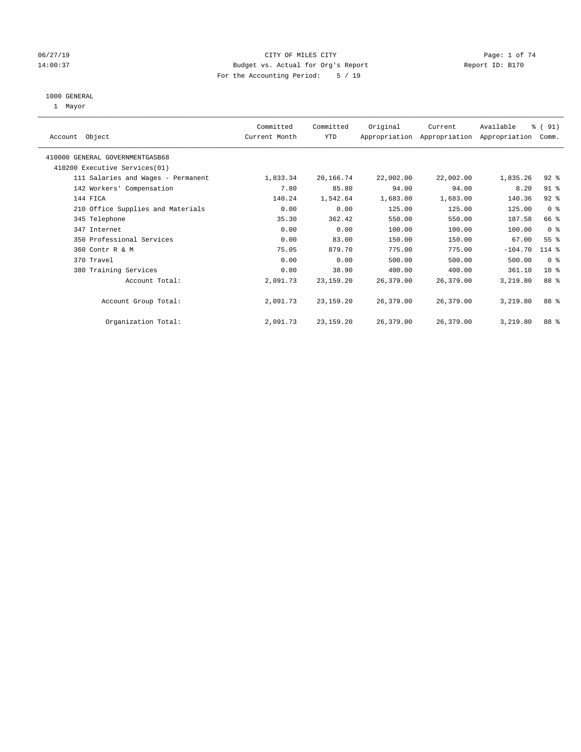CITY OF MILES CITY
Budget vs. Actual for Org's Report
For the Accounting Period: 5 / 19

06/27/19
14:00:37

Report ID: B170

1000 GENERAL
1 Mayor

| Account Object | Committed Current Month | Committed YTD | Original Appropriation | Current Appropriation | Available Appropriation | % ( 91) Comm. |
|---|---|---|---|---|---|---|
| 410000 GENERAL GOVERNMENTGASB68 | | | | | | |
| 410200 Executive Services(01) | | | | | | |
| 111 Salaries and Wages - Permanent | 1,833.34 | 20,166.74 | 22,002.00 | 22,002.00 | 1,835.26 | 92 % |
| 142 Workers' Compensation | 7.80 | 85.80 | 94.00 | 94.00 | 8.20 | 91 % |
| 144 FICA | 140.24 | 1,542.64 | 1,683.00 | 1,683.00 | 140.36 | 92 % |
| 210 Office Supplies and Materials | 0.00 | 0.00 | 125.00 | 125.00 | 125.00 | 0 % |
| 345 Telephone | 35.30 | 362.42 | 550.00 | 550.00 | 187.58 | 66 % |
| 347 Internet | 0.00 | 0.00 | 100.00 | 100.00 | 100.00 | 0 % |
| 350 Professional Services | 0.00 | 83.00 | 150.00 | 150.00 | 67.00 | 55 % |
| 360 Contr R & M | 75.05 | 879.70 | 775.00 | 775.00 | -104.70 | 114 % |
| 370 Travel | 0.00 | 0.00 | 500.00 | 500.00 | 500.00 | 0 % |
| 380 Training Services | 0.00 | 38.90 | 400.00 | 400.00 | 361.10 | 10 % |
| Account Total: | 2,091.73 | 23,159.20 | 26,379.00 | 26,379.00 | 3,219.80 | 88 % |
| Account Group Total: | 2,091.73 | 23,159.20 | 26,379.00 | 26,379.00 | 3,219.80 | 88 % |
| Organization Total: | 2,091.73 | 23,159.20 | 26,379.00 | 26,379.00 | 3,219.80 | 88 % |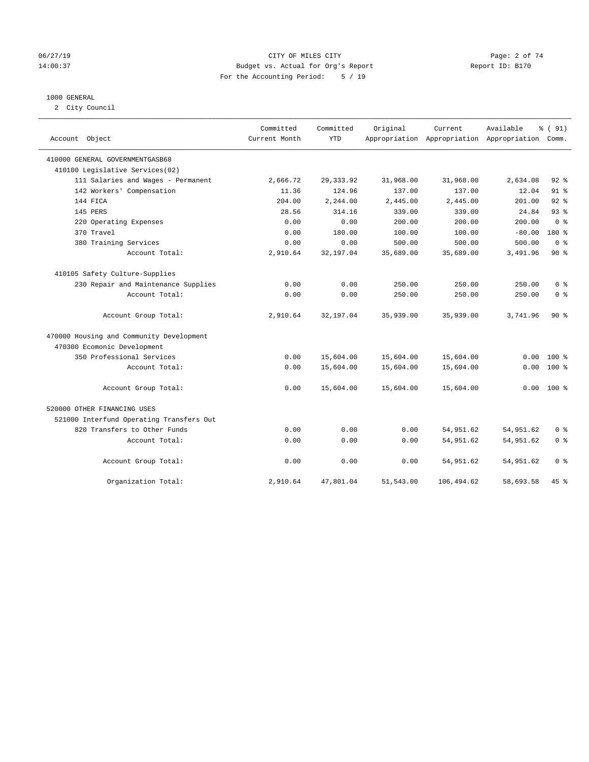CITY OF MILES CITY
Budget vs. Actual for Org's Report
For the Accounting Period: 5 / 19

06/27/19
14:00:37

Report ID: B170

## 1000 GENERAL

2 City Council

| Account Object | Committed Current Month | Committed YTD | Original Appropriation | Current Appropriation | Available Appropriation | % ( 91) Comm. |
|---|---|---|---|---|---|---|
| 410000 GENERAL GOVERNMENTGASB68 | | | | | | |
| 410100 Legislative Services(02) | | | | | | |
| 111 Salaries and Wages - Permanent | 2,666.72 | 29,333.92 | 31,968.00 | 31,968.00 | 2,634.08 | 92 % |
| 142 Workers' Compensation | 11.36 | 124.96 | 137.00 | 137.00 | 12.04 | 91 % |
| 144 FICA | 204.00 | 2,244.00 | 2,445.00 | 2,445.00 | 201.00 | 92 % |
| 145 PERS | 28.56 | 314.16 | 339.00 | 339.00 | 24.84 | 93 % |
| 220 Operating Expenses | 0.00 | 0.00 | 200.00 | 200.00 | 200.00 | 0 % |
| 370 Travel | 0.00 | 180.00 | 100.00 | 100.00 | -80.00 | 180 % |
| 380 Training Services | 0.00 | 0.00 | 500.00 | 500.00 | 500.00 | 0 % |
| Account Total: | 2,910.64 | 32,197.04 | 35,689.00 | 35,689.00 | 3,491.96 | 90 % |
| 410105 Safety Culture-Supplies | | | | | | |
| 230 Repair and Maintenance Supplies | 0.00 | 0.00 | 250.00 | 250.00 | 250.00 | 0 % |
| Account Total: | 0.00 | 0.00 | 250.00 | 250.00 | 250.00 | 0 % |
| Account Group Total: | 2,910.64 | 32,197.04 | 35,939.00 | 35,939.00 | 3,741.96 | 90 % |
| 470000 Housing and Community Development | | | | | | |
| 470300 Ecomonic Development | | | | | | |
| 350 Professional Services | 0.00 | 15,604.00 | 15,604.00 | 15,604.00 | 0.00 | 100 % |
| Account Total: | 0.00 | 15,604.00 | 15,604.00 | 15,604.00 | 0.00 | 100 % |
| Account Group Total: | 0.00 | 15,604.00 | 15,604.00 | 15,604.00 | 0.00 | 100 % |
| 520000 OTHER FINANCING USES | | | | | | |
| 521000 Interfund Operating Transfers Out | | | | | | |
| 820 Transfers to Other Funds | 0.00 | 0.00 | 0.00 | 54,951.62 | 54,951.62 | 0 % |
| Account Total: | 0.00 | 0.00 | 0.00 | 54,951.62 | 54,951.62 | 0 % |
| Account Group Total: | 0.00 | 0.00 | 0.00 | 54,951.62 | 54,951.62 | 0 % |
| Organization Total: | 2,910.64 | 47,801.04 | 51,543.00 | 106,494.62 | 58,693.58 | 45 % |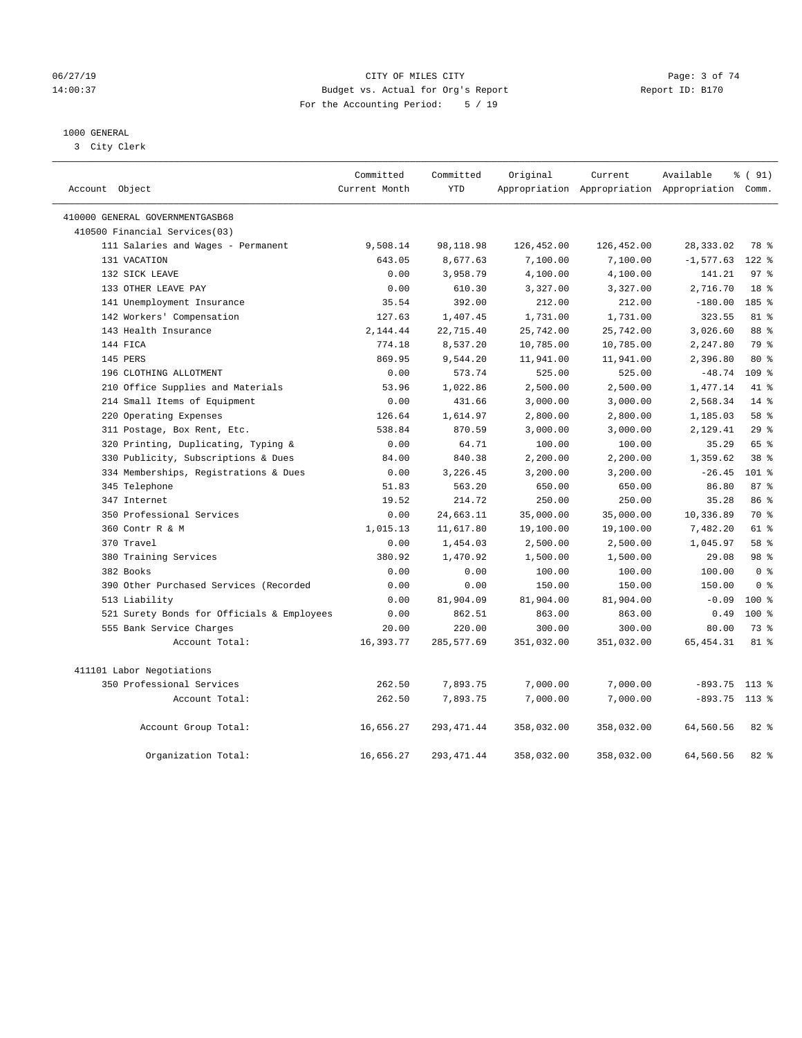CITY OF MILES CITY
Budget vs. Actual for Org's Report
For the Accounting Period: 5 / 19

06/27/19 14:00:37 — Report ID: B170

## 1000 GENERAL

3 City Clerk

| Account Object | Committed Current Month | Committed YTD | Original Appropriation | Current Appropriation | Available Appropriation | % ( 91) Comm. |
|---|---|---|---|---|---|---|
| 410000 GENERAL GOVERNMENTGASB68 | | | | | | |
| 410500 Financial Services(03) | | | | | | |
| 111 Salaries and Wages - Permanent | 9,508.14 | 98,118.98 | 126,452.00 | 126,452.00 | 28,333.02 | 78 % |
| 131 VACATION | 643.05 | 8,677.63 | 7,100.00 | 7,100.00 | -1,577.63 | 122 % |
| 132 SICK LEAVE | 0.00 | 3,958.79 | 4,100.00 | 4,100.00 | 141.21 | 97 % |
| 133 OTHER LEAVE PAY | 0.00 | 610.30 | 3,327.00 | 3,327.00 | 2,716.70 | 18 % |
| 141 Unemployment Insurance | 35.54 | 392.00 | 212.00 | 212.00 | -180.00 | 185 % |
| 142 Workers' Compensation | 127.63 | 1,407.45 | 1,731.00 | 1,731.00 | 323.55 | 81 % |
| 143 Health Insurance | 2,144.44 | 22,715.40 | 25,742.00 | 25,742.00 | 3,026.60 | 88 % |
| 144 FICA | 774.18 | 8,537.20 | 10,785.00 | 10,785.00 | 2,247.80 | 79 % |
| 145 PERS | 869.95 | 9,544.20 | 11,941.00 | 11,941.00 | 2,396.80 | 80 % |
| 196 CLOTHING ALLOTMENT | 0.00 | 573.74 | 525.00 | 525.00 | -48.74 | 109 % |
| 210 Office Supplies and Materials | 53.96 | 1,022.86 | 2,500.00 | 2,500.00 | 1,477.14 | 41 % |
| 214 Small Items of Equipment | 0.00 | 431.66 | 3,000.00 | 3,000.00 | 2,568.34 | 14 % |
| 220 Operating Expenses | 126.64 | 1,614.97 | 2,800.00 | 2,800.00 | 1,185.03 | 58 % |
| 311 Postage, Box Rent, Etc. | 538.84 | 870.59 | 3,000.00 | 3,000.00 | 2,129.41 | 29 % |
| 320 Printing, Duplicating, Typing & | 0.00 | 64.71 | 100.00 | 100.00 | 35.29 | 65 % |
| 330 Publicity, Subscriptions & Dues | 84.00 | 840.38 | 2,200.00 | 2,200.00 | 1,359.62 | 38 % |
| 334 Memberships, Registrations & Dues | 0.00 | 3,226.45 | 3,200.00 | 3,200.00 | -26.45 | 101 % |
| 345 Telephone | 51.83 | 563.20 | 650.00 | 650.00 | 86.80 | 87 % |
| 347 Internet | 19.52 | 214.72 | 250.00 | 250.00 | 35.28 | 86 % |
| 350 Professional Services | 0.00 | 24,663.11 | 35,000.00 | 35,000.00 | 10,336.89 | 70 % |
| 360 Contr R & M | 1,015.13 | 11,617.80 | 19,100.00 | 19,100.00 | 7,482.20 | 61 % |
| 370 Travel | 0.00 | 1,454.03 | 2,500.00 | 2,500.00 | 1,045.97 | 58 % |
| 380 Training Services | 380.92 | 1,470.92 | 1,500.00 | 1,500.00 | 29.08 | 98 % |
| 382 Books | 0.00 | 0.00 | 100.00 | 100.00 | 100.00 | 0 % |
| 390 Other Purchased Services (Recorded | 0.00 | 0.00 | 150.00 | 150.00 | 150.00 | 0 % |
| 513 Liability | 0.00 | 81,904.09 | 81,904.00 | 81,904.00 | -0.09 | 100 % |
| 521 Surety Bonds for Officials & Employees | 0.00 | 862.51 | 863.00 | 863.00 | 0.49 | 100 % |
| 555 Bank Service Charges | 20.00 | 220.00 | 300.00 | 300.00 | 80.00 | 73 % |
| Account Total: | 16,393.77 | 285,577.69 | 351,032.00 | 351,032.00 | 65,454.31 | 81 % |
| 411101 Labor Negotiations | | | | | | |
| 350 Professional Services | 262.50 | 7,893.75 | 7,000.00 | 7,000.00 | -893.75 | 113 % |
| Account Total: | 262.50 | 7,893.75 | 7,000.00 | 7,000.00 | -893.75 | 113 % |
| Account Group Total: | 16,656.27 | 293,471.44 | 358,032.00 | 358,032.00 | 64,560.56 | 82 % |
| Organization Total: | 16,656.27 | 293,471.44 | 358,032.00 | 358,032.00 | 64,560.56 | 82 % |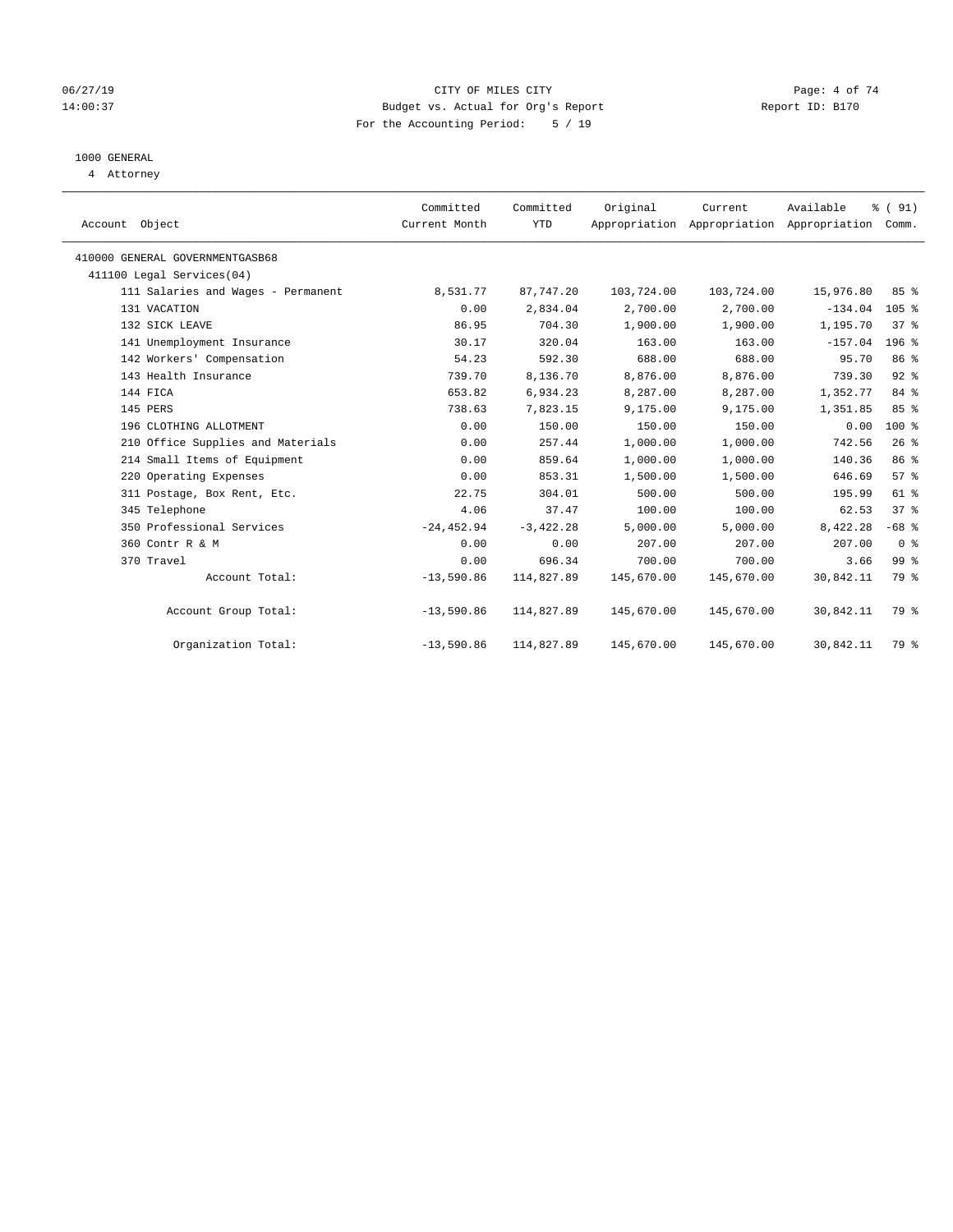# CITY OF MILES CITY

Budget vs. Actual for Org's Report

For the Accounting Period: 5 / 19

06/27/19
14:00:37

Report ID: B170

## 1000 GENERAL

4 Attorney

| Account Object | Committed Current Month | Committed YTD | Original Appropriation | Current Appropriation | Available Appropriation | % ( 91) Comm. |
|---|---|---|---|---|---|---|
| 410000 GENERAL GOVERNMENTGASB68 | | | | | | |
| 411100 Legal Services(04) | | | | | | |
| 111 Salaries and Wages - Permanent | 8,531.77 | 87,747.20 | 103,724.00 | 103,724.00 | 15,976.80 | 85 % |
| 131 VACATION | 0.00 | 2,834.04 | 2,700.00 | 2,700.00 | -134.04 | 105 % |
| 132 SICK LEAVE | 86.95 | 704.30 | 1,900.00 | 1,900.00 | 1,195.70 | 37 % |
| 141 Unemployment Insurance | 30.17 | 320.04 | 163.00 | 163.00 | -157.04 | 196 % |
| 142 Workers' Compensation | 54.23 | 592.30 | 688.00 | 688.00 | 95.70 | 86 % |
| 143 Health Insurance | 739.70 | 8,136.70 | 8,876.00 | 8,876.00 | 739.30 | 92 % |
| 144 FICA | 653.82 | 6,934.23 | 8,287.00 | 8,287.00 | 1,352.77 | 84 % |
| 145 PERS | 738.63 | 7,823.15 | 9,175.00 | 9,175.00 | 1,351.85 | 85 % |
| 196 CLOTHING ALLOTMENT | 0.00 | 150.00 | 150.00 | 150.00 | 0.00 | 100 % |
| 210 Office Supplies and Materials | 0.00 | 257.44 | 1,000.00 | 1,000.00 | 742.56 | 26 % |
| 214 Small Items of Equipment | 0.00 | 859.64 | 1,000.00 | 1,000.00 | 140.36 | 86 % |
| 220 Operating Expenses | 0.00 | 853.31 | 1,500.00 | 1,500.00 | 646.69 | 57 % |
| 311 Postage, Box Rent, Etc. | 22.75 | 304.01 | 500.00 | 500.00 | 195.99 | 61 % |
| 345 Telephone | 4.06 | 37.47 | 100.00 | 100.00 | 62.53 | 37 % |
| 350 Professional Services | -24,452.94 | -3,422.28 | 5,000.00 | 5,000.00 | 8,422.28 | -68 % |
| 360 Contr R & M | 0.00 | 0.00 | 207.00 | 207.00 | 207.00 | 0 % |
| 370 Travel | 0.00 | 696.34 | 700.00 | 700.00 | 3.66 | 99 % |
| Account Total: | -13,590.86 | 114,827.89 | 145,670.00 | 145,670.00 | 30,842.11 | 79 % |
| Account Group Total: | -13,590.86 | 114,827.89 | 145,670.00 | 145,670.00 | 30,842.11 | 79 % |
| Organization Total: | -13,590.86 | 114,827.89 | 145,670.00 | 145,670.00 | 30,842.11 | 79 % |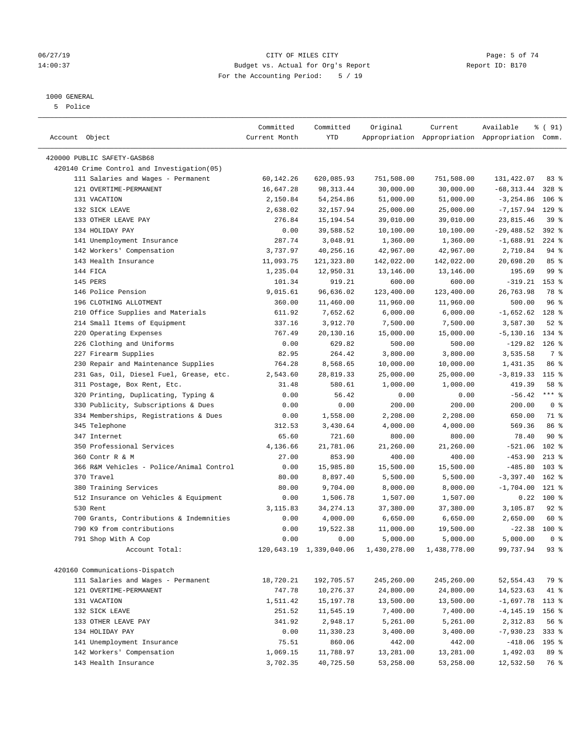06/27/19 CITY OF MILES CITY
14:00:37 Budget vs. Actual for Org's Report Report ID: B170
For the Accounting Period: 5 / 19

1000 GENERAL
5 Police

| Account Object | Committed Current Month | Committed YTD | Original Appropriation | Current Appropriation | Available Appropriation | % ( 91) Comm. |
|---|---|---|---|---|---|---|
| 420000 PUBLIC SAFETY-GASB68 | | | | | | |
| 420140 Crime Control and Investigation(05) | | | | | | |
| 111 Salaries and Wages - Permanent | 60,142.26 | 620,085.93 | 751,508.00 | 751,508.00 | 131,422.07 | 83 % |
| 121 OVERTIME-PERMANENT | 16,647.28 | 98,313.44 | 30,000.00 | 30,000.00 | -68,313.44 | 328 % |
| 131 VACATION | 2,150.84 | 54,254.86 | 51,000.00 | 51,000.00 | -3,254.86 | 106 % |
| 132 SICK LEAVE | 2,638.02 | 32,157.94 | 25,000.00 | 25,000.00 | -7,157.94 | 129 % |
| 133 OTHER LEAVE PAY | 276.84 | 15,194.54 | 39,010.00 | 39,010.00 | 23,815.46 | 39 % |
| 134 HOLIDAY PAY | 0.00 | 39,588.52 | 10,100.00 | 10,100.00 | -29,488.52 | 392 % |
| 141 Unemployment Insurance | 287.74 | 3,048.91 | 1,360.00 | 1,360.00 | -1,688.91 | 224 % |
| 142 Workers' Compensation | 3,737.97 | 40,256.16 | 42,967.00 | 42,967.00 | 2,710.84 | 94 % |
| 143 Health Insurance | 11,093.75 | 121,323.80 | 142,022.00 | 142,022.00 | 20,698.20 | 85 % |
| 144 FICA | 1,235.04 | 12,950.31 | 13,146.00 | 13,146.00 | 195.69 | 99 % |
| 145 PERS | 101.34 | 919.21 | 600.00 | 600.00 | -319.21 | 153 % |
| 146 Police Pension | 9,015.61 | 96,636.02 | 123,400.00 | 123,400.00 | 26,763.98 | 78 % |
| 196 CLOTHING ALLOTMENT | 360.00 | 11,460.00 | 11,960.00 | 11,960.00 | 500.00 | 96 % |
| 210 Office Supplies and Materials | 611.92 | 7,652.62 | 6,000.00 | 6,000.00 | -1,652.62 | 128 % |
| 214 Small Items of Equipment | 337.16 | 3,912.70 | 7,500.00 | 7,500.00 | 3,587.30 | 52 % |
| 220 Operating Expenses | 767.49 | 20,130.16 | 15,000.00 | 15,000.00 | -5,130.16 | 134 % |
| 226 Clothing and Uniforms | 0.00 | 629.82 | 500.00 | 500.00 | -129.82 | 126 % |
| 227 Firearm Supplies | 82.95 | 264.42 | 3,800.00 | 3,800.00 | 3,535.58 | 7 % |
| 230 Repair and Maintenance Supplies | 764.28 | 8,568.65 | 10,000.00 | 10,000.00 | 1,431.35 | 86 % |
| 231 Gas, Oil, Diesel Fuel, Grease, etc. | 2,543.60 | 28,819.33 | 25,000.00 | 25,000.00 | -3,819.33 | 115 % |
| 311 Postage, Box Rent, Etc. | 31.48 | 580.61 | 1,000.00 | 1,000.00 | 419.39 | 58 % |
| 320 Printing, Duplicating, Typing & | 0.00 | 56.42 | 0.00 | 0.00 | -56.42 | *** % |
| 330 Publicity, Subscriptions & Dues | 0.00 | 0.00 | 200.00 | 200.00 | 200.00 | 0 % |
| 334 Memberships, Registrations & Dues | 0.00 | 1,558.00 | 2,208.00 | 2,208.00 | 650.00 | 71 % |
| 345 Telephone | 312.53 | 3,430.64 | 4,000.00 | 4,000.00 | 569.36 | 86 % |
| 347 Internet | 65.60 | 721.60 | 800.00 | 800.00 | 78.40 | 90 % |
| 350 Professional Services | 4,136.66 | 21,781.06 | 21,260.00 | 21,260.00 | -521.06 | 102 % |
| 360 Contr R & M | 27.00 | 853.90 | 400.00 | 400.00 | -453.90 | 213 % |
| 366 R&M Vehicles - Police/Animal Control | 0.00 | 15,985.80 | 15,500.00 | 15,500.00 | -485.80 | 103 % |
| 370 Travel | 80.00 | 8,897.40 | 5,500.00 | 5,500.00 | -3,397.40 | 162 % |
| 380 Training Services | 80.00 | 9,704.00 | 8,000.00 | 8,000.00 | -1,704.00 | 121 % |
| 512 Insurance on Vehicles & Equipment | 0.00 | 1,506.78 | 1,507.00 | 1,507.00 | 0.22 | 100 % |
| 530 Rent | 3,115.83 | 34,274.13 | 37,380.00 | 37,380.00 | 3,105.87 | 92 % |
| 700 Grants, Contributions & Indemnities | 0.00 | 4,000.00 | 6,650.00 | 6,650.00 | 2,650.00 | 60 % |
| 790 K9 from contributions | 0.00 | 19,522.38 | 11,000.00 | 19,500.00 | -22.38 | 100 % |
| 791 Shop With A Cop | 0.00 | 0.00 | 5,000.00 | 5,000.00 | 5,000.00 | 0 % |
| Account Total: | 120,643.19 | 1,339,040.06 | 1,430,278.00 | 1,438,778.00 | 99,737.94 | 93 % |
| 420160 Communications-Dispatch | | | | | | |
| 111 Salaries and Wages - Permanent | 18,720.21 | 192,705.57 | 245,260.00 | 245,260.00 | 52,554.43 | 79 % |
| 121 OVERTIME-PERMANENT | 747.78 | 10,276.37 | 24,800.00 | 24,800.00 | 14,523.63 | 41 % |
| 131 VACATION | 1,511.42 | 15,197.78 | 13,500.00 | 13,500.00 | -1,697.78 | 113 % |
| 132 SICK LEAVE | 251.52 | 11,545.19 | 7,400.00 | 7,400.00 | -4,145.19 | 156 % |
| 133 OTHER LEAVE PAY | 341.92 | 2,948.17 | 5,261.00 | 5,261.00 | 2,312.83 | 56 % |
| 134 HOLIDAY PAY | 0.00 | 11,330.23 | 3,400.00 | 3,400.00 | -7,930.23 | 333 % |
| 141 Unemployment Insurance | 75.51 | 860.06 | 442.00 | 442.00 | -418.06 | 195 % |
| 142 Workers' Compensation | 1,069.15 | 11,788.97 | 13,281.00 | 13,281.00 | 1,492.03 | 89 % |
| 143 Health Insurance | 3,702.35 | 40,725.50 | 53,258.00 | 53,258.00 | 12,532.50 | 76 % |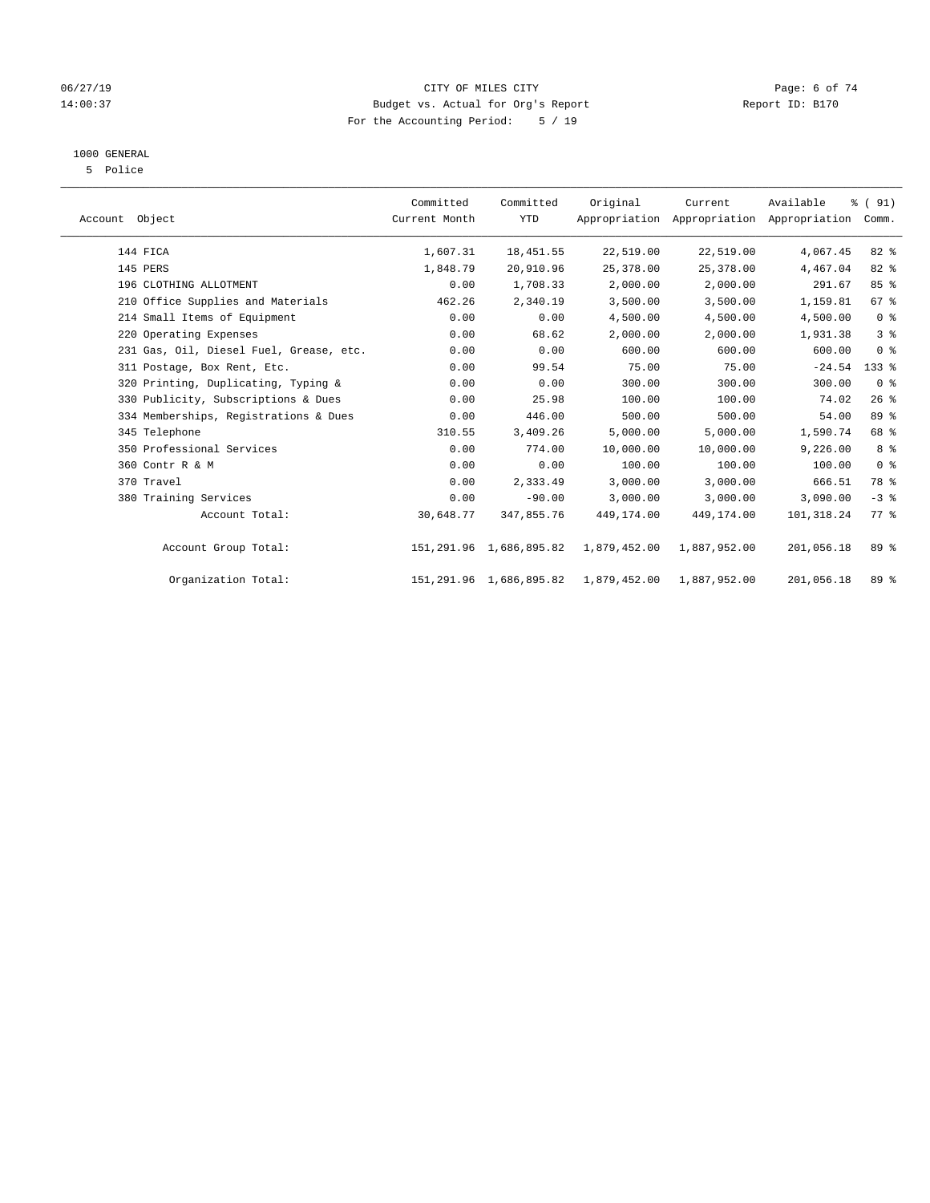CITY OF MILES CITY
Budget vs. Actual for Org's Report
For the Accounting Period: 5 / 19

1000 GENERAL
5 Police

| Account Object | Committed Current Month | Committed YTD | Original Appropriation | Current Appropriation | Available Appropriation | % ( 91) Comm. |
|---|---|---|---|---|---|---|
| 144 FICA | 1,607.31 | 18,451.55 | 22,519.00 | 22,519.00 | 4,067.45 | 82 % |
| 145 PERS | 1,848.79 | 20,910.96 | 25,378.00 | 25,378.00 | 4,467.04 | 82 % |
| 196 CLOTHING ALLOTMENT | 0.00 | 1,708.33 | 2,000.00 | 2,000.00 | 291.67 | 85 % |
| 210 Office Supplies and Materials | 462.26 | 2,340.19 | 3,500.00 | 3,500.00 | 1,159.81 | 67 % |
| 214 Small Items of Equipment | 0.00 | 0.00 | 4,500.00 | 4,500.00 | 4,500.00 | 0 % |
| 220 Operating Expenses | 0.00 | 68.62 | 2,000.00 | 2,000.00 | 1,931.38 | 3 % |
| 231 Gas, Oil, Diesel Fuel, Grease, etc. | 0.00 | 0.00 | 600.00 | 600.00 | 600.00 | 0 % |
| 311 Postage, Box Rent, Etc. | 0.00 | 99.54 | 75.00 | 75.00 | -24.54 | 133 % |
| 320 Printing, Duplicating, Typing & | 0.00 | 0.00 | 300.00 | 300.00 | 300.00 | 0 % |
| 330 Publicity, Subscriptions & Dues | 0.00 | 25.98 | 100.00 | 100.00 | 74.02 | 26 % |
| 334 Memberships, Registrations & Dues | 0.00 | 446.00 | 500.00 | 500.00 | 54.00 | 89 % |
| 345 Telephone | 310.55 | 3,409.26 | 5,000.00 | 5,000.00 | 1,590.74 | 68 % |
| 350 Professional Services | 0.00 | 774.00 | 10,000.00 | 10,000.00 | 9,226.00 | 8 % |
| 360 Contr R & M | 0.00 | 0.00 | 100.00 | 100.00 | 100.00 | 0 % |
| 370 Travel | 0.00 | 2,333.49 | 3,000.00 | 3,000.00 | 666.51 | 78 % |
| 380 Training Services | 0.00 | -90.00 | 3,000.00 | 3,000.00 | 3,090.00 | -3 % |
| Account Total: | 30,648.77 | 347,855.76 | 449,174.00 | 449,174.00 | 101,318.24 | 77 % |
| Account Group Total: | 151,291.96 | 1,686,895.82 | 1,879,452.00 | 1,887,952.00 | 201,056.18 | 89 % |
| Organization Total: | 151,291.96 | 1,686,895.82 | 1,879,452.00 | 1,887,952.00 | 201,056.18 | 89 % |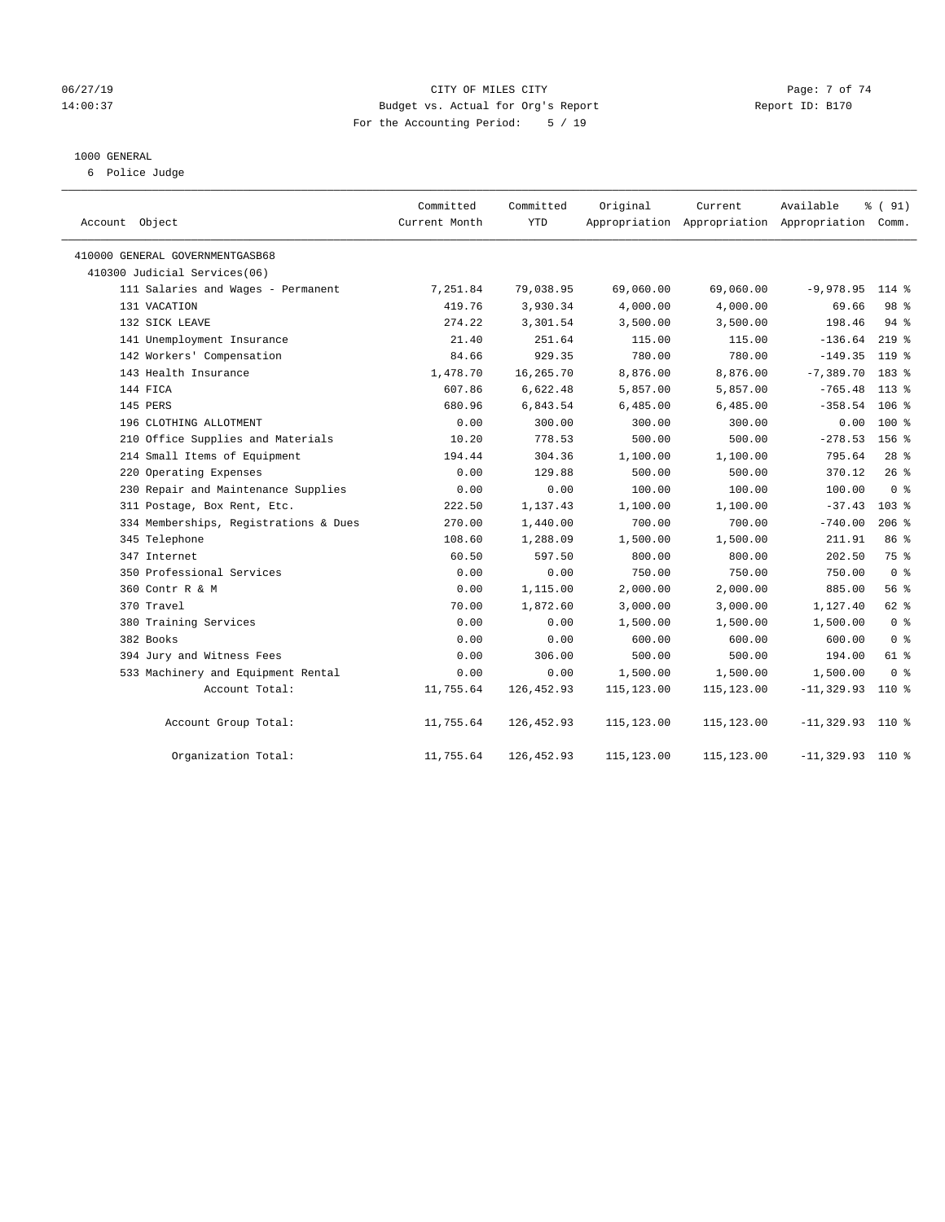06/27/19 CITY OF MILES CITY
14:00:37 Budget vs. Actual for Org's Report Report ID: B170
For the Accounting Period: 5 / 19

1000 GENERAL
6 Police Judge

| Account Object | Committed Current Month | Committed YTD | Original Appropriation | Current Appropriation | Available Appropriation | % ( 91) Comm. |
|---|---|---|---|---|---|---|
| 410000 GENERAL GOVERNMENTGASB68 | | | | | | |
| 410300 Judicial Services(06) | | | | | | |
| 111 Salaries and Wages - Permanent | 7,251.84 | 79,038.95 | 69,060.00 | 69,060.00 | -9,978.95 | 114 % |
| 131 VACATION | 419.76 | 3,930.34 | 4,000.00 | 4,000.00 | 69.66 | 98 % |
| 132 SICK LEAVE | 274.22 | 3,301.54 | 3,500.00 | 3,500.00 | 198.46 | 94 % |
| 141 Unemployment Insurance | 21.40 | 251.64 | 115.00 | 115.00 | -136.64 | 219 % |
| 142 Workers' Compensation | 84.66 | 929.35 | 780.00 | 780.00 | -149.35 | 119 % |
| 143 Health Insurance | 1,478.70 | 16,265.70 | 8,876.00 | 8,876.00 | -7,389.70 | 183 % |
| 144 FICA | 607.86 | 6,622.48 | 5,857.00 | 5,857.00 | -765.48 | 113 % |
| 145 PERS | 680.96 | 6,843.54 | 6,485.00 | 6,485.00 | -358.54 | 106 % |
| 196 CLOTHING ALLOTMENT | 0.00 | 300.00 | 300.00 | 300.00 | 0.00 | 100 % |
| 210 Office Supplies and Materials | 10.20 | 778.53 | 500.00 | 500.00 | -278.53 | 156 % |
| 214 Small Items of Equipment | 194.44 | 304.36 | 1,100.00 | 1,100.00 | 795.64 | 28 % |
| 220 Operating Expenses | 0.00 | 129.88 | 500.00 | 500.00 | 370.12 | 26 % |
| 230 Repair and Maintenance Supplies | 0.00 | 0.00 | 100.00 | 100.00 | 100.00 | 0 % |
| 311 Postage, Box Rent, Etc. | 222.50 | 1,137.43 | 1,100.00 | 1,100.00 | -37.43 | 103 % |
| 334 Memberships, Registrations & Dues | 270.00 | 1,440.00 | 700.00 | 700.00 | -740.00 | 206 % |
| 345 Telephone | 108.60 | 1,288.09 | 1,500.00 | 1,500.00 | 211.91 | 86 % |
| 347 Internet | 60.50 | 597.50 | 800.00 | 800.00 | 202.50 | 75 % |
| 350 Professional Services | 0.00 | 0.00 | 750.00 | 750.00 | 750.00 | 0 % |
| 360 Contr R & M | 0.00 | 1,115.00 | 2,000.00 | 2,000.00 | 885.00 | 56 % |
| 370 Travel | 70.00 | 1,872.60 | 3,000.00 | 3,000.00 | 1,127.40 | 62 % |
| 380 Training Services | 0.00 | 0.00 | 1,500.00 | 1,500.00 | 1,500.00 | 0 % |
| 382 Books | 0.00 | 0.00 | 600.00 | 600.00 | 600.00 | 0 % |
| 394 Jury and Witness Fees | 0.00 | 306.00 | 500.00 | 500.00 | 194.00 | 61 % |
| 533 Machinery and Equipment Rental | 0.00 | 0.00 | 1,500.00 | 1,500.00 | 1,500.00 | 0 % |
| Account Total: | 11,755.64 | 126,452.93 | 115,123.00 | 115,123.00 | -11,329.93 | 110 % |
| Account Group Total: | 11,755.64 | 126,452.93 | 115,123.00 | 115,123.00 | -11,329.93 | 110 % |
| Organization Total: | 11,755.64 | 126,452.93 | 115,123.00 | 115,123.00 | -11,329.93 | 110 % |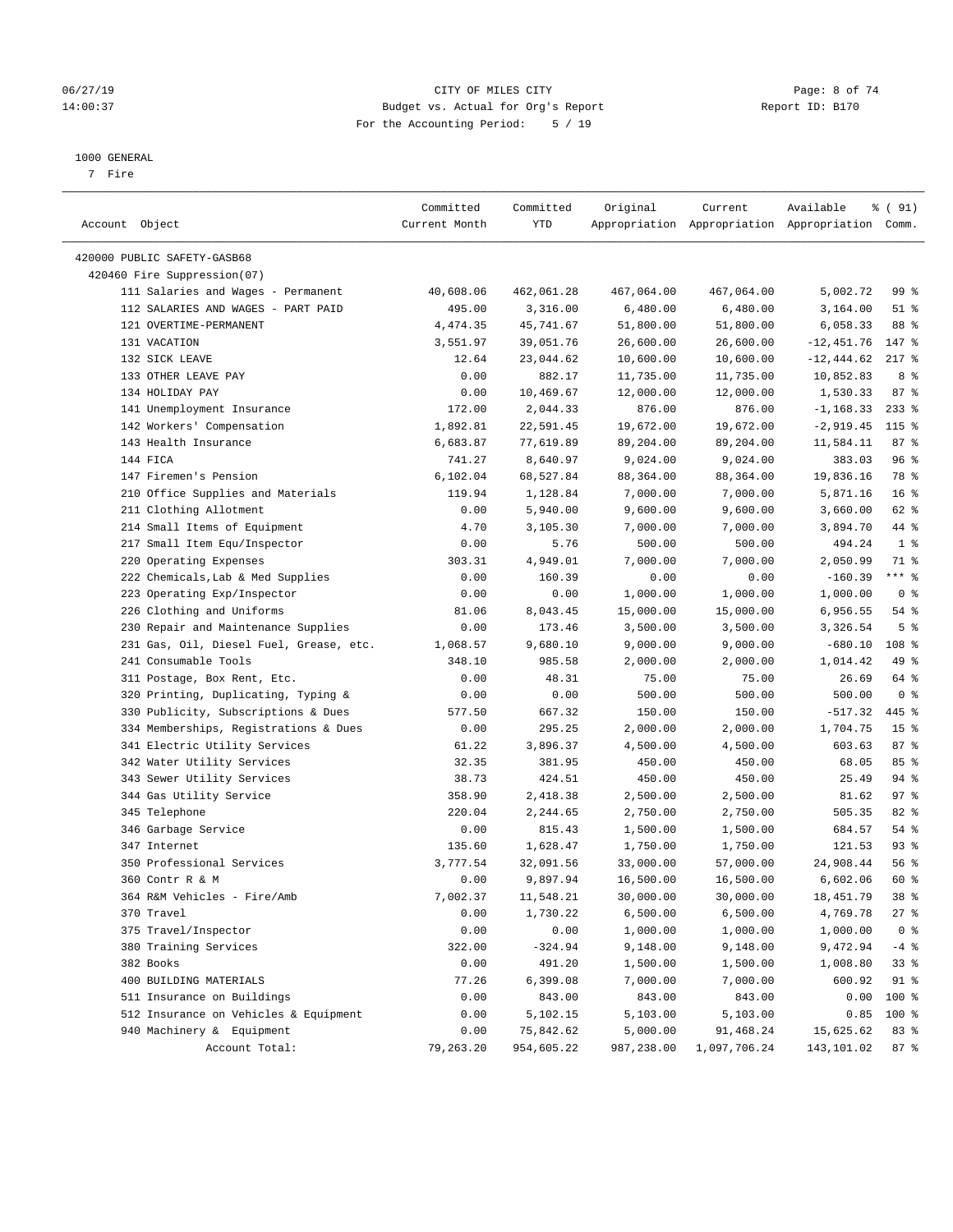CITY OF MILES CITY
Budget vs. Actual for Org's Report
For the Accounting Period: 5 / 19

1000 GENERAL
7 Fire

| Account Object | Committed Current Month | Committed YTD | Original Appropriation | Current Appropriation | Available Appropriation | % ( 91) Comm. |
|---|---|---|---|---|---|---|
| 420000 PUBLIC SAFETY-GASB68 | | | | | | |
| 420460 Fire Suppression(07) | | | | | | |
| 111 Salaries and Wages - Permanent | 40,608.06 | 462,061.28 | 467,064.00 | 467,064.00 | 5,002.72 | 99 % |
| 112 SALARIES AND WAGES - PART PAID | 495.00 | 3,316.00 | 6,480.00 | 6,480.00 | 3,164.00 | 51 % |
| 121 OVERTIME-PERMANENT | 4,474.35 | 45,741.67 | 51,800.00 | 51,800.00 | 6,058.33 | 88 % |
| 131 VACATION | 3,551.97 | 39,051.76 | 26,600.00 | 26,600.00 | -12,451.76 | 147 % |
| 132 SICK LEAVE | 12.64 | 23,044.62 | 10,600.00 | 10,600.00 | -12,444.62 | 217 % |
| 133 OTHER LEAVE PAY | 0.00 | 882.17 | 11,735.00 | 11,735.00 | 10,852.83 | 8 % |
| 134 HOLIDAY PAY | 0.00 | 10,469.67 | 12,000.00 | 12,000.00 | 1,530.33 | 87 % |
| 141 Unemployment Insurance | 172.00 | 2,044.33 | 876.00 | 876.00 | -1,168.33 | 233 % |
| 142 Workers' Compensation | 1,892.81 | 22,591.45 | 19,672.00 | 19,672.00 | -2,919.45 | 115 % |
| 143 Health Insurance | 6,683.87 | 77,619.89 | 89,204.00 | 89,204.00 | 11,584.11 | 87 % |
| 144 FICA | 741.27 | 8,640.97 | 9,024.00 | 9,024.00 | 383.03 | 96 % |
| 147 Firemen's Pension | 6,102.04 | 68,527.84 | 88,364.00 | 88,364.00 | 19,836.16 | 78 % |
| 210 Office Supplies and Materials | 119.94 | 1,128.84 | 7,000.00 | 7,000.00 | 5,871.16 | 16 % |
| 211 Clothing Allotment | 0.00 | 5,940.00 | 9,600.00 | 9,600.00 | 3,660.00 | 62 % |
| 214 Small Items of Equipment | 4.70 | 3,105.30 | 7,000.00 | 7,000.00 | 3,894.70 | 44 % |
| 217 Small Item Equ/Inspector | 0.00 | 5.76 | 500.00 | 500.00 | 494.24 | 1 % |
| 220 Operating Expenses | 303.31 | 4,949.01 | 7,000.00 | 7,000.00 | 2,050.99 | 71 % |
| 222 Chemicals,Lab & Med Supplies | 0.00 | 160.39 | 0.00 | 0.00 | -160.39 | *** % |
| 223 Operating Exp/Inspector | 0.00 | 0.00 | 1,000.00 | 1,000.00 | 1,000.00 | 0 % |
| 226 Clothing and Uniforms | 81.06 | 8,043.45 | 15,000.00 | 15,000.00 | 6,956.55 | 54 % |
| 230 Repair and Maintenance Supplies | 0.00 | 173.46 | 3,500.00 | 3,500.00 | 3,326.54 | 5 % |
| 231 Gas, Oil, Diesel Fuel, Grease, etc. | 1,068.57 | 9,680.10 | 9,000.00 | 9,000.00 | -680.10 | 108 % |
| 241 Consumable Tools | 348.10 | 985.58 | 2,000.00 | 2,000.00 | 1,014.42 | 49 % |
| 311 Postage, Box Rent, Etc. | 0.00 | 48.31 | 75.00 | 75.00 | 26.69 | 64 % |
| 320 Printing, Duplicating, Typing & | 0.00 | 0.00 | 500.00 | 500.00 | 500.00 | 0 % |
| 330 Publicity, Subscriptions & Dues | 577.50 | 667.32 | 150.00 | 150.00 | -517.32 | 445 % |
| 334 Memberships, Registrations & Dues | 0.00 | 295.25 | 2,000.00 | 2,000.00 | 1,704.75 | 15 % |
| 341 Electric Utility Services | 61.22 | 3,896.37 | 4,500.00 | 4,500.00 | 603.63 | 87 % |
| 342 Water Utility Services | 32.35 | 381.95 | 450.00 | 450.00 | 68.05 | 85 % |
| 343 Sewer Utility Services | 38.73 | 424.51 | 450.00 | 450.00 | 25.49 | 94 % |
| 344 Gas Utility Service | 358.90 | 2,418.38 | 2,500.00 | 2,500.00 | 81.62 | 97 % |
| 345 Telephone | 220.04 | 2,244.65 | 2,750.00 | 2,750.00 | 505.35 | 82 % |
| 346 Garbage Service | 0.00 | 815.43 | 1,500.00 | 1,500.00 | 684.57 | 54 % |
| 347 Internet | 135.60 | 1,628.47 | 1,750.00 | 1,750.00 | 121.53 | 93 % |
| 350 Professional Services | 3,777.54 | 32,091.56 | 33,000.00 | 57,000.00 | 24,908.44 | 56 % |
| 360 Contr R & M | 0.00 | 9,897.94 | 16,500.00 | 16,500.00 | 6,602.06 | 60 % |
| 364 R&M Vehicles - Fire/Amb | 7,002.37 | 11,548.21 | 30,000.00 | 30,000.00 | 18,451.79 | 38 % |
| 370 Travel | 0.00 | 1,730.22 | 6,500.00 | 6,500.00 | 4,769.78 | 27 % |
| 375 Travel/Inspector | 0.00 | 0.00 | 1,000.00 | 1,000.00 | 1,000.00 | 0 % |
| 380 Training Services | 322.00 | -324.94 | 9,148.00 | 9,148.00 | 9,472.94 | -4 % |
| 382 Books | 0.00 | 491.20 | 1,500.00 | 1,500.00 | 1,008.80 | 33 % |
| 400 BUILDING MATERIALS | 77.26 | 6,399.08 | 7,000.00 | 7,000.00 | 600.92 | 91 % |
| 511 Insurance on Buildings | 0.00 | 843.00 | 843.00 | 843.00 | 0.00 | 100 % |
| 512 Insurance on Vehicles & Equipment | 0.00 | 5,102.15 | 5,103.00 | 5,103.00 | 0.85 | 100 % |
| 940 Machinery & Equipment | 0.00 | 75,842.62 | 5,000.00 | 91,468.24 | 15,625.62 | 83 % |
| Account Total: | 79,263.20 | 954,605.22 | 987,238.00 | 1,097,706.24 | 143,101.02 | 87 % |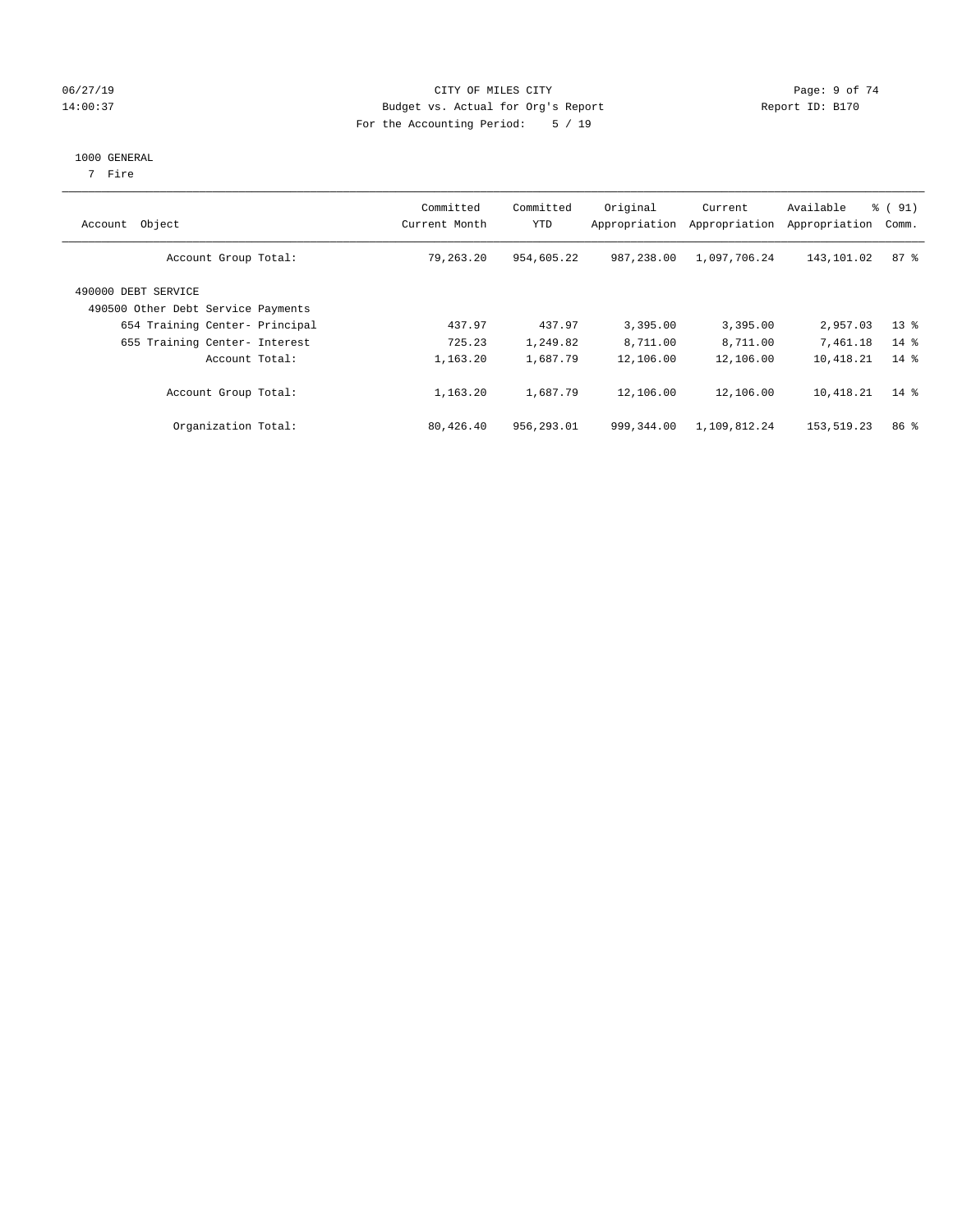CITY OF MILES CITY
Budget vs. Actual for Org's Report
For the Accounting Period: 5 / 19

06/27/19 14:00:37 — Report ID: B170

1000 GENERAL
7 Fire

| Account Object | Committed Current Month | Committed YTD | Original Appropriation | Current Appropriation | Available Appropriation | % ( 91) Comm. |
|---|---|---|---|---|---|---|
| Account Group Total: | 79,263.20 | 954,605.22 | 987,238.00 | 1,097,706.24 | 143,101.02 | 87 % |
| 490000 DEBT SERVICE | | | | | | |
| 490500 Other Debt Service Payments | | | | | | |
| 654 Training Center- Principal | 437.97 | 437.97 | 3,395.00 | 3,395.00 | 2,957.03 | 13 % |
| 655 Training Center- Interest | 725.23 | 1,249.82 | 8,711.00 | 8,711.00 | 7,461.18 | 14 % |
| Account Total: | 1,163.20 | 1,687.79 | 12,106.00 | 12,106.00 | 10,418.21 | 14 % |
| Account Group Total: | 1,163.20 | 1,687.79 | 12,106.00 | 12,106.00 | 10,418.21 | 14 % |
| Organization Total: | 80,426.40 | 956,293.01 | 999,344.00 | 1,109,812.24 | 153,519.23 | 86 % |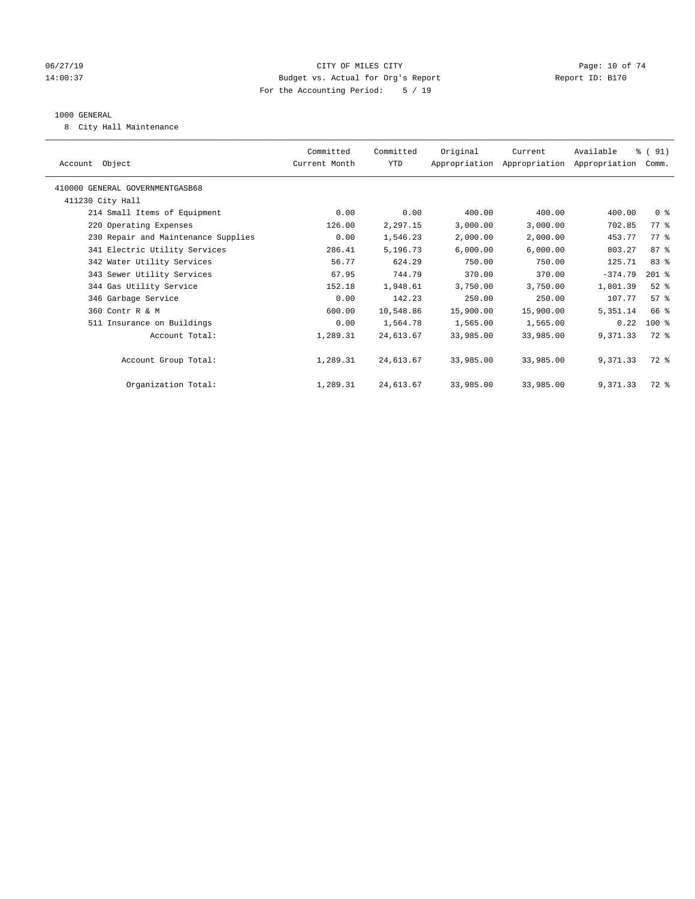CITY OF MILES CITY
Budget vs. Actual for Org's Report
For the Accounting Period: 5 / 19

06/27/19
14:00:37

Report ID: B170

1000 GENERAL

8 City Hall Maintenance

| Account Object | Committed Current Month | Committed YTD | Original Appropriation | Current Appropriation | Available Appropriation | % ( 91) Comm. |
|---|---|---|---|---|---|---|
| 410000 GENERAL GOVERNMENTGASB68 | | | | | | |
| 411230 City Hall | | | | | | |
| 214 Small Items of Equipment | 0.00 | 0.00 | 400.00 | 400.00 | 400.00 | 0 % |
| 220 Operating Expenses | 126.00 | 2,297.15 | 3,000.00 | 3,000.00 | 702.85 | 77 % |
| 230 Repair and Maintenance Supplies | 0.00 | 1,546.23 | 2,000.00 | 2,000.00 | 453.77 | 77 % |
| 341 Electric Utility Services | 286.41 | 5,196.73 | 6,000.00 | 6,000.00 | 803.27 | 87 % |
| 342 Water Utility Services | 56.77 | 624.29 | 750.00 | 750.00 | 125.71 | 83 % |
| 343 Sewer Utility Services | 67.95 | 744.79 | 370.00 | 370.00 | -374.79 | 201 % |
| 344 Gas Utility Service | 152.18 | 1,948.61 | 3,750.00 | 3,750.00 | 1,801.39 | 52 % |
| 346 Garbage Service | 0.00 | 142.23 | 250.00 | 250.00 | 107.77 | 57 % |
| 360 Contr R & M | 600.00 | 10,548.86 | 15,900.00 | 15,900.00 | 5,351.14 | 66 % |
| 511 Insurance on Buildings | 0.00 | 1,564.78 | 1,565.00 | 1,565.00 | 0.22 | 100 % |
| Account Total: | 1,289.31 | 24,613.67 | 33,985.00 | 33,985.00 | 9,371.33 | 72 % |
| Account Group Total: | 1,289.31 | 24,613.67 | 33,985.00 | 33,985.00 | 9,371.33 | 72 % |
| Organization Total: | 1,289.31 | 24,613.67 | 33,985.00 | 33,985.00 | 9,371.33 | 72 % |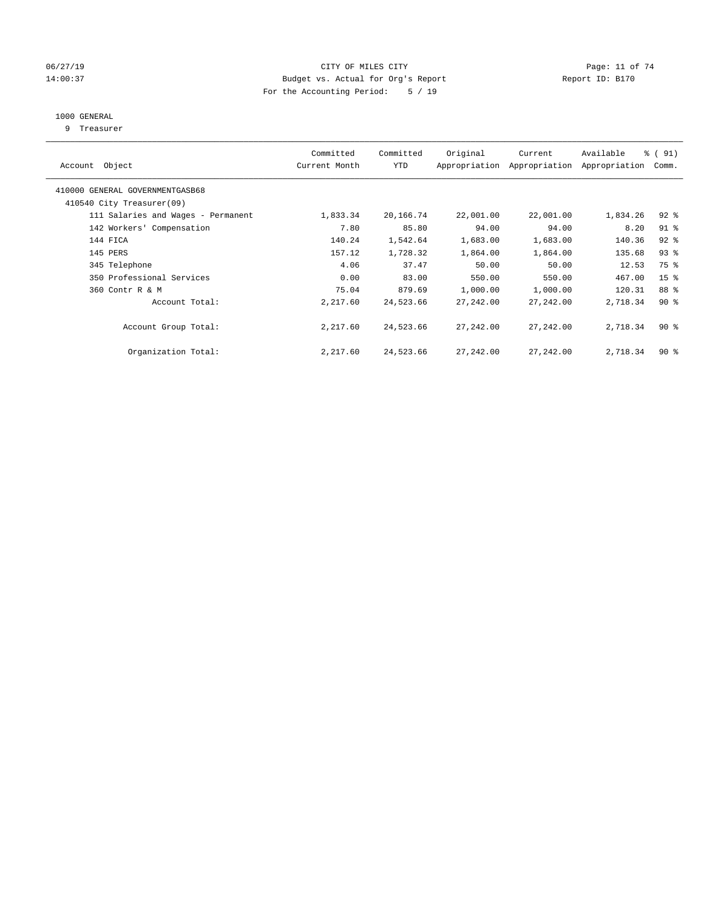CITY OF MILES CITY
Budget vs. Actual for Org's Report
For the Accounting Period: 5 / 19

06/27/19
14:00:37

Report ID: B170

1000 GENERAL
9 Treasurer

| Account Object | Committed Current Month | Committed YTD | Original Appropriation | Current Appropriation | Available Appropriation | % ( 91) Comm. |
|---|---|---|---|---|---|---|
| 410000 GENERAL GOVERNMENTGASB68 | | | | | | |
| 410540 City Treasurer(09) | | | | | | |
| 111 Salaries and Wages - Permanent | 1,833.34 | 20,166.74 | 22,001.00 | 22,001.00 | 1,834.26 | 92 % |
| 142 Workers' Compensation | 7.80 | 85.80 | 94.00 | 94.00 | 8.20 | 91 % |
| 144 FICA | 140.24 | 1,542.64 | 1,683.00 | 1,683.00 | 140.36 | 92 % |
| 145 PERS | 157.12 | 1,728.32 | 1,864.00 | 1,864.00 | 135.68 | 93 % |
| 345 Telephone | 4.06 | 37.47 | 50.00 | 50.00 | 12.53 | 75 % |
| 350 Professional Services | 0.00 | 83.00 | 550.00 | 550.00 | 467.00 | 15 % |
| 360 Contr R & M | 75.04 | 879.69 | 1,000.00 | 1,000.00 | 120.31 | 88 % |
| Account Total: | 2,217.60 | 24,523.66 | 27,242.00 | 27,242.00 | 2,718.34 | 90 % |
| Account Group Total: | 2,217.60 | 24,523.66 | 27,242.00 | 27,242.00 | 2,718.34 | 90 % |
| Organization Total: | 2,217.60 | 24,523.66 | 27,242.00 | 27,242.00 | 2,718.34 | 90 % |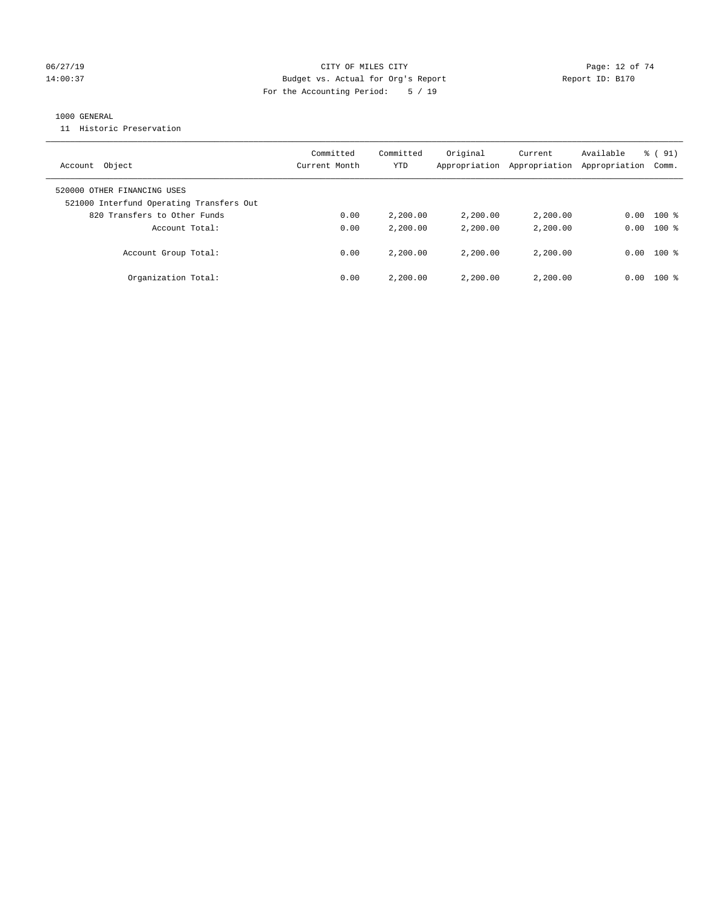CITY OF MILES CITY
Budget vs. Actual for Org's Report
For the Accounting Period: 5 / 19

06/27/19
14:00:37

Report ID: B170

1000 GENERAL

11 Historic Preservation

| Account Object | Committed Current Month | Committed YTD | Original Appropriation | Current Appropriation | Available Appropriation | % ( 91) Comm. |
|---|---|---|---|---|---|---|
| 520000 OTHER FINANCING USES | | | | | | |
| 521000 Interfund Operating Transfers Out | | | | | | |
| 820 Transfers to Other Funds | 0.00 | 2,200.00 | 2,200.00 | 2,200.00 | 0.00 | 100 % |
| Account Total: | 0.00 | 2,200.00 | 2,200.00 | 2,200.00 | 0.00 | 100 % |
| Account Group Total: | 0.00 | 2,200.00 | 2,200.00 | 2,200.00 | 0.00 | 100 % |
| Organization Total: | 0.00 | 2,200.00 | 2,200.00 | 2,200.00 | 0.00 | 100 % |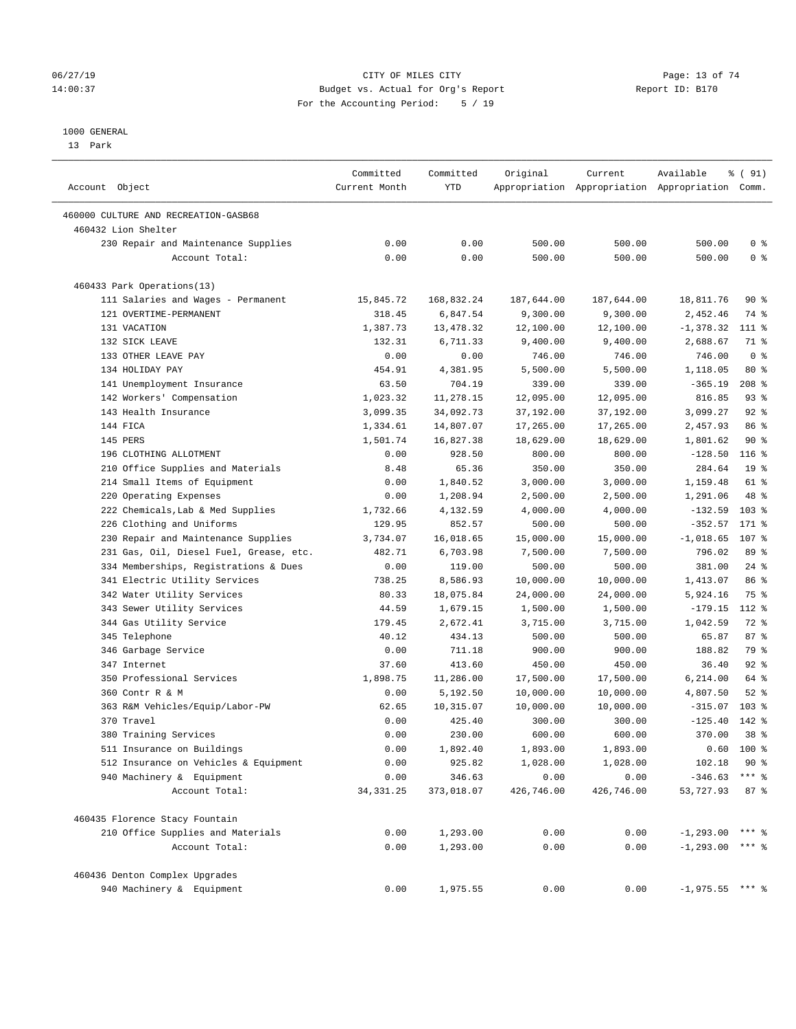CITY OF MILES CITY
Budget vs. Actual for Org's Report
For the Accounting Period: 5 / 19

1000 GENERAL
13 Park

| Account Object | Committed Current Month | Committed YTD | Original Appropriation | Current Appropriation | Available Appropriation | % ( 91) Comm. |
|---|---|---|---|---|---|---|
| 460000 CULTURE AND RECREATION-GASB68 | | | | | | |
| 460432 Lion Shelter | | | | | | |
| 230 Repair and Maintenance Supplies | 0.00 | 0.00 | 500.00 | 500.00 | 500.00 | 0 % |
| Account Total: | 0.00 | 0.00 | 500.00 | 500.00 | 500.00 | 0 % |
| 460433 Park Operations(13) | | | | | | |
| 111 Salaries and Wages - Permanent | 15,845.72 | 168,832.24 | 187,644.00 | 187,644.00 | 18,811.76 | 90 % |
| 121 OVERTIME-PERMANENT | 318.45 | 6,847.54 | 9,300.00 | 9,300.00 | 2,452.46 | 74 % |
| 131 VACATION | 1,387.73 | 13,478.32 | 12,100.00 | 12,100.00 | -1,378.32 | 111 % |
| 132 SICK LEAVE | 132.31 | 6,711.33 | 9,400.00 | 9,400.00 | 2,688.67 | 71 % |
| 133 OTHER LEAVE PAY | 0.00 | 0.00 | 746.00 | 746.00 | 746.00 | 0 % |
| 134 HOLIDAY PAY | 454.91 | 4,381.95 | 5,500.00 | 5,500.00 | 1,118.05 | 80 % |
| 141 Unemployment Insurance | 63.50 | 704.19 | 339.00 | 339.00 | -365.19 | 208 % |
| 142 Workers' Compensation | 1,023.32 | 11,278.15 | 12,095.00 | 12,095.00 | 816.85 | 93 % |
| 143 Health Insurance | 3,099.35 | 34,092.73 | 37,192.00 | 37,192.00 | 3,099.27 | 92 % |
| 144 FICA | 1,334.61 | 14,807.07 | 17,265.00 | 17,265.00 | 2,457.93 | 86 % |
| 145 PERS | 1,501.74 | 16,827.38 | 18,629.00 | 18,629.00 | 1,801.62 | 90 % |
| 196 CLOTHING ALLOTMENT | 0.00 | 928.50 | 800.00 | 800.00 | -128.50 | 116 % |
| 210 Office Supplies and Materials | 8.48 | 65.36 | 350.00 | 350.00 | 284.64 | 19 % |
| 214 Small Items of Equipment | 0.00 | 1,840.52 | 3,000.00 | 3,000.00 | 1,159.48 | 61 % |
| 220 Operating Expenses | 0.00 | 1,208.94 | 2,500.00 | 2,500.00 | 1,291.06 | 48 % |
| 222 Chemicals,Lab & Med Supplies | 1,732.66 | 4,132.59 | 4,000.00 | 4,000.00 | -132.59 | 103 % |
| 226 Clothing and Uniforms | 129.95 | 852.57 | 500.00 | 500.00 | -352.57 | 171 % |
| 230 Repair and Maintenance Supplies | 3,734.07 | 16,018.65 | 15,000.00 | 15,000.00 | -1,018.65 | 107 % |
| 231 Gas, Oil, Diesel Fuel, Grease, etc. | 482.71 | 6,703.98 | 7,500.00 | 7,500.00 | 796.02 | 89 % |
| 334 Memberships, Registrations & Dues | 0.00 | 119.00 | 500.00 | 500.00 | 381.00 | 24 % |
| 341 Electric Utility Services | 738.25 | 8,586.93 | 10,000.00 | 10,000.00 | 1,413.07 | 86 % |
| 342 Water Utility Services | 80.33 | 18,075.84 | 24,000.00 | 24,000.00 | 5,924.16 | 75 % |
| 343 Sewer Utility Services | 44.59 | 1,679.15 | 1,500.00 | 1,500.00 | -179.15 | 112 % |
| 344 Gas Utility Service | 179.45 | 2,672.41 | 3,715.00 | 3,715.00 | 1,042.59 | 72 % |
| 345 Telephone | 40.12 | 434.13 | 500.00 | 500.00 | 65.87 | 87 % |
| 346 Garbage Service | 0.00 | 711.18 | 900.00 | 900.00 | 188.82 | 79 % |
| 347 Internet | 37.60 | 413.60 | 450.00 | 450.00 | 36.40 | 92 % |
| 350 Professional Services | 1,898.75 | 11,286.00 | 17,500.00 | 17,500.00 | 6,214.00 | 64 % |
| 360 Contr R & M | 0.00 | 5,192.50 | 10,000.00 | 10,000.00 | 4,807.50 | 52 % |
| 363 R&M Vehicles/Equip/Labor-PW | 62.65 | 10,315.07 | 10,000.00 | 10,000.00 | -315.07 | 103 % |
| 370 Travel | 0.00 | 425.40 | 300.00 | 300.00 | -125.40 | 142 % |
| 380 Training Services | 0.00 | 230.00 | 600.00 | 600.00 | 370.00 | 38 % |
| 511 Insurance on Buildings | 0.00 | 1,892.40 | 1,893.00 | 1,893.00 | 0.60 | 100 % |
| 512 Insurance on Vehicles & Equipment | 0.00 | 925.82 | 1,028.00 | 1,028.00 | 102.18 | 90 % |
| 940 Machinery & Equipment | 0.00 | 346.63 | 0.00 | 0.00 | -346.63 | *** % |
| Account Total: | 34,331.25 | 373,018.07 | 426,746.00 | 426,746.00 | 53,727.93 | 87 % |
| 460435 Florence Stacy Fountain | | | | | | |
| 210 Office Supplies and Materials | 0.00 | 1,293.00 | 0.00 | 0.00 | -1,293.00 | *** % |
| Account Total: | 0.00 | 1,293.00 | 0.00 | 0.00 | -1,293.00 | *** % |
| 460436 Denton Complex Upgrades | | | | | | |
| 940 Machinery & Equipment | 0.00 | 1,975.55 | 0.00 | 0.00 | -1,975.55 | *** % |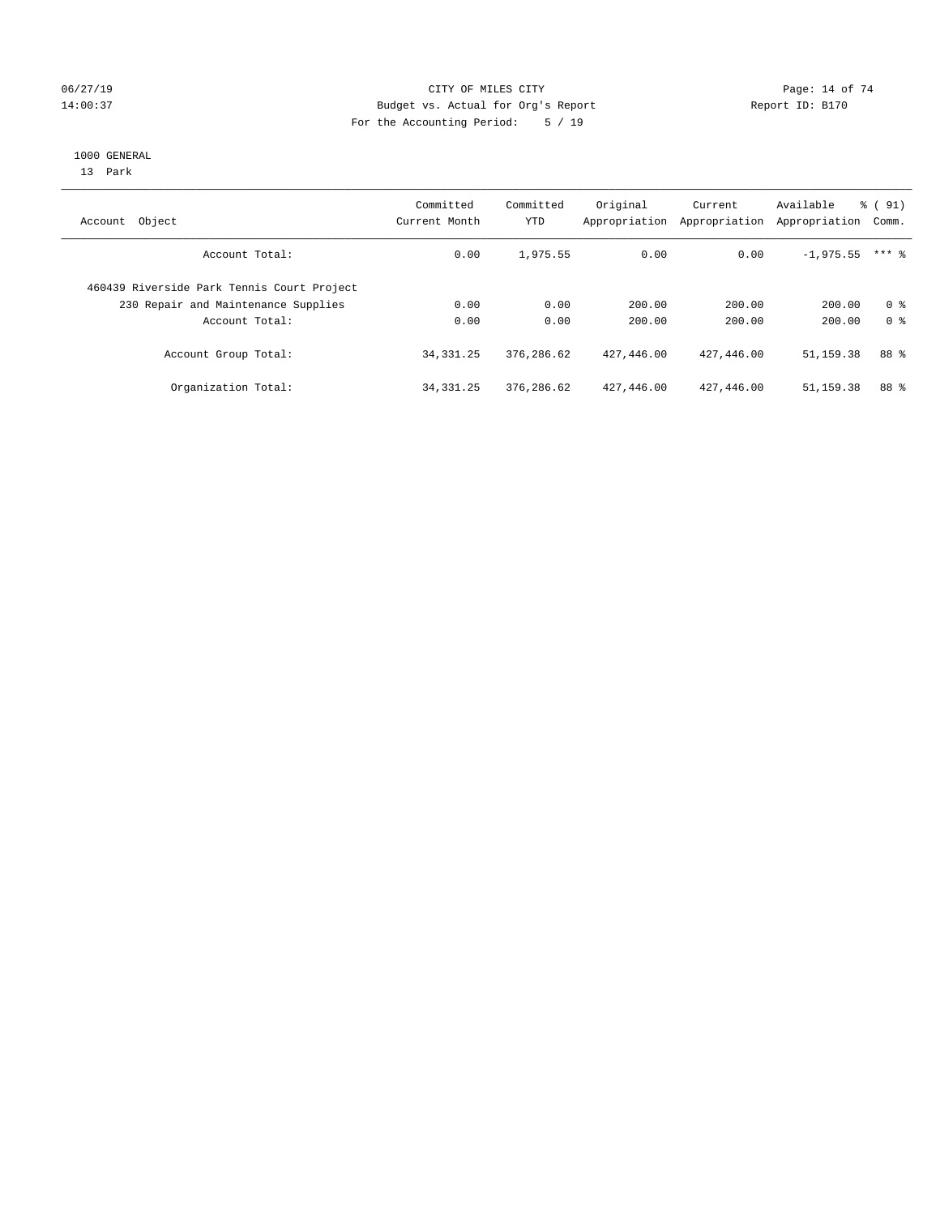CITY OF MILES CITY
Budget vs. Actual for Org's Report
For the Accounting Period: 5 / 19

06/27/19
14:00:37

Report ID: B170

1000 GENERAL
13 Park

| Account Object | Committed Current Month | Committed YTD | Original Appropriation | Current Appropriation | Available Appropriation | % ( 91) Comm. |
|---|---|---|---|---|---|---|
| Account Total: | 0.00 | 1,975.55 | 0.00 | 0.00 | -1,975.55 | *** % |
| 460439 Riverside Park Tennis Court Project | | | | | | |
| 230 Repair and Maintenance Supplies | 0.00 | 0.00 | 200.00 | 200.00 | 200.00 | 0 % |
| Account Total: | 0.00 | 0.00 | 200.00 | 200.00 | 200.00 | 0 % |
| Account Group Total: | 34,331.25 | 376,286.62 | 427,446.00 | 427,446.00 | 51,159.38 | 88 % |
| Organization Total: | 34,331.25 | 376,286.62 | 427,446.00 | 427,446.00 | 51,159.38 | 88 % |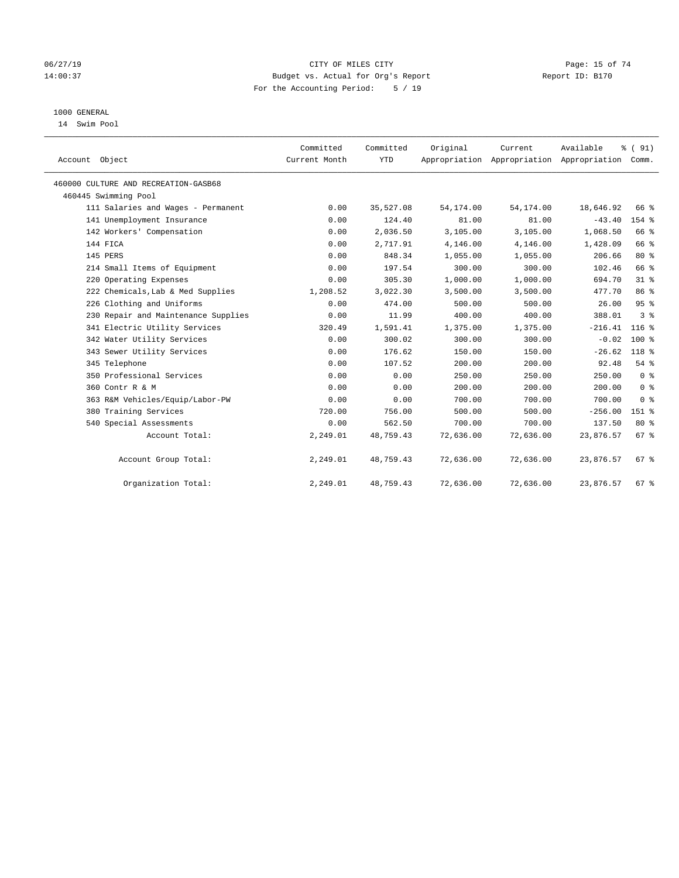CITY OF MILES CITY
Budget vs. Actual for Org's Report
For the Accounting Period: 5 / 19

06/27/19
14:00:37

Report ID: B170

1000 GENERAL
14 Swim Pool

| Account Object | Committed Current Month | Committed YTD | Original Appropriation | Current Appropriation | Available Appropriation | % ( 91) Comm. |
|---|---|---|---|---|---|---|
| 460000 CULTURE AND RECREATION-GASB68 | | | | | | |
| 460445 Swimming Pool | | | | | | |
| 111 Salaries and Wages - Permanent | 0.00 | 35,527.08 | 54,174.00 | 54,174.00 | 18,646.92 | 66 % |
| 141 Unemployment Insurance | 0.00 | 124.40 | 81.00 | 81.00 | -43.40 | 154 % |
| 142 Workers' Compensation | 0.00 | 2,036.50 | 3,105.00 | 3,105.00 | 1,068.50 | 66 % |
| 144 FICA | 0.00 | 2,717.91 | 4,146.00 | 4,146.00 | 1,428.09 | 66 % |
| 145 PERS | 0.00 | 848.34 | 1,055.00 | 1,055.00 | 206.66 | 80 % |
| 214 Small Items of Equipment | 0.00 | 197.54 | 300.00 | 300.00 | 102.46 | 66 % |
| 220 Operating Expenses | 0.00 | 305.30 | 1,000.00 | 1,000.00 | 694.70 | 31 % |
| 222 Chemicals,Lab & Med Supplies | 1,208.52 | 3,022.30 | 3,500.00 | 3,500.00 | 477.70 | 86 % |
| 226 Clothing and Uniforms | 0.00 | 474.00 | 500.00 | 500.00 | 26.00 | 95 % |
| 230 Repair and Maintenance Supplies | 0.00 | 11.99 | 400.00 | 400.00 | 388.01 | 3 % |
| 341 Electric Utility Services | 320.49 | 1,591.41 | 1,375.00 | 1,375.00 | -216.41 | 116 % |
| 342 Water Utility Services | 0.00 | 300.02 | 300.00 | 300.00 | -0.02 | 100 % |
| 343 Sewer Utility Services | 0.00 | 176.62 | 150.00 | 150.00 | -26.62 | 118 % |
| 345 Telephone | 0.00 | 107.52 | 200.00 | 200.00 | 92.48 | 54 % |
| 350 Professional Services | 0.00 | 0.00 | 250.00 | 250.00 | 250.00 | 0 % |
| 360 Contr R & M | 0.00 | 0.00 | 200.00 | 200.00 | 200.00 | 0 % |
| 363 R&M Vehicles/Equip/Labor-PW | 0.00 | 0.00 | 700.00 | 700.00 | 700.00 | 0 % |
| 380 Training Services | 720.00 | 756.00 | 500.00 | 500.00 | -256.00 | 151 % |
| 540 Special Assessments | 0.00 | 562.50 | 700.00 | 700.00 | 137.50 | 80 % |
| Account Total: | 2,249.01 | 48,759.43 | 72,636.00 | 72,636.00 | 23,876.57 | 67 % |
| Account Group Total: | 2,249.01 | 48,759.43 | 72,636.00 | 72,636.00 | 23,876.57 | 67 % |
| Organization Total: | 2,249.01 | 48,759.43 | 72,636.00 | 72,636.00 | 23,876.57 | 67 % |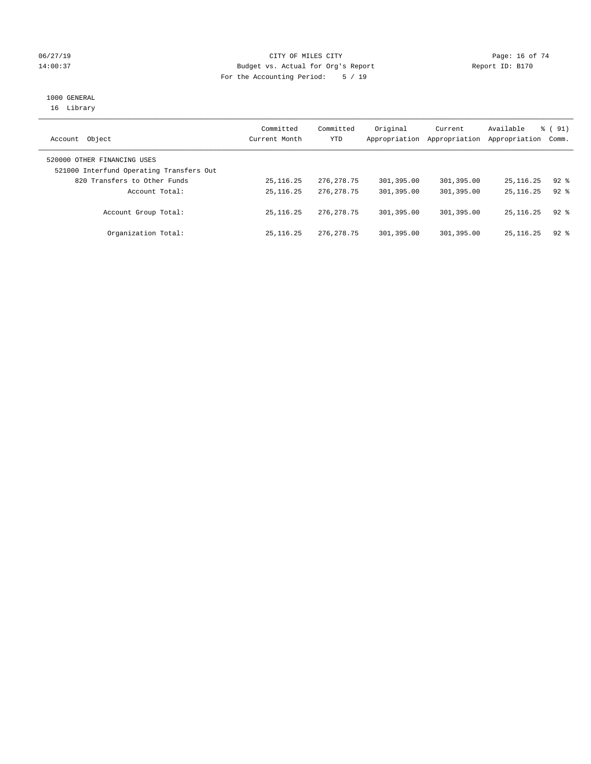CITY OF MILES CITY
Budget vs. Actual for Org's Report
For the Accounting Period: 5 / 19

06/27/19
14:00:37

Report ID: B170

1000 GENERAL
16 Library

| Account Object | Committed Current Month | Committed YTD | Original Appropriation | Current Appropriation | Available Appropriation | % ( 91) Comm. |
|---|---|---|---|---|---|---|
| 520000 OTHER FINANCING USES | | | | | | |
| 521000 Interfund Operating Transfers Out | | | | | | |
| 820 Transfers to Other Funds | 25,116.25 | 276,278.75 | 301,395.00 | 301,395.00 | 25,116.25 | 92 % |
| Account Total: | 25,116.25 | 276,278.75 | 301,395.00 | 301,395.00 | 25,116.25 | 92 % |
| Account Group Total: | 25,116.25 | 276,278.75 | 301,395.00 | 301,395.00 | 25,116.25 | 92 % |
| Organization Total: | 25,116.25 | 276,278.75 | 301,395.00 | 301,395.00 | 25,116.25 | 92 % |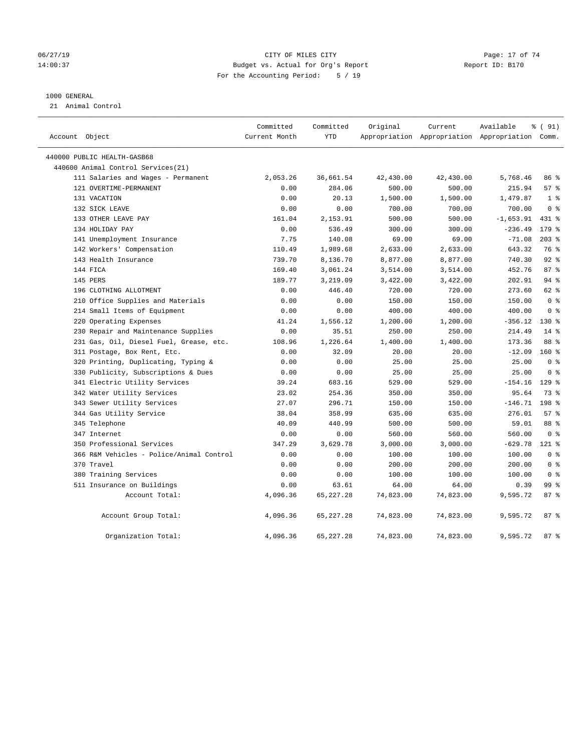CITY OF MILES CITY
Budget vs. Actual for Org's Report
For the Accounting Period: 5 / 19

06/27/19
14:00:37

Report ID: B170

1000 GENERAL
21 Animal Control

| Account Object | Committed Current Month | Committed YTD | Original Appropriation | Current Appropriation | Available Appropriation | % ( 91) Comm. |
|---|---|---|---|---|---|---|
| 440000 PUBLIC HEALTH-GASB68 | | | | | | |
| 440600 Animal Control Services(21) | | | | | | |
| 111 Salaries and Wages - Permanent | 2,053.26 | 36,661.54 | 42,430.00 | 42,430.00 | 5,768.46 | 86 % |
| 121 OVERTIME-PERMANENT | 0.00 | 284.06 | 500.00 | 500.00 | 215.94 | 57 % |
| 131 VACATION | 0.00 | 20.13 | 1,500.00 | 1,500.00 | 1,479.87 | 1 % |
| 132 SICK LEAVE | 0.00 | 0.00 | 700.00 | 700.00 | 700.00 | 0 % |
| 133 OTHER LEAVE PAY | 161.04 | 2,153.91 | 500.00 | 500.00 | -1,653.91 | 431 % |
| 134 HOLIDAY PAY | 0.00 | 536.49 | 300.00 | 300.00 | -236.49 | 179 % |
| 141 Unemployment Insurance | 7.75 | 140.08 | 69.00 | 69.00 | -71.08 | 203 % |
| 142 Workers' Compensation | 110.49 | 1,989.68 | 2,633.00 | 2,633.00 | 643.32 | 76 % |
| 143 Health Insurance | 739.70 | 8,136.70 | 8,877.00 | 8,877.00 | 740.30 | 92 % |
| 144 FICA | 169.40 | 3,061.24 | 3,514.00 | 3,514.00 | 452.76 | 87 % |
| 145 PERS | 189.77 | 3,219.09 | 3,422.00 | 3,422.00 | 202.91 | 94 % |
| 196 CLOTHING ALLOTMENT | 0.00 | 446.40 | 720.00 | 720.00 | 273.60 | 62 % |
| 210 Office Supplies and Materials | 0.00 | 0.00 | 150.00 | 150.00 | 150.00 | 0 % |
| 214 Small Items of Equipment | 0.00 | 0.00 | 400.00 | 400.00 | 400.00 | 0 % |
| 220 Operating Expenses | 41.24 | 1,556.12 | 1,200.00 | 1,200.00 | -356.12 | 130 % |
| 230 Repair and Maintenance Supplies | 0.00 | 35.51 | 250.00 | 250.00 | 214.49 | 14 % |
| 231 Gas, Oil, Diesel Fuel, Grease, etc. | 108.96 | 1,226.64 | 1,400.00 | 1,400.00 | 173.36 | 88 % |
| 311 Postage, Box Rent, Etc. | 0.00 | 32.09 | 20.00 | 20.00 | -12.09 | 160 % |
| 320 Printing, Duplicating, Typing & | 0.00 | 0.00 | 25.00 | 25.00 | 25.00 | 0 % |
| 330 Publicity, Subscriptions & Dues | 0.00 | 0.00 | 25.00 | 25.00 | 25.00 | 0 % |
| 341 Electric Utility Services | 39.24 | 683.16 | 529.00 | 529.00 | -154.16 | 129 % |
| 342 Water Utility Services | 23.02 | 254.36 | 350.00 | 350.00 | 95.64 | 73 % |
| 343 Sewer Utility Services | 27.07 | 296.71 | 150.00 | 150.00 | -146.71 | 198 % |
| 344 Gas Utility Service | 38.04 | 358.99 | 635.00 | 635.00 | 276.01 | 57 % |
| 345 Telephone | 40.09 | 440.99 | 500.00 | 500.00 | 59.01 | 88 % |
| 347 Internet | 0.00 | 0.00 | 560.00 | 560.00 | 560.00 | 0 % |
| 350 Professional Services | 347.29 | 3,629.78 | 3,000.00 | 3,000.00 | -629.78 | 121 % |
| 366 R&M Vehicles - Police/Animal Control | 0.00 | 0.00 | 100.00 | 100.00 | 100.00 | 0 % |
| 370 Travel | 0.00 | 0.00 | 200.00 | 200.00 | 200.00 | 0 % |
| 380 Training Services | 0.00 | 0.00 | 100.00 | 100.00 | 100.00 | 0 % |
| 511 Insurance on Buildings | 0.00 | 63.61 | 64.00 | 64.00 | 0.39 | 99 % |
| Account Total: | 4,096.36 | 65,227.28 | 74,823.00 | 74,823.00 | 9,595.72 | 87 % |
| Account Group Total: | 4,096.36 | 65,227.28 | 74,823.00 | 74,823.00 | 9,595.72 | 87 % |
| Organization Total: | 4,096.36 | 65,227.28 | 74,823.00 | 74,823.00 | 9,595.72 | 87 % |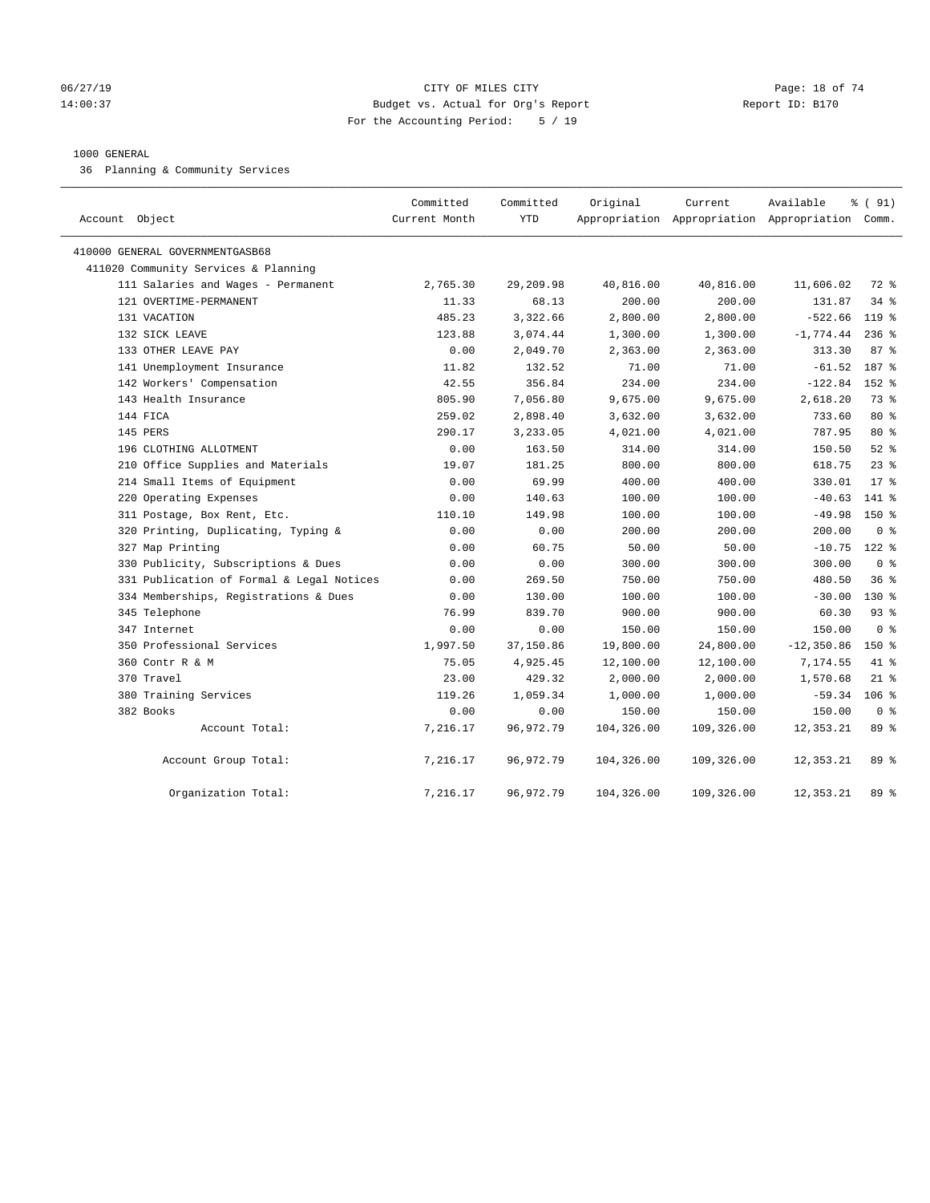# CITY OF MILES CITY

Budget vs. Actual for Org's Report

For the Accounting Period: 5 / 19

06/27/19 14:00:37 — Report ID: B170

1000 GENERAL

36 Planning & Community Services

| Account Object | Committed Current Month | Committed YTD | Original Appropriation | Current Appropriation | Available Appropriation | % ( 91) Comm. |
|---|---|---|---|---|---|---|
| 410000 GENERAL GOVERNMENTGASB68 | | | | | | |
| 411020 Community Services & Planning | | | | | | |
| 111 Salaries and Wages - Permanent | 2,765.30 | 29,209.98 | 40,816.00 | 40,816.00 | 11,606.02 | 72 % |
| 121 OVERTIME-PERMANENT | 11.33 | 68.13 | 200.00 | 200.00 | 131.87 | 34 % |
| 131 VACATION | 485.23 | 3,322.66 | 2,800.00 | 2,800.00 | -522.66 | 119 % |
| 132 SICK LEAVE | 123.88 | 3,074.44 | 1,300.00 | 1,300.00 | -1,774.44 | 236 % |
| 133 OTHER LEAVE PAY | 0.00 | 2,049.70 | 2,363.00 | 2,363.00 | 313.30 | 87 % |
| 141 Unemployment Insurance | 11.82 | 132.52 | 71.00 | 71.00 | -61.52 | 187 % |
| 142 Workers' Compensation | 42.55 | 356.84 | 234.00 | 234.00 | -122.84 | 152 % |
| 143 Health Insurance | 805.90 | 7,056.80 | 9,675.00 | 9,675.00 | 2,618.20 | 73 % |
| 144 FICA | 259.02 | 2,898.40 | 3,632.00 | 3,632.00 | 733.60 | 80 % |
| 145 PERS | 290.17 | 3,233.05 | 4,021.00 | 4,021.00 | 787.95 | 80 % |
| 196 CLOTHING ALLOTMENT | 0.00 | 163.50 | 314.00 | 314.00 | 150.50 | 52 % |
| 210 Office Supplies and Materials | 19.07 | 181.25 | 800.00 | 800.00 | 618.75 | 23 % |
| 214 Small Items of Equipment | 0.00 | 69.99 | 400.00 | 400.00 | 330.01 | 17 % |
| 220 Operating Expenses | 0.00 | 140.63 | 100.00 | 100.00 | -40.63 | 141 % |
| 311 Postage, Box Rent, Etc. | 110.10 | 149.98 | 100.00 | 100.00 | -49.98 | 150 % |
| 320 Printing, Duplicating, Typing & | 0.00 | 0.00 | 200.00 | 200.00 | 200.00 | 0 % |
| 327 Map Printing | 0.00 | 60.75 | 50.00 | 50.00 | -10.75 | 122 % |
| 330 Publicity, Subscriptions & Dues | 0.00 | 0.00 | 300.00 | 300.00 | 300.00 | 0 % |
| 331 Publication of Formal & Legal Notices | 0.00 | 269.50 | 750.00 | 750.00 | 480.50 | 36 % |
| 334 Memberships, Registrations & Dues | 0.00 | 130.00 | 100.00 | 100.00 | -30.00 | 130 % |
| 345 Telephone | 76.99 | 839.70 | 900.00 | 900.00 | 60.30 | 93 % |
| 347 Internet | 0.00 | 0.00 | 150.00 | 150.00 | 150.00 | 0 % |
| 350 Professional Services | 1,997.50 | 37,150.86 | 19,800.00 | 24,800.00 | -12,350.86 | 150 % |
| 360 Contr R & M | 75.05 | 4,925.45 | 12,100.00 | 12,100.00 | 7,174.55 | 41 % |
| 370 Travel | 23.00 | 429.32 | 2,000.00 | 2,000.00 | 1,570.68 | 21 % |
| 380 Training Services | 119.26 | 1,059.34 | 1,000.00 | 1,000.00 | -59.34 | 106 % |
| 382 Books | 0.00 | 0.00 | 150.00 | 150.00 | 150.00 | 0 % |
| Account Total: | 7,216.17 | 96,972.79 | 104,326.00 | 109,326.00 | 12,353.21 | 89 % |
| Account Group Total: | 7,216.17 | 96,972.79 | 104,326.00 | 109,326.00 | 12,353.21 | 89 % |
| Organization Total: | 7,216.17 | 96,972.79 | 104,326.00 | 109,326.00 | 12,353.21 | 89 % |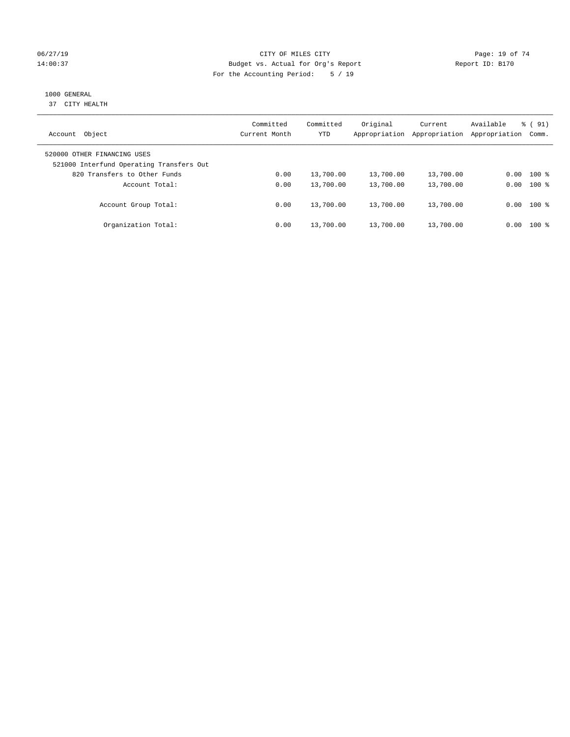CITY OF MILES CITY
Budget vs. Actual for Org's Report
For the Accounting Period: 5 / 19

06/27/19
14:00:37

Report ID: B170

1000 GENERAL
37 CITY HEALTH

| Account Object | Committed Current Month | Committed YTD | Original Appropriation | Current Appropriation | Available Appropriation | % ( 91) Comm. |
|---|---|---|---|---|---|---|
| 520000 OTHER FINANCING USES | | | | | | |
| 521000 Interfund Operating Transfers Out | | | | | | |
| 820 Transfers to Other Funds | 0.00 | 13,700.00 | 13,700.00 | 13,700.00 | 0.00 | 100 % |
| Account Total: | 0.00 | 13,700.00 | 13,700.00 | 13,700.00 | 0.00 | 100 % |
| Account Group Total: | 0.00 | 13,700.00 | 13,700.00 | 13,700.00 | 0.00 | 100 % |
| Organization Total: | 0.00 | 13,700.00 | 13,700.00 | 13,700.00 | 0.00 | 100 % |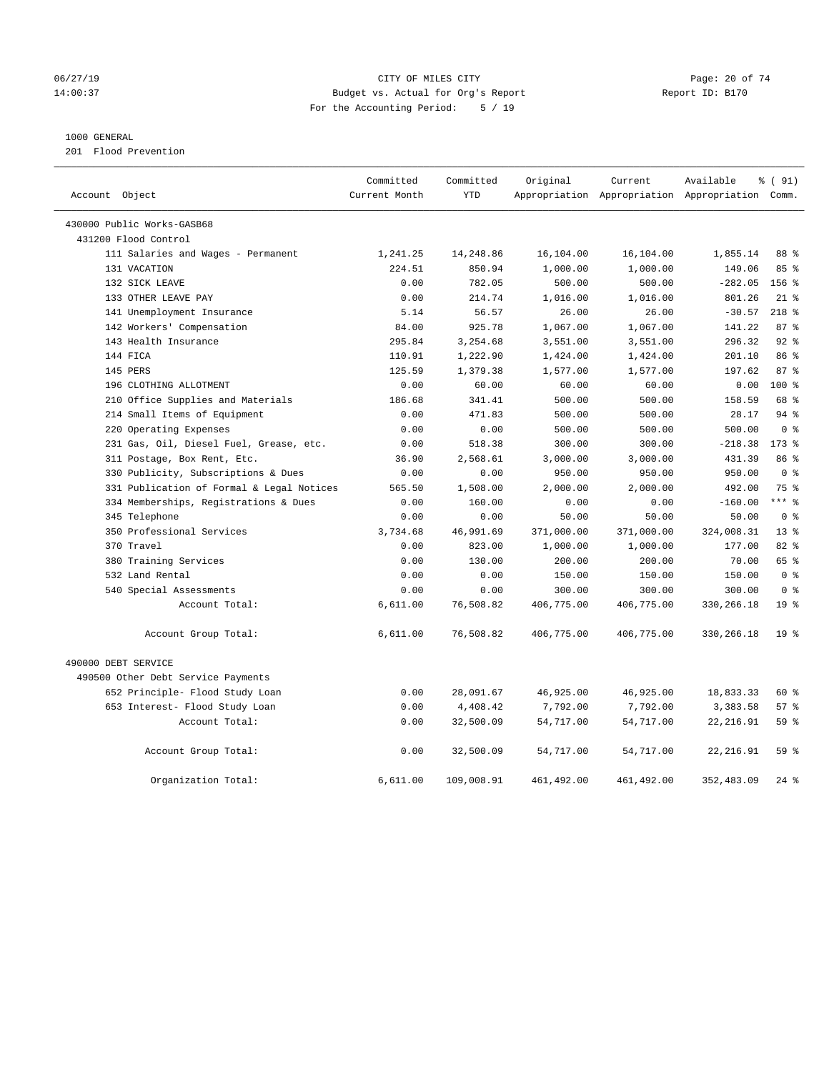CITY OF MILES CITY
Budget vs. Actual for Org's Report
For the Accounting Period: 5 / 19

06/27/19
14:00:37

Report ID: B170

1000 GENERAL
201 Flood Prevention

| Account Object | Committed Current Month | Committed YTD | Original Appropriation | Current Appropriation | Available Appropriation | % ( 91) Comm. |
|---|---|---|---|---|---|---|
| 430000 Public Works-GASB68 | | | | | | |
| 431200 Flood Control | | | | | | |
| 111 Salaries and Wages - Permanent | 1,241.25 | 14,248.86 | 16,104.00 | 16,104.00 | 1,855.14 | 88 % |
| 131 VACATION | 224.51 | 850.94 | 1,000.00 | 1,000.00 | 149.06 | 85 % |
| 132 SICK LEAVE | 0.00 | 782.05 | 500.00 | 500.00 | -282.05 | 156 % |
| 133 OTHER LEAVE PAY | 0.00 | 214.74 | 1,016.00 | 1,016.00 | 801.26 | 21 % |
| 141 Unemployment Insurance | 5.14 | 56.57 | 26.00 | 26.00 | -30.57 | 218 % |
| 142 Workers' Compensation | 84.00 | 925.78 | 1,067.00 | 1,067.00 | 141.22 | 87 % |
| 143 Health Insurance | 295.84 | 3,254.68 | 3,551.00 | 3,551.00 | 296.32 | 92 % |
| 144 FICA | 110.91 | 1,222.90 | 1,424.00 | 1,424.00 | 201.10 | 86 % |
| 145 PERS | 125.59 | 1,379.38 | 1,577.00 | 1,577.00 | 197.62 | 87 % |
| 196 CLOTHING ALLOTMENT | 0.00 | 60.00 | 60.00 | 60.00 | 0.00 | 100 % |
| 210 Office Supplies and Materials | 186.68 | 341.41 | 500.00 | 500.00 | 158.59 | 68 % |
| 214 Small Items of Equipment | 0.00 | 471.83 | 500.00 | 500.00 | 28.17 | 94 % |
| 220 Operating Expenses | 0.00 | 0.00 | 500.00 | 500.00 | 500.00 | 0 % |
| 231 Gas, Oil, Diesel Fuel, Grease, etc. | 0.00 | 518.38 | 300.00 | 300.00 | -218.38 | 173 % |
| 311 Postage, Box Rent, Etc. | 36.90 | 2,568.61 | 3,000.00 | 3,000.00 | 431.39 | 86 % |
| 330 Publicity, Subscriptions & Dues | 0.00 | 0.00 | 950.00 | 950.00 | 950.00 | 0 % |
| 331 Publication of Formal & Legal Notices | 565.50 | 1,508.00 | 2,000.00 | 2,000.00 | 492.00 | 75 % |
| 334 Memberships, Registrations & Dues | 0.00 | 160.00 | 0.00 | 0.00 | -160.00 | *** % |
| 345 Telephone | 0.00 | 0.00 | 50.00 | 50.00 | 50.00 | 0 % |
| 350 Professional Services | 3,734.68 | 46,991.69 | 371,000.00 | 371,000.00 | 324,008.31 | 13 % |
| 370 Travel | 0.00 | 823.00 | 1,000.00 | 1,000.00 | 177.00 | 82 % |
| 380 Training Services | 0.00 | 130.00 | 200.00 | 200.00 | 70.00 | 65 % |
| 532 Land Rental | 0.00 | 0.00 | 150.00 | 150.00 | 150.00 | 0 % |
| 540 Special Assessments | 0.00 | 0.00 | 300.00 | 300.00 | 300.00 | 0 % |
| Account Total: | 6,611.00 | 76,508.82 | 406,775.00 | 406,775.00 | 330,266.18 | 19 % |
| Account Group Total: | 6,611.00 | 76,508.82 | 406,775.00 | 406,775.00 | 330,266.18 | 19 % |
| 490000 DEBT SERVICE | | | | | | |
| 490500 Other Debt Service Payments | | | | | | |
| 652 Principle- Flood Study Loan | 0.00 | 28,091.67 | 46,925.00 | 46,925.00 | 18,833.33 | 60 % |
| 653 Interest- Flood Study Loan | 0.00 | 4,408.42 | 7,792.00 | 7,792.00 | 3,383.58 | 57 % |
| Account Total: | 0.00 | 32,500.09 | 54,717.00 | 54,717.00 | 22,216.91 | 59 % |
| Account Group Total: | 0.00 | 32,500.09 | 54,717.00 | 54,717.00 | 22,216.91 | 59 % |
| Organization Total: | 6,611.00 | 109,008.91 | 461,492.00 | 461,492.00 | 352,483.09 | 24 % |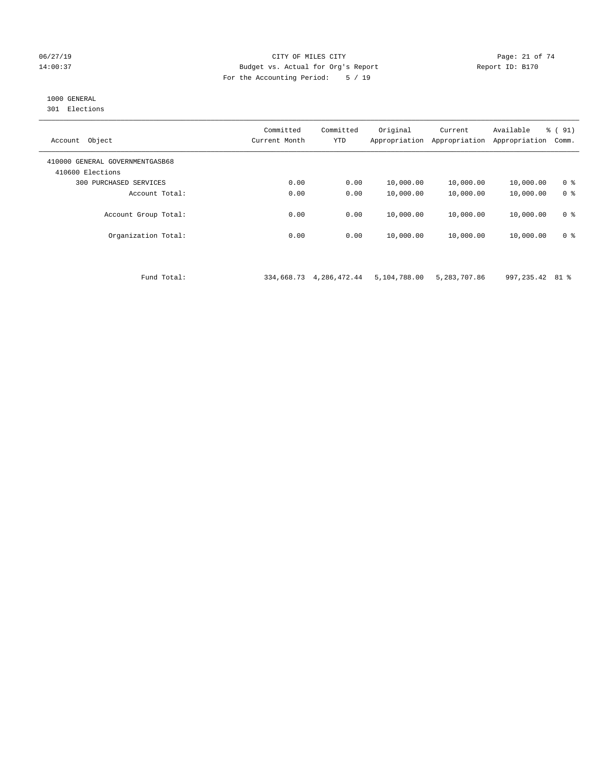CITY OF MILES CITY
Budget vs. Actual for Org's Report
For the Accounting Period: 5 / 19

06/27/19
14:00:37

Report ID: B170

1000 GENERAL
301 Elections

| Account Object | Committed Current Month | Committed YTD | Original Appropriation | Current Appropriation | Available Appropriation | % ( 91) Comm. |
|---|---|---|---|---|---|---|
| 410000 GENERAL GOVERNMENTGASB68 | | | | | | |
| 410600 Elections | | | | | | |
| 300 PURCHASED SERVICES | 0.00 | 0.00 | 10,000.00 | 10,000.00 | 10,000.00 | 0 % |
| Account Total: | 0.00 | 0.00 | 10,000.00 | 10,000.00 | 10,000.00 | 0 % |
| Account Group Total: | 0.00 | 0.00 | 10,000.00 | 10,000.00 | 10,000.00 | 0 % |
| Organization Total: | 0.00 | 0.00 | 10,000.00 | 10,000.00 | 10,000.00 | 0 % |
| Fund Total: | 334,668.73 | 4,286,472.44 | 5,104,788.00 | 5,283,707.86 | 997,235.42 | 81 % |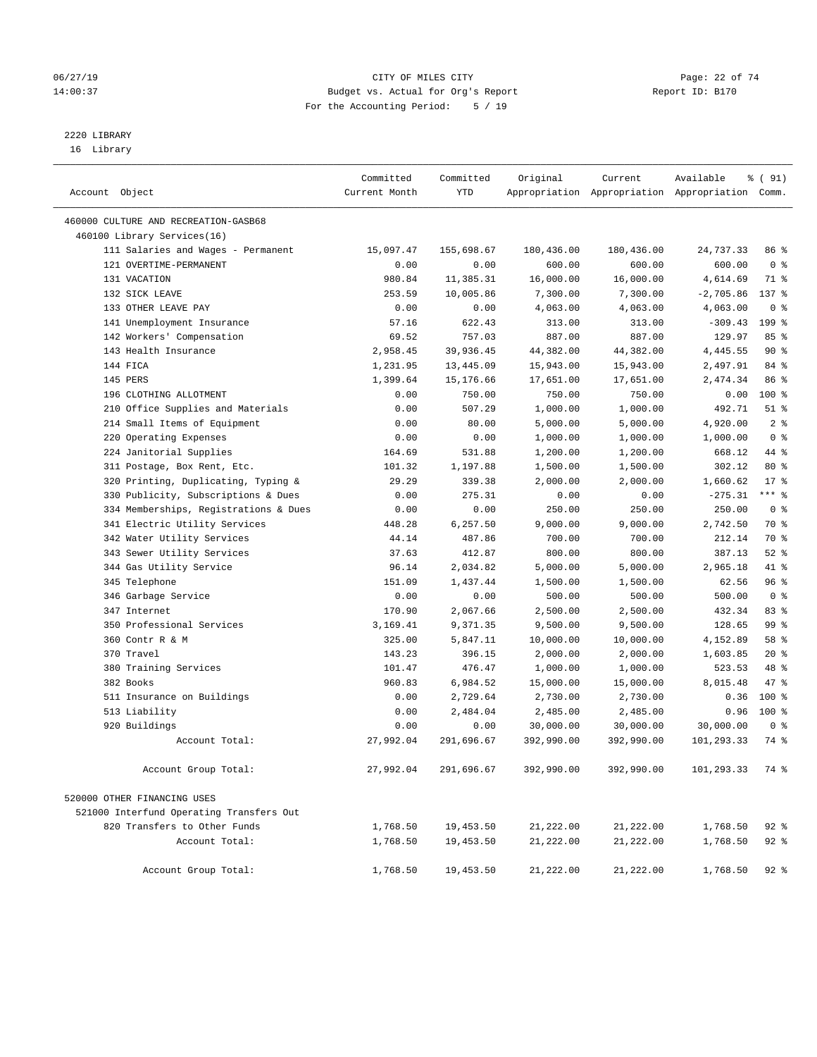CITY OF MILES CITY
Budget vs. Actual for Org's Report
For the Accounting Period: 5 / 19

06/27/19
14:00:37

Report ID: B170

## 2220 LIBRARY
16 Library

| Account Object | Committed Current Month | Committed YTD | Original Appropriation | Current Appropriation | Available Appropriation | % ( 91) Comm. |
|---|---|---|---|---|---|---|
| 460000 CULTURE AND RECREATION-GASB68 | | | | | | |
| 460100 Library Services(16) | | | | | | |
| 111 Salaries and Wages - Permanent | 15,097.47 | 155,698.67 | 180,436.00 | 180,436.00 | 24,737.33 | 86 % |
| 121 OVERTIME-PERMANENT | 0.00 | 0.00 | 600.00 | 600.00 | 600.00 | 0 % |
| 131 VACATION | 980.84 | 11,385.31 | 16,000.00 | 16,000.00 | 4,614.69 | 71 % |
| 132 SICK LEAVE | 253.59 | 10,005.86 | 7,300.00 | 7,300.00 | -2,705.86 | 137 % |
| 133 OTHER LEAVE PAY | 0.00 | 0.00 | 4,063.00 | 4,063.00 | 4,063.00 | 0 % |
| 141 Unemployment Insurance | 57.16 | 622.43 | 313.00 | 313.00 | -309.43 | 199 % |
| 142 Workers' Compensation | 69.52 | 757.03 | 887.00 | 887.00 | 129.97 | 85 % |
| 143 Health Insurance | 2,958.45 | 39,936.45 | 44,382.00 | 44,382.00 | 4,445.55 | 90 % |
| 144 FICA | 1,231.95 | 13,445.09 | 15,943.00 | 15,943.00 | 2,497.91 | 84 % |
| 145 PERS | 1,399.64 | 15,176.66 | 17,651.00 | 17,651.00 | 2,474.34 | 86 % |
| 196 CLOTHING ALLOTMENT | 0.00 | 750.00 | 750.00 | 750.00 | 0.00 | 100 % |
| 210 Office Supplies and Materials | 0.00 | 507.29 | 1,000.00 | 1,000.00 | 492.71 | 51 % |
| 214 Small Items of Equipment | 0.00 | 80.00 | 5,000.00 | 5,000.00 | 4,920.00 | 2 % |
| 220 Operating Expenses | 0.00 | 0.00 | 1,000.00 | 1,000.00 | 1,000.00 | 0 % |
| 224 Janitorial Supplies | 164.69 | 531.88 | 1,200.00 | 1,200.00 | 668.12 | 44 % |
| 311 Postage, Box Rent, Etc. | 101.32 | 1,197.88 | 1,500.00 | 1,500.00 | 302.12 | 80 % |
| 320 Printing, Duplicating, Typing & | 29.29 | 339.38 | 2,000.00 | 2,000.00 | 1,660.62 | 17 % |
| 330 Publicity, Subscriptions & Dues | 0.00 | 275.31 | 0.00 | 0.00 | -275.31 | *** % |
| 334 Memberships, Registrations & Dues | 0.00 | 0.00 | 250.00 | 250.00 | 250.00 | 0 % |
| 341 Electric Utility Services | 448.28 | 6,257.50 | 9,000.00 | 9,000.00 | 2,742.50 | 70 % |
| 342 Water Utility Services | 44.14 | 487.86 | 700.00 | 700.00 | 212.14 | 70 % |
| 343 Sewer Utility Services | 37.63 | 412.87 | 800.00 | 800.00 | 387.13 | 52 % |
| 344 Gas Utility Service | 96.14 | 2,034.82 | 5,000.00 | 5,000.00 | 2,965.18 | 41 % |
| 345 Telephone | 151.09 | 1,437.44 | 1,500.00 | 1,500.00 | 62.56 | 96 % |
| 346 Garbage Service | 0.00 | 0.00 | 500.00 | 500.00 | 500.00 | 0 % |
| 347 Internet | 170.90 | 2,067.66 | 2,500.00 | 2,500.00 | 432.34 | 83 % |
| 350 Professional Services | 3,169.41 | 9,371.35 | 9,500.00 | 9,500.00 | 128.65 | 99 % |
| 360 Contr R & M | 325.00 | 5,847.11 | 10,000.00 | 10,000.00 | 4,152.89 | 58 % |
| 370 Travel | 143.23 | 396.15 | 2,000.00 | 2,000.00 | 1,603.85 | 20 % |
| 380 Training Services | 101.47 | 476.47 | 1,000.00 | 1,000.00 | 523.53 | 48 % |
| 382 Books | 960.83 | 6,984.52 | 15,000.00 | 15,000.00 | 8,015.48 | 47 % |
| 511 Insurance on Buildings | 0.00 | 2,729.64 | 2,730.00 | 2,730.00 | 0.36 | 100 % |
| 513 Liability | 0.00 | 2,484.04 | 2,485.00 | 2,485.00 | 0.96 | 100 % |
| 920 Buildings | 0.00 | 0.00 | 30,000.00 | 30,000.00 | 30,000.00 | 0 % |
| Account Total: | 27,992.04 | 291,696.67 | 392,990.00 | 392,990.00 | 101,293.33 | 74 % |
| Account Group Total: | 27,992.04 | 291,696.67 | 392,990.00 | 392,990.00 | 101,293.33 | 74 % |
| 520000 OTHER FINANCING USES | | | | | | |
| 521000 Interfund Operating Transfers Out | | | | | | |
| 820 Transfers to Other Funds | 1,768.50 | 19,453.50 | 21,222.00 | 21,222.00 | 1,768.50 | 92 % |
| Account Total: | 1,768.50 | 19,453.50 | 21,222.00 | 21,222.00 | 1,768.50 | 92 % |
| Account Group Total: | 1,768.50 | 19,453.50 | 21,222.00 | 21,222.00 | 1,768.50 | 92 % |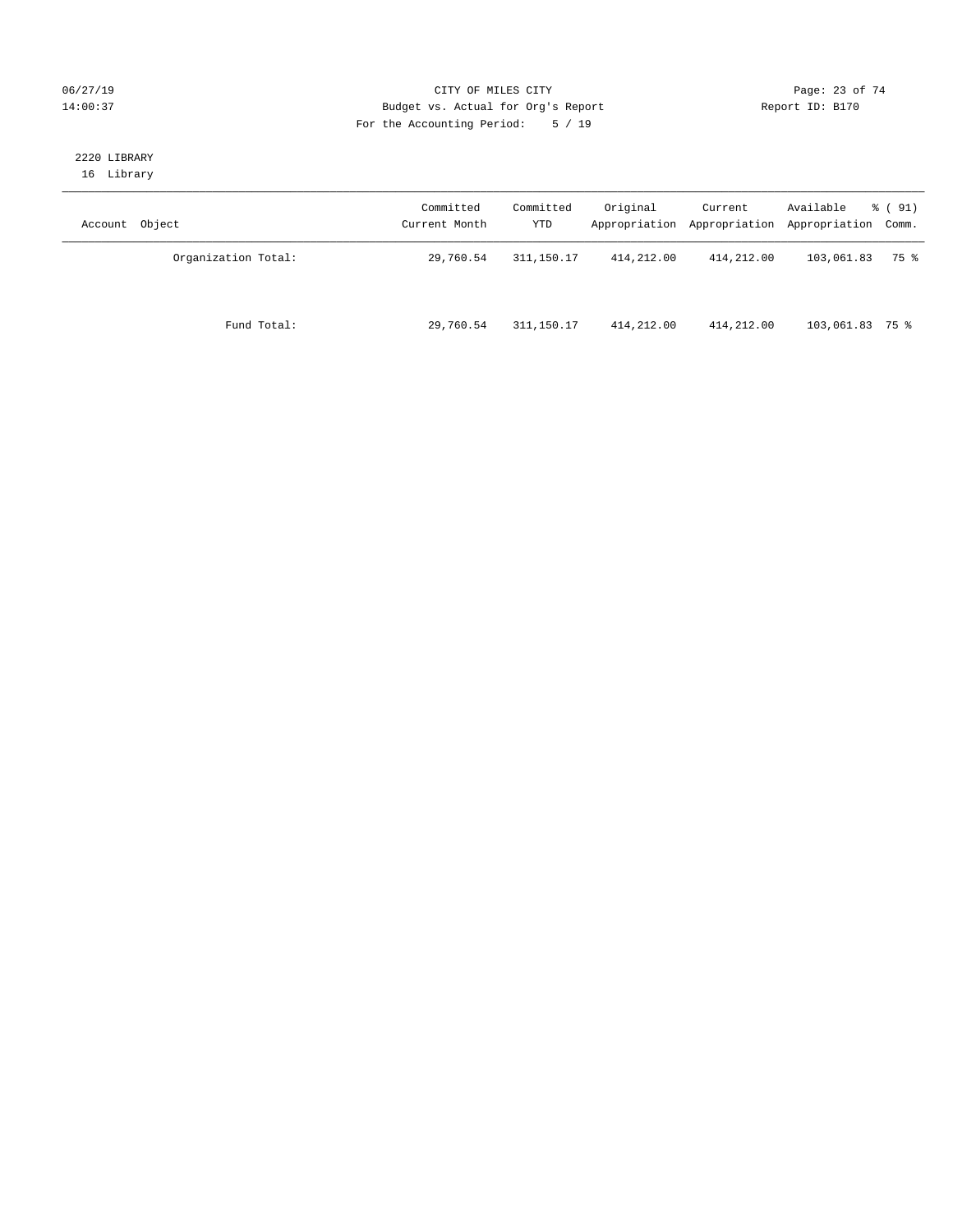CITY OF MILES CITY
Budget vs. Actual for Org's Report
For the Accounting Period: 5 / 19

06/27/19
14:00:37

Report ID: B170

2220 LIBRARY
16 Library

| Account Object | Committed Current Month | Committed YTD | Original Appropriation | Current Appropriation | Available Appropriation | % ( 91) Comm. |
|---|---|---|---|---|---|---|
| Organization Total: | 29,760.54 | 311,150.17 | 414,212.00 | 414,212.00 | 103,061.83 | 75 % |
| Fund Total: | 29,760.54 | 311,150.17 | 414,212.00 | 414,212.00 | 103,061.83 | 75 % |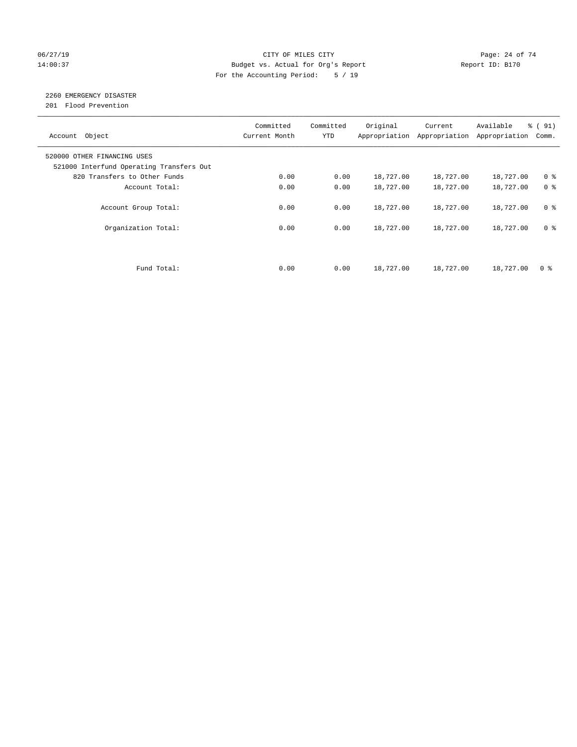CITY OF MILES CITY
Budget vs. Actual for Org's Report
For the Accounting Period: 5 / 19

06/27/19
14:00:37

Report ID: B170

2260 EMERGENCY DISASTER
201 Flood Prevention

| Account Object | Committed Current Month | Committed YTD | Original Appropriation | Current Appropriation | Available Appropriation | % ( 91) Comm. |
|---|---|---|---|---|---|---|
| 520000 OTHER FINANCING USES | | | | | | |
| 521000 Interfund Operating Transfers Out | | | | | | |
| 820 Transfers to Other Funds | 0.00 | 0.00 | 18,727.00 | 18,727.00 | 18,727.00 | 0 % |
| Account Total: | 0.00 | 0.00 | 18,727.00 | 18,727.00 | 18,727.00 | 0 % |
| Account Group Total: | 0.00 | 0.00 | 18,727.00 | 18,727.00 | 18,727.00 | 0 % |
| Organization Total: | 0.00 | 0.00 | 18,727.00 | 18,727.00 | 18,727.00 | 0 % |
| Fund Total: | 0.00 | 0.00 | 18,727.00 | 18,727.00 | 18,727.00 | 0 % |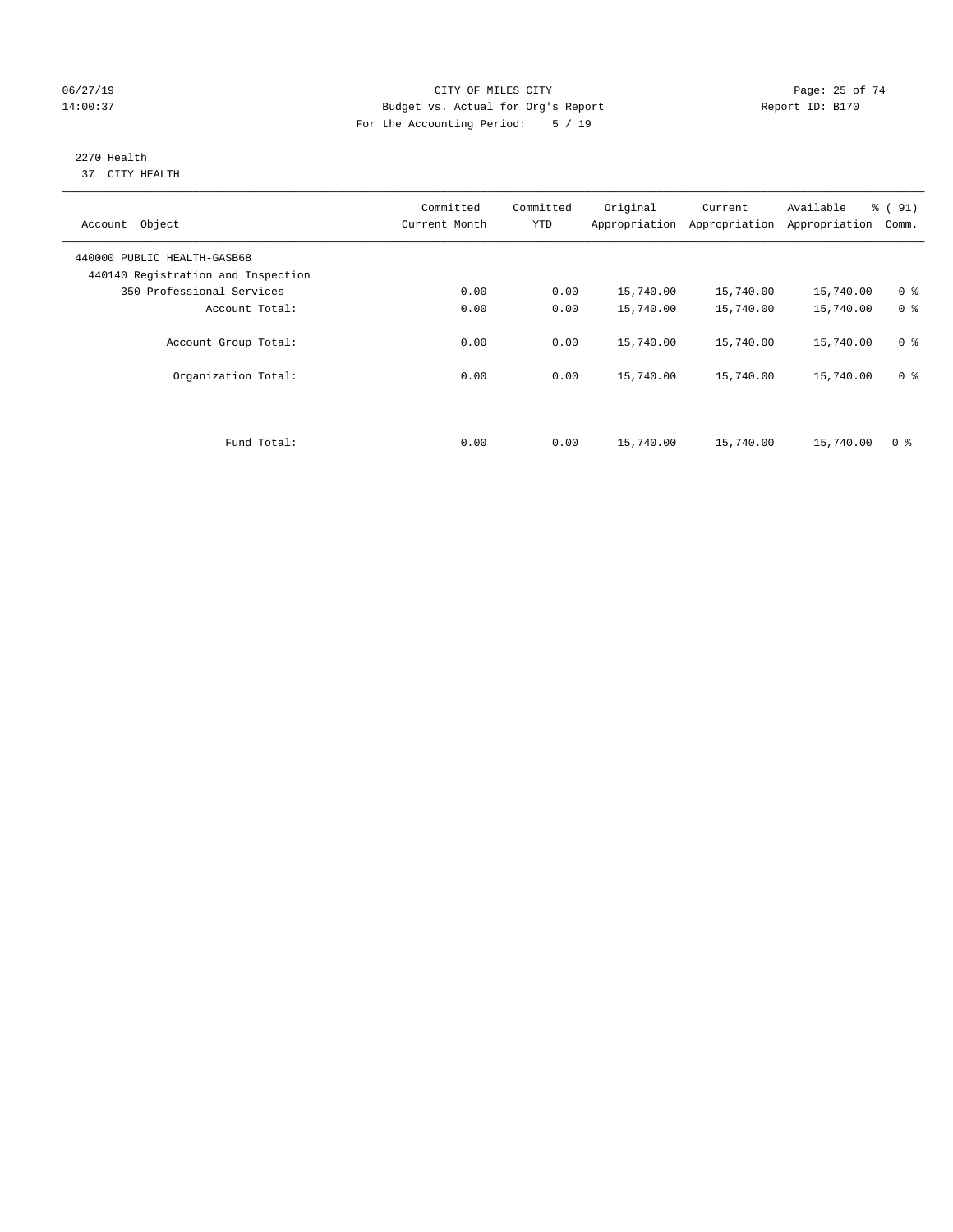CITY OF MILES CITY
Budget vs. Actual for Org's Report
For the Accounting Period: 5 / 19

06/27/19
14:00:37

Report ID: B170

2270 Health
37 CITY HEALTH

| Account Object | Committed Current Month | Committed YTD | Original Appropriation | Current Appropriation | Available Appropriation | % ( 91) Comm. |
|---|---|---|---|---|---|---|
| 440000 PUBLIC HEALTH-GASB68 | | | | | | |
| 440140 Registration and Inspection | | | | | | |
| 350 Professional Services | 0.00 | 0.00 | 15,740.00 | 15,740.00 | 15,740.00 | 0 % |
| Account Total: | 0.00 | 0.00 | 15,740.00 | 15,740.00 | 15,740.00 | 0 % |
| Account Group Total: | 0.00 | 0.00 | 15,740.00 | 15,740.00 | 15,740.00 | 0 % |
| Organization Total: | 0.00 | 0.00 | 15,740.00 | 15,740.00 | 15,740.00 | 0 % |
| Fund Total: | 0.00 | 0.00 | 15,740.00 | 15,740.00 | 15,740.00 | 0 % |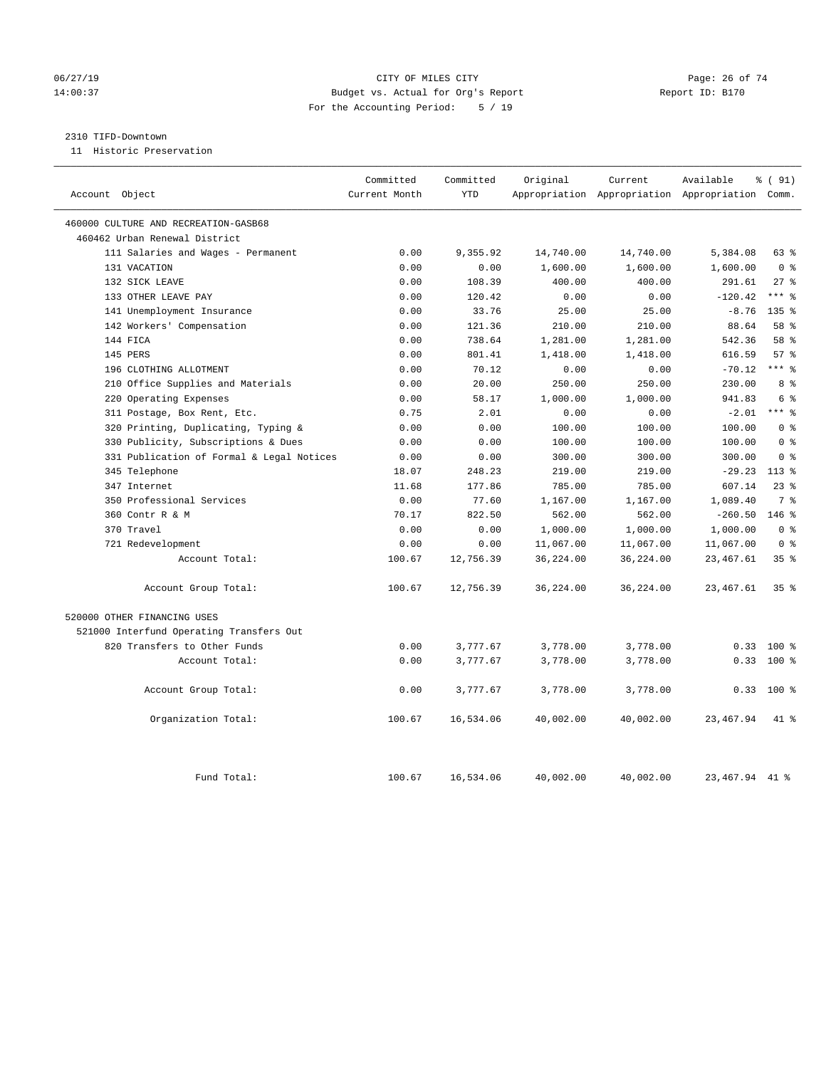CITY OF MILES CITY
Budget vs. Actual for Org's Report
For the Accounting Period: 5 / 19

06/27/19
14:00:37

Report ID: B170

2310 TIFD-Downtown
11 Historic Preservation

| Account Object | Committed Current Month | Committed YTD | Original Appropriation | Current Appropriation | Available Appropriation | % ( 91) Comm. |
|---|---|---|---|---|---|---|
| 460000 CULTURE AND RECREATION-GASB68 | | | | | | |
| 460462 Urban Renewal District | | | | | | |
| 111 Salaries and Wages - Permanent | 0.00 | 9,355.92 | 14,740.00 | 14,740.00 | 5,384.08 | 63 % |
| 131 VACATION | 0.00 | 0.00 | 1,600.00 | 1,600.00 | 1,600.00 | 0 % |
| 132 SICK LEAVE | 0.00 | 108.39 | 400.00 | 400.00 | 291.61 | 27 % |
| 133 OTHER LEAVE PAY | 0.00 | 120.42 | 0.00 | 0.00 | -120.42 | *** % |
| 141 Unemployment Insurance | 0.00 | 33.76 | 25.00 | 25.00 | -8.76 | 135 % |
| 142 Workers' Compensation | 0.00 | 121.36 | 210.00 | 210.00 | 88.64 | 58 % |
| 144 FICA | 0.00 | 738.64 | 1,281.00 | 1,281.00 | 542.36 | 58 % |
| 145 PERS | 0.00 | 801.41 | 1,418.00 | 1,418.00 | 616.59 | 57 % |
| 196 CLOTHING ALLOTMENT | 0.00 | 70.12 | 0.00 | 0.00 | -70.12 | *** % |
| 210 Office Supplies and Materials | 0.00 | 20.00 | 250.00 | 250.00 | 230.00 | 8 % |
| 220 Operating Expenses | 0.00 | 58.17 | 1,000.00 | 1,000.00 | 941.83 | 6 % |
| 311 Postage, Box Rent, Etc. | 0.75 | 2.01 | 0.00 | 0.00 | -2.01 | *** % |
| 320 Printing, Duplicating, Typing & | 0.00 | 0.00 | 100.00 | 100.00 | 100.00 | 0 % |
| 330 Publicity, Subscriptions & Dues | 0.00 | 0.00 | 100.00 | 100.00 | 100.00 | 0 % |
| 331 Publication of Formal & Legal Notices | 0.00 | 0.00 | 300.00 | 300.00 | 300.00 | 0 % |
| 345 Telephone | 18.07 | 248.23 | 219.00 | 219.00 | -29.23 | 113 % |
| 347 Internet | 11.68 | 177.86 | 785.00 | 785.00 | 607.14 | 23 % |
| 350 Professional Services | 0.00 | 77.60 | 1,167.00 | 1,167.00 | 1,089.40 | 7 % |
| 360 Contr R & M | 70.17 | 822.50 | 562.00 | 562.00 | -260.50 | 146 % |
| 370 Travel | 0.00 | 0.00 | 1,000.00 | 1,000.00 | 1,000.00 | 0 % |
| 721 Redevelopment | 0.00 | 0.00 | 11,067.00 | 11,067.00 | 11,067.00 | 0 % |
| Account Total: | 100.67 | 12,756.39 | 36,224.00 | 36,224.00 | 23,467.61 | 35 % |
| Account Group Total: | 100.67 | 12,756.39 | 36,224.00 | 36,224.00 | 23,467.61 | 35 % |
| 520000 OTHER FINANCING USES | | | | | | |
| 521000 Interfund Operating Transfers Out | | | | | | |
| 820 Transfers to Other Funds | 0.00 | 3,777.67 | 3,778.00 | 3,778.00 | 0.33 | 100 % |
| Account Total: | 0.00 | 3,777.67 | 3,778.00 | 3,778.00 | 0.33 | 100 % |
| Account Group Total: | 0.00 | 3,777.67 | 3,778.00 | 3,778.00 | 0.33 | 100 % |
| Organization Total: | 100.67 | 16,534.06 | 40,002.00 | 40,002.00 | 23,467.94 | 41 % |
| Fund Total: | 100.67 | 16,534.06 | 40,002.00 | 40,002.00 | 23,467.94 | 41 % |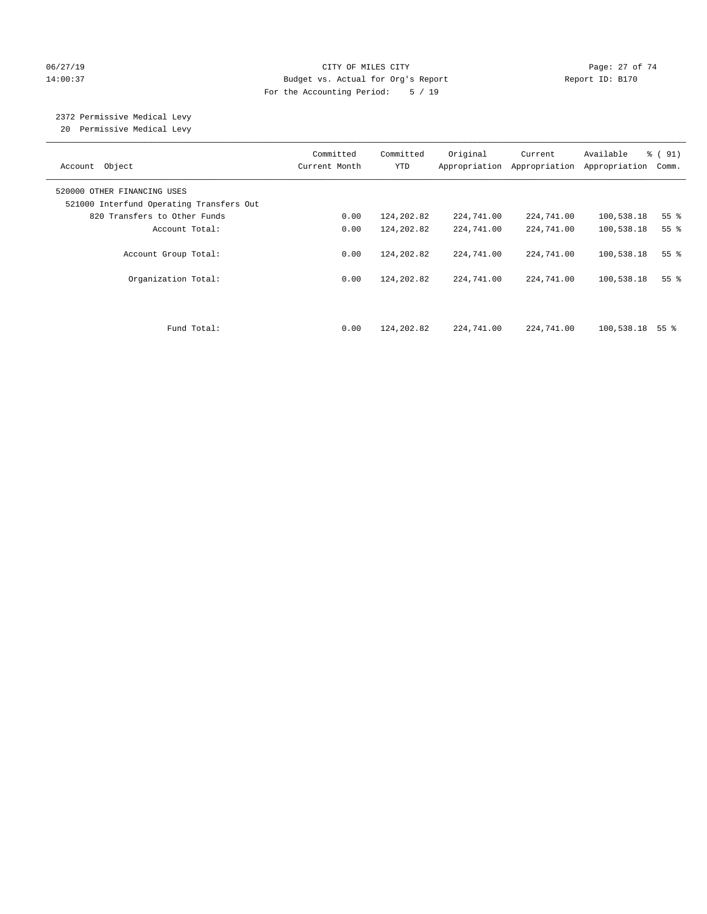CITY OF MILES CITY
Budget vs. Actual for Org's Report
For the Accounting Period: 5 / 19

06/27/19
14:00:37

Report ID: B170

2372 Permissive Medical Levy
20 Permissive Medical Levy

| Account Object | Committed Current Month | Committed YTD | Original Appropriation | Current Appropriation | Available Appropriation | % ( 91) Comm. |
|---|---|---|---|---|---|---|
| 520000 OTHER FINANCING USES | | | | | | |
| 521000 Interfund Operating Transfers Out | | | | | | |
| 820 Transfers to Other Funds | 0.00 | 124,202.82 | 224,741.00 | 224,741.00 | 100,538.18 | 55 % |
| Account Total: | 0.00 | 124,202.82 | 224,741.00 | 224,741.00 | 100,538.18 | 55 % |
| Account Group Total: | 0.00 | 124,202.82 | 224,741.00 | 224,741.00 | 100,538.18 | 55 % |
| Organization Total: | 0.00 | 124,202.82 | 224,741.00 | 224,741.00 | 100,538.18 | 55 % |
| Fund Total: | 0.00 | 124,202.82 | 224,741.00 | 224,741.00 | 100,538.18 | 55 % |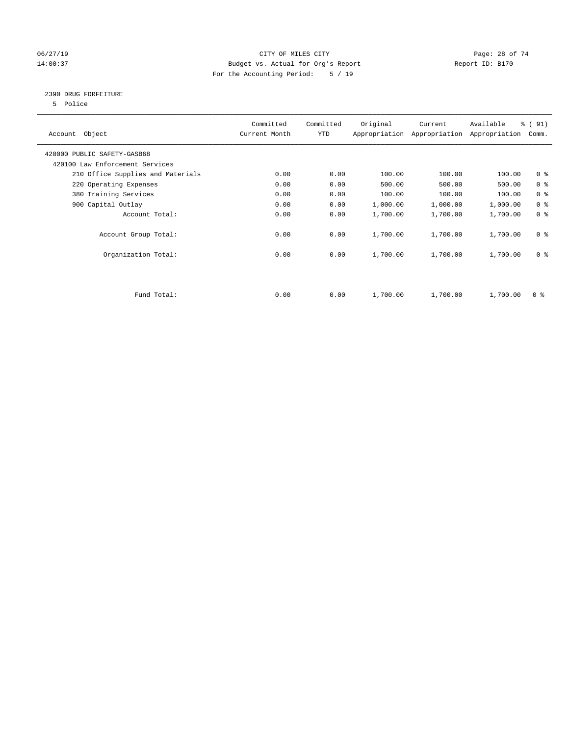CITY OF MILES CITY
Budget vs. Actual for Org's Report
For the Accounting Period: 5 / 19

06/27/19
14:00:37

Report ID: B170

## 2390 DRUG FORFEITURE

5 Police

| Account Object | Committed Current Month | Committed YTD | Original Appropriation | Current Appropriation | Available Appropriation | % ( 91) Comm. |
|---|---|---|---|---|---|---|
| 420000 PUBLIC SAFETY-GASB68 | | | | | | |
| 420100 Law Enforcement Services | | | | | | |
| 210 Office Supplies and Materials | 0.00 | 0.00 | 100.00 | 100.00 | 100.00 | 0 % |
| 220 Operating Expenses | 0.00 | 0.00 | 500.00 | 500.00 | 500.00 | 0 % |
| 380 Training Services | 0.00 | 0.00 | 100.00 | 100.00 | 100.00 | 0 % |
| 900 Capital Outlay | 0.00 | 0.00 | 1,000.00 | 1,000.00 | 1,000.00 | 0 % |
| Account Total: | 0.00 | 0.00 | 1,700.00 | 1,700.00 | 1,700.00 | 0 % |
| Account Group Total: | 0.00 | 0.00 | 1,700.00 | 1,700.00 | 1,700.00 | 0 % |
| Organization Total: | 0.00 | 0.00 | 1,700.00 | 1,700.00 | 1,700.00 | 0 % |
| Fund Total: | 0.00 | 0.00 | 1,700.00 | 1,700.00 | 1,700.00 | 0 % |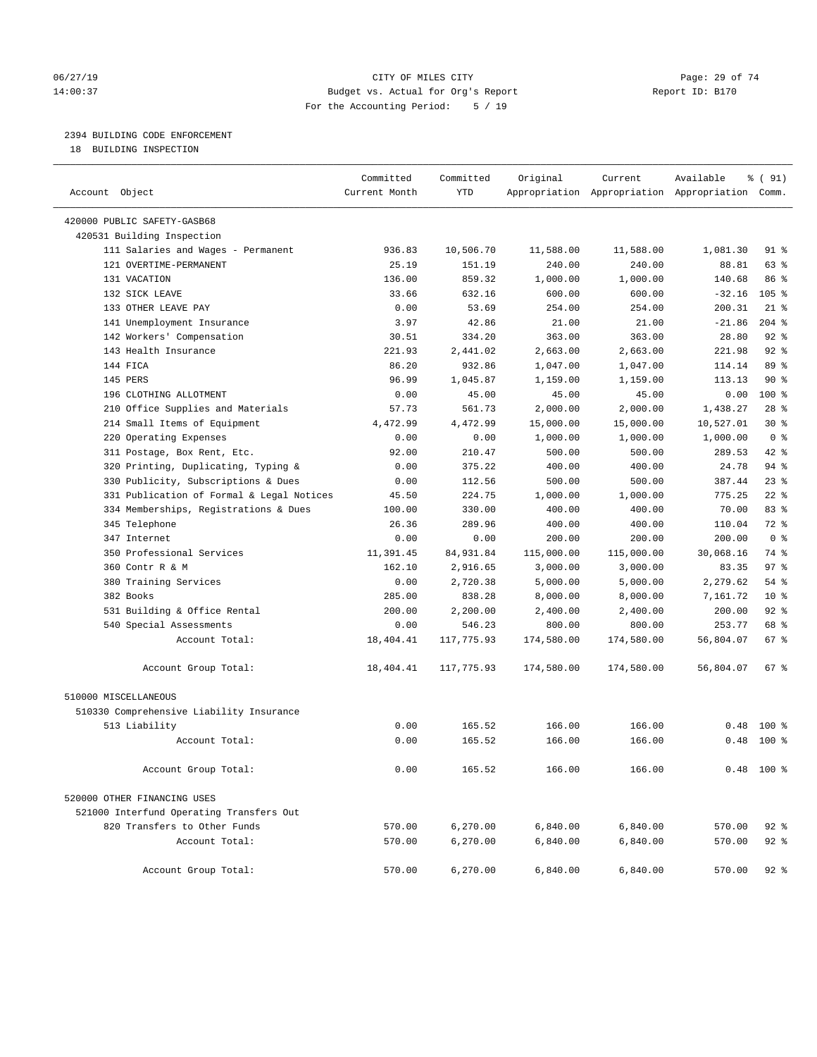06/27/19 CITY OF MILES CITY
14:00:37 Budget vs. Actual for Org's Report Report ID: B170
For the Accounting Period: 5 / 19

## 2394 BUILDING CODE ENFORCEMENT

18 BUILDING INSPECTION

| Account Object | Committed Current Month | Committed YTD | Original Appropriation | Current Appropriation | Available Appropriation | % ( 91) Comm. |
|---|---|---|---|---|---|---|
| 420000 PUBLIC SAFETY-GASB68 | | | | | | |
| 420531 Building Inspection | | | | | | |
| 111 Salaries and Wages - Permanent | 936.83 | 10,506.70 | 11,588.00 | 11,588.00 | 1,081.30 | 91 % |
| 121 OVERTIME-PERMANENT | 25.19 | 151.19 | 240.00 | 240.00 | 88.81 | 63 % |
| 131 VACATION | 136.00 | 859.32 | 1,000.00 | 1,000.00 | 140.68 | 86 % |
| 132 SICK LEAVE | 33.66 | 632.16 | 600.00 | 600.00 | -32.16 | 105 % |
| 133 OTHER LEAVE PAY | 0.00 | 53.69 | 254.00 | 254.00 | 200.31 | 21 % |
| 141 Unemployment Insurance | 3.97 | 42.86 | 21.00 | 21.00 | -21.86 | 204 % |
| 142 Workers' Compensation | 30.51 | 334.20 | 363.00 | 363.00 | 28.80 | 92 % |
| 143 Health Insurance | 221.93 | 2,441.02 | 2,663.00 | 2,663.00 | 221.98 | 92 % |
| 144 FICA | 86.20 | 932.86 | 1,047.00 | 1,047.00 | 114.14 | 89 % |
| 145 PERS | 96.99 | 1,045.87 | 1,159.00 | 1,159.00 | 113.13 | 90 % |
| 196 CLOTHING ALLOTMENT | 0.00 | 45.00 | 45.00 | 45.00 | 0.00 | 100 % |
| 210 Office Supplies and Materials | 57.73 | 561.73 | 2,000.00 | 2,000.00 | 1,438.27 | 28 % |
| 214 Small Items of Equipment | 4,472.99 | 4,472.99 | 15,000.00 | 15,000.00 | 10,527.01 | 30 % |
| 220 Operating Expenses | 0.00 | 0.00 | 1,000.00 | 1,000.00 | 1,000.00 | 0 % |
| 311 Postage, Box Rent, Etc. | 92.00 | 210.47 | 500.00 | 500.00 | 289.53 | 42 % |
| 320 Printing, Duplicating, Typing & | 0.00 | 375.22 | 400.00 | 400.00 | 24.78 | 94 % |
| 330 Publicity, Subscriptions & Dues | 0.00 | 112.56 | 500.00 | 500.00 | 387.44 | 23 % |
| 331 Publication of Formal & Legal Notices | 45.50 | 224.75 | 1,000.00 | 1,000.00 | 775.25 | 22 % |
| 334 Memberships, Registrations & Dues | 100.00 | 330.00 | 400.00 | 400.00 | 70.00 | 83 % |
| 345 Telephone | 26.36 | 289.96 | 400.00 | 400.00 | 110.04 | 72 % |
| 347 Internet | 0.00 | 0.00 | 200.00 | 200.00 | 200.00 | 0 % |
| 350 Professional Services | 11,391.45 | 84,931.84 | 115,000.00 | 115,000.00 | 30,068.16 | 74 % |
| 360 Contr R & M | 162.10 | 2,916.65 | 3,000.00 | 3,000.00 | 83.35 | 97 % |
| 380 Training Services | 0.00 | 2,720.38 | 5,000.00 | 5,000.00 | 2,279.62 | 54 % |
| 382 Books | 285.00 | 838.28 | 8,000.00 | 8,000.00 | 7,161.72 | 10 % |
| 531 Building & Office Rental | 200.00 | 2,200.00 | 2,400.00 | 2,400.00 | 200.00 | 92 % |
| 540 Special Assessments | 0.00 | 546.23 | 800.00 | 800.00 | 253.77 | 68 % |
| Account Total: | 18,404.41 | 117,775.93 | 174,580.00 | 174,580.00 | 56,804.07 | 67 % |
| Account Group Total: | 18,404.41 | 117,775.93 | 174,580.00 | 174,580.00 | 56,804.07 | 67 % |
| 510000 MISCELLANEOUS | | | | | | |
| 510330 Comprehensive Liability Insurance | | | | | | |
| 513 Liability | 0.00 | 165.52 | 166.00 | 166.00 | 0.48 | 100 % |
| Account Total: | 0.00 | 165.52 | 166.00 | 166.00 | 0.48 | 100 % |
| Account Group Total: | 0.00 | 165.52 | 166.00 | 166.00 | 0.48 | 100 % |
| 520000 OTHER FINANCING USES | | | | | | |
| 521000 Interfund Operating Transfers Out | | | | | | |
| 820 Transfers to Other Funds | 570.00 | 6,270.00 | 6,840.00 | 6,840.00 | 570.00 | 92 % |
| Account Total: | 570.00 | 6,270.00 | 6,840.00 | 6,840.00 | 570.00 | 92 % |
| Account Group Total: | 570.00 | 6,270.00 | 6,840.00 | 6,840.00 | 570.00 | 92 % |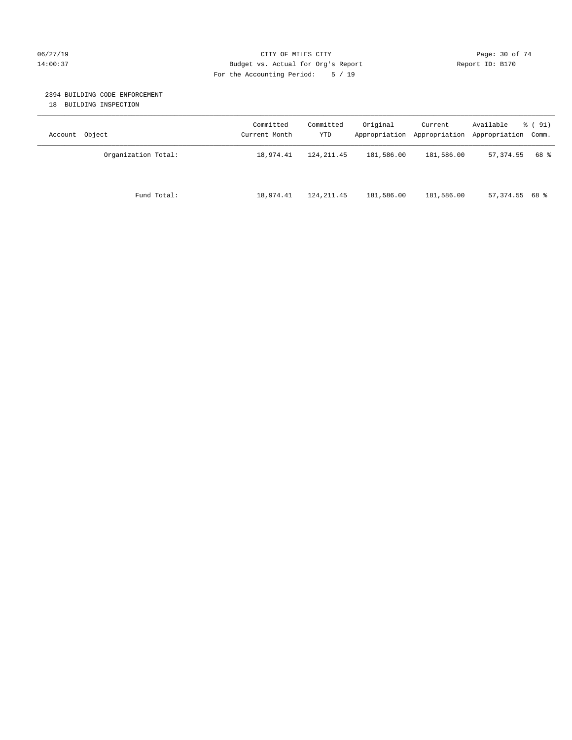CITY OF MILES CITY
Budget vs. Actual for Org's Report
For the Accounting Period: 5 / 19

Report ID: B170

## 2394 BUILDING CODE ENFORCEMENT

18 BUILDING INSPECTION

| Account Object | Committed Current Month | Committed YTD | Original Appropriation | Current Appropriation | Available Appropriation | % ( 91) Comm. |
|---|---|---|---|---|---|---|
| Organization Total: | 18,974.41 | 124,211.45 | 181,586.00 | 181,586.00 | 57,374.55 | 68 % |
| Fund Total: | 18,974.41 | 124,211.45 | 181,586.00 | 181,586.00 | 57,374.55 | 68 % |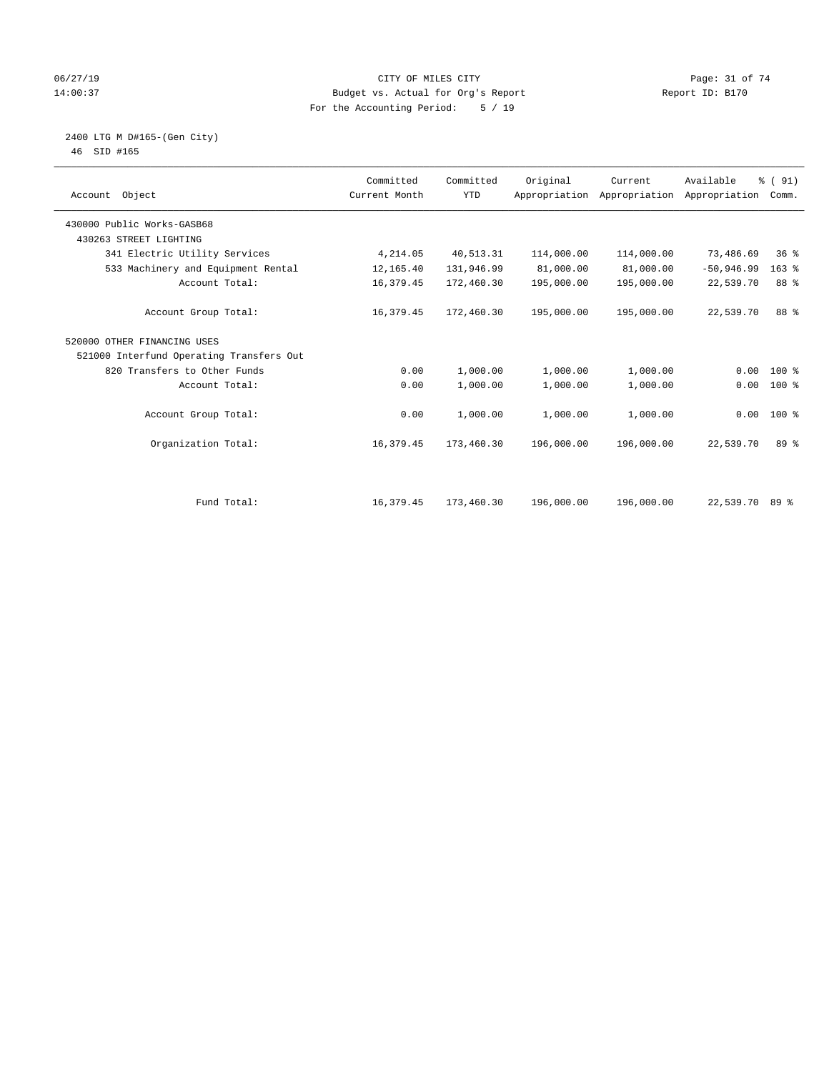CITY OF MILES CITY
Budget vs. Actual for Org's Report
For the Accounting Period: 5 / 19

06/27/19
14:00:37

Report ID: B170

2400 LTG M D#165-(Gen City)
46 SID #165

| Account Object | Committed Current Month | Committed YTD | Original Appropriation | Current Appropriation | Available Appropriation | % ( 91) Comm. |
|---|---|---|---|---|---|---|
| 430000 Public Works-GASB68 | | | | | | |
| 430263 STREET LIGHTING | | | | | | |
| 341 Electric Utility Services | 4,214.05 | 40,513.31 | 114,000.00 | 114,000.00 | 73,486.69 | 36 % |
| 533 Machinery and Equipment Rental | 12,165.40 | 131,946.99 | 81,000.00 | 81,000.00 | -50,946.99 | 163 % |
| Account Total: | 16,379.45 | 172,460.30 | 195,000.00 | 195,000.00 | 22,539.70 | 88 % |
| Account Group Total: | 16,379.45 | 172,460.30 | 195,000.00 | 195,000.00 | 22,539.70 | 88 % |
| 520000 OTHER FINANCING USES | | | | | | |
| 521000 Interfund Operating Transfers Out | | | | | | |
| 820 Transfers to Other Funds | 0.00 | 1,000.00 | 1,000.00 | 1,000.00 | 0.00 | 100 % |
| Account Total: | 0.00 | 1,000.00 | 1,000.00 | 1,000.00 | 0.00 | 100 % |
| Account Group Total: | 0.00 | 1,000.00 | 1,000.00 | 1,000.00 | 0.00 | 100 % |
| Organization Total: | 16,379.45 | 173,460.30 | 196,000.00 | 196,000.00 | 22,539.70 | 89 % |
| Fund Total: | 16,379.45 | 173,460.30 | 196,000.00 | 196,000.00 | 22,539.70 | 89 % |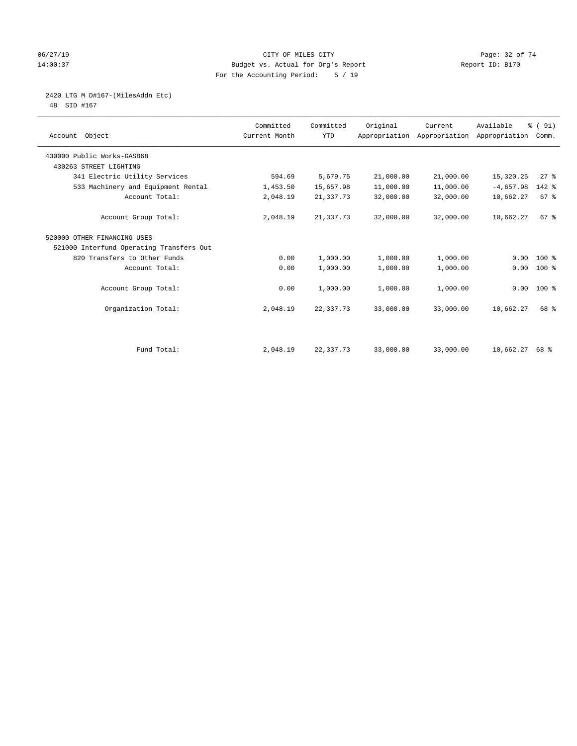CITY OF MILES CITY
Budget vs. Actual for Org's Report
For the Accounting Period: 5 / 19

06/27/19
14:00:37

Report ID: B170

## 2420 LTG M D#167-(MilesAddn Etc)

48 SID #167

| Account Object | Committed Current Month | Committed YTD | Original Appropriation | Current Appropriation | Available Appropriation | % ( 91) Comm. |
|---|---|---|---|---|---|---|
| 430000 Public Works-GASB68 | | | | | | |
| 430263 STREET LIGHTING | | | | | | |
| 341 Electric Utility Services | 594.69 | 5,679.75 | 21,000.00 | 21,000.00 | 15,320.25 | 27 % |
| 533 Machinery and Equipment Rental | 1,453.50 | 15,657.98 | 11,000.00 | 11,000.00 | -4,657.98 | 142 % |
| Account Total: | 2,048.19 | 21,337.73 | 32,000.00 | 32,000.00 | 10,662.27 | 67 % |
| Account Group Total: | 2,048.19 | 21,337.73 | 32,000.00 | 32,000.00 | 10,662.27 | 67 % |
| 520000 OTHER FINANCING USES | | | | | | |
| 521000 Interfund Operating Transfers Out | | | | | | |
| 820 Transfers to Other Funds | 0.00 | 1,000.00 | 1,000.00 | 1,000.00 | 0.00 | 100 % |
| Account Total: | 0.00 | 1,000.00 | 1,000.00 | 1,000.00 | 0.00 | 100 % |
| Account Group Total: | 0.00 | 1,000.00 | 1,000.00 | 1,000.00 | 0.00 | 100 % |
| Organization Total: | 2,048.19 | 22,337.73 | 33,000.00 | 33,000.00 | 10,662.27 | 68 % |
| Fund Total: | 2,048.19 | 22,337.73 | 33,000.00 | 33,000.00 | 10,662.27 | 68 % |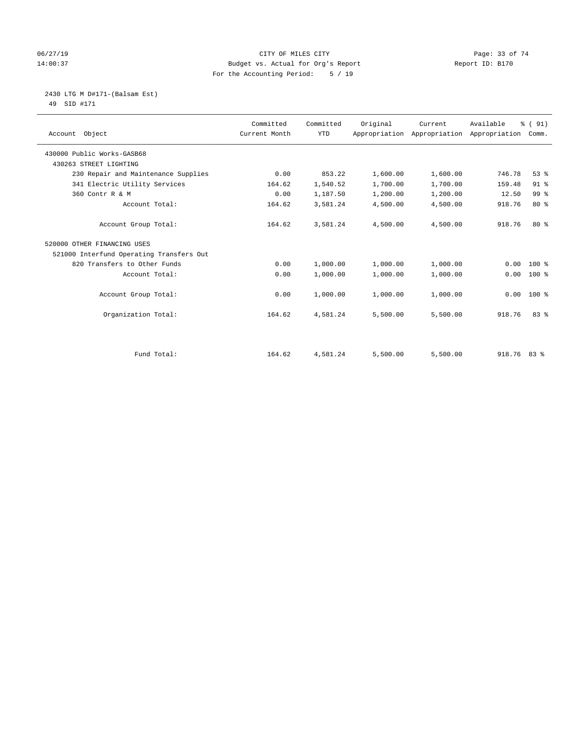CITY OF MILES CITY
Budget vs. Actual for Org's Report
For the Accounting Period: 5 / 19

06/27/19
14:00:37

Report ID: B170

2430 LTG M D#171-(Balsam Est)
49 SID #171

| Account Object | Committed Current Month | Committed YTD | Original Appropriation | Current Appropriation | Available Appropriation | % ( 91) Comm. |
|---|---|---|---|---|---|---|
| 430000 Public Works-GASB68 | | | | | | |
| 430263 STREET LIGHTING | | | | | | |
| 230 Repair and Maintenance Supplies | 0.00 | 853.22 | 1,600.00 | 1,600.00 | 746.78 | 53 % |
| 341 Electric Utility Services | 164.62 | 1,540.52 | 1,700.00 | 1,700.00 | 159.48 | 91 % |
| 360 Contr R & M | 0.00 | 1,187.50 | 1,200.00 | 1,200.00 | 12.50 | 99 % |
| Account Total: | 164.62 | 3,581.24 | 4,500.00 | 4,500.00 | 918.76 | 80 % |
| Account Group Total: | 164.62 | 3,581.24 | 4,500.00 | 4,500.00 | 918.76 | 80 % |
| 520000 OTHER FINANCING USES | | | | | | |
| 521000 Interfund Operating Transfers Out | | | | | | |
| 820 Transfers to Other Funds | 0.00 | 1,000.00 | 1,000.00 | 1,000.00 | 0.00 | 100 % |
| Account Total: | 0.00 | 1,000.00 | 1,000.00 | 1,000.00 | 0.00 | 100 % |
| Account Group Total: | 0.00 | 1,000.00 | 1,000.00 | 1,000.00 | 0.00 | 100 % |
| Organization Total: | 164.62 | 4,581.24 | 5,500.00 | 5,500.00 | 918.76 | 83 % |
| Fund Total: | 164.62 | 4,581.24 | 5,500.00 | 5,500.00 | 918.76 | 83 % |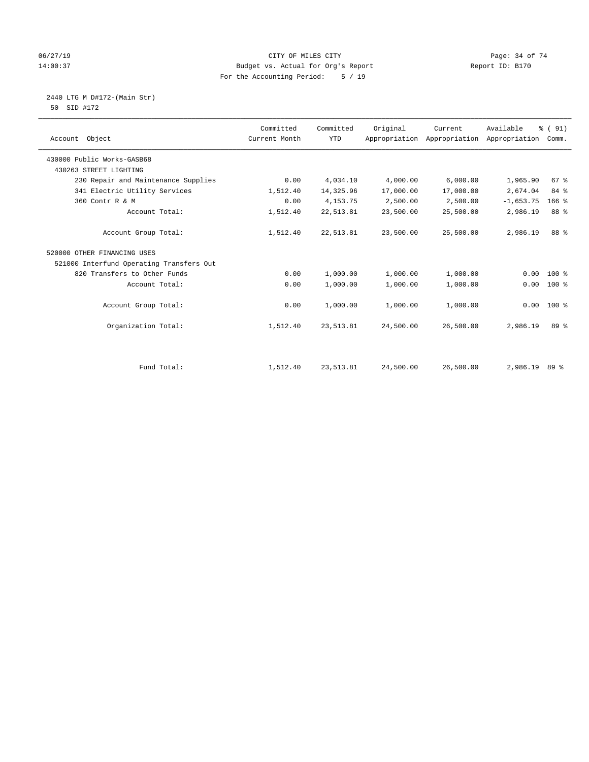CITY OF MILES CITY
Budget vs. Actual for Org's Report
For the Accounting Period: 5 / 19

06/27/19
14:00:37

Report ID: B170

2440 LTG M D#172-(Main Str)
50 SID #172

| Account Object | Committed Current Month | Committed YTD | Original Appropriation | Current Appropriation | Available Appropriation | % ( 91) Comm. |
|---|---|---|---|---|---|---|
| 430000 Public Works-GASB68 | | | | | | |
| 430263 STREET LIGHTING | | | | | | |
| 230 Repair and Maintenance Supplies | 0.00 | 4,034.10 | 4,000.00 | 6,000.00 | 1,965.90 | 67 % |
| 341 Electric Utility Services | 1,512.40 | 14,325.96 | 17,000.00 | 17,000.00 | 2,674.04 | 84 % |
| 360 Contr R & M | 0.00 | 4,153.75 | 2,500.00 | 2,500.00 | -1,653.75 | 166 % |
| Account Total: | 1,512.40 | 22,513.81 | 23,500.00 | 25,500.00 | 2,986.19 | 88 % |
| Account Group Total: | 1,512.40 | 22,513.81 | 23,500.00 | 25,500.00 | 2,986.19 | 88 % |
| 520000 OTHER FINANCING USES | | | | | | |
| 521000 Interfund Operating Transfers Out | | | | | | |
| 820 Transfers to Other Funds | 0.00 | 1,000.00 | 1,000.00 | 1,000.00 | 0.00 | 100 % |
| Account Total: | 0.00 | 1,000.00 | 1,000.00 | 1,000.00 | 0.00 | 100 % |
| Account Group Total: | 0.00 | 1,000.00 | 1,000.00 | 1,000.00 | 0.00 | 100 % |
| Organization Total: | 1,512.40 | 23,513.81 | 24,500.00 | 26,500.00 | 2,986.19 | 89 % |
| Fund Total: | 1,512.40 | 23,513.81 | 24,500.00 | 26,500.00 | 2,986.19 | 89 % |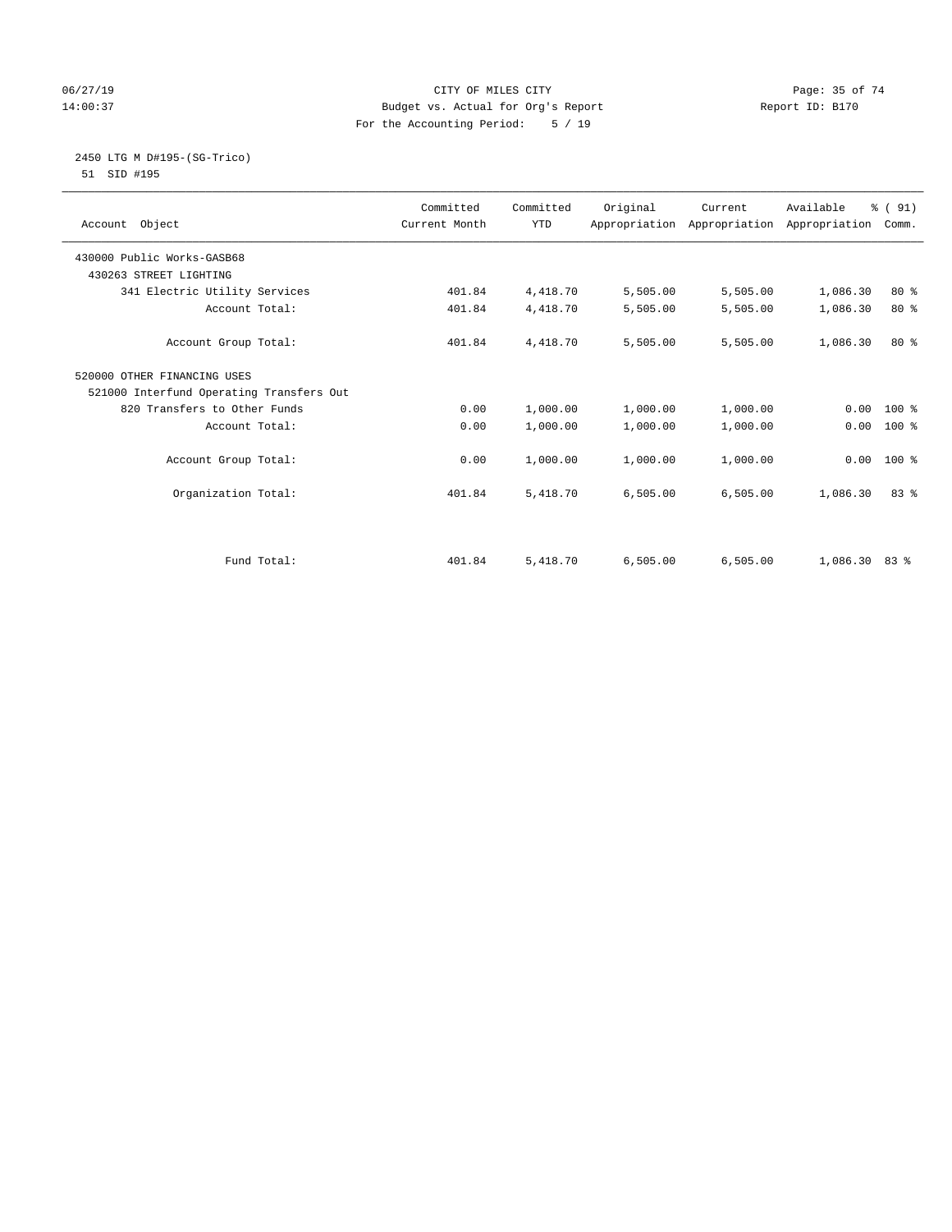# CITY OF MILES CITY

## Budget vs. Actual for Org's Report

For the Accounting Period: 5 / 19

06/27/19 14:00:37 — Report ID: B170

### 2450 LTG M D#195-(SG-Trico)

51 SID #195

| Account Object | Committed Current Month | Committed YTD | Original Appropriation | Current Appropriation | Available Appropriation | % ( 91) Comm. |
|---|---|---|---|---|---|---|
| 430000 Public Works-GASB68 | | | | | | |
| 430263 STREET LIGHTING | | | | | | |
| 341 Electric Utility Services | 401.84 | 4,418.70 | 5,505.00 | 5,505.00 | 1,086.30 | 80 % |
| Account Total: | 401.84 | 4,418.70 | 5,505.00 | 5,505.00 | 1,086.30 | 80 % |
| Account Group Total: | 401.84 | 4,418.70 | 5,505.00 | 5,505.00 | 1,086.30 | 80 % |
| 520000 OTHER FINANCING USES | | | | | | |
| 521000 Interfund Operating Transfers Out | | | | | | |
| 820 Transfers to Other Funds | 0.00 | 1,000.00 | 1,000.00 | 1,000.00 | 0.00 | 100 % |
| Account Total: | 0.00 | 1,000.00 | 1,000.00 | 1,000.00 | 0.00 | 100 % |
| Account Group Total: | 0.00 | 1,000.00 | 1,000.00 | 1,000.00 | 0.00 | 100 % |
| Organization Total: | 401.84 | 5,418.70 | 6,505.00 | 6,505.00 | 1,086.30 | 83 % |
| Fund Total: | 401.84 | 5,418.70 | 6,505.00 | 6,505.00 | 1,086.30 | 83 % |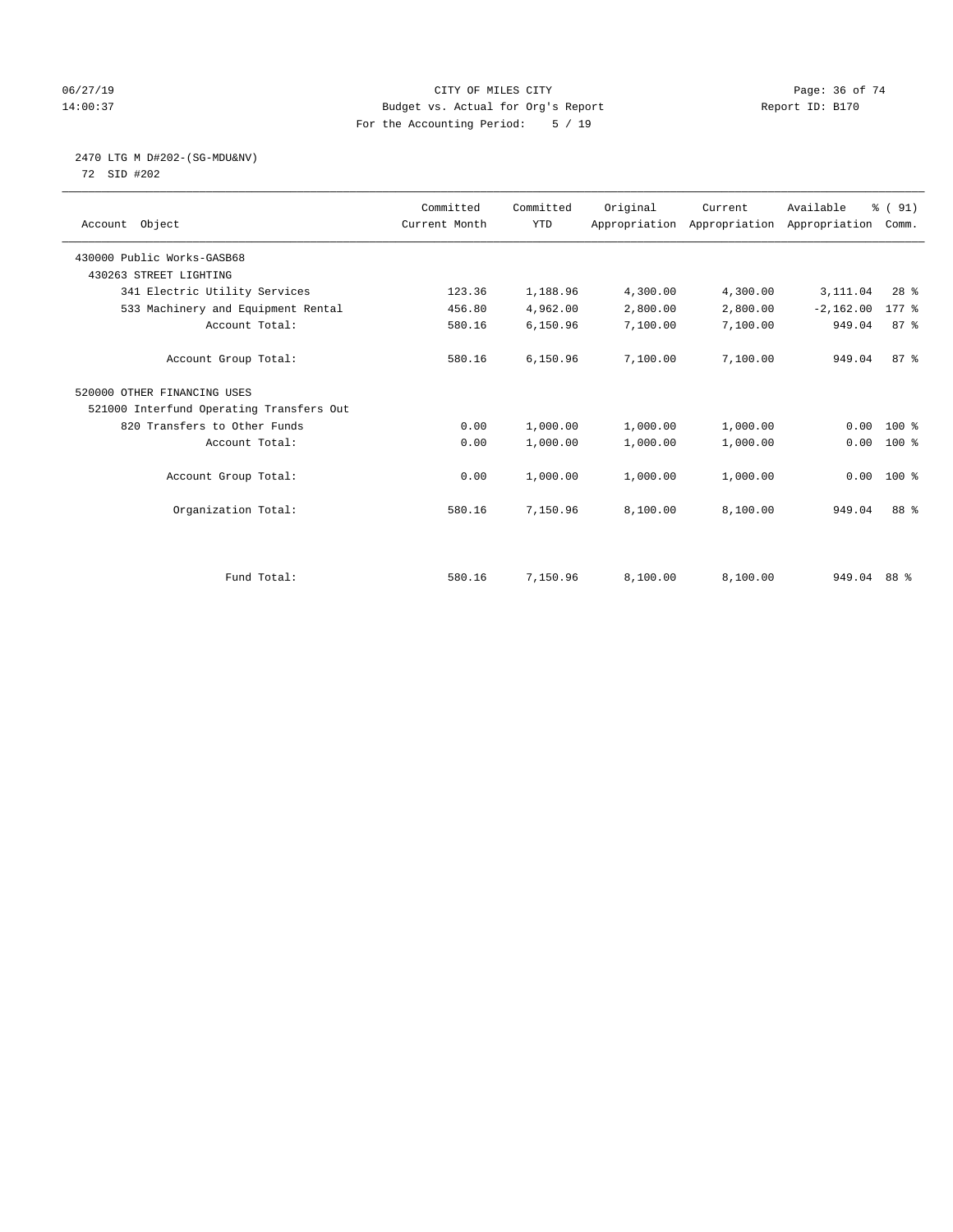CITY OF MILES CITY
Budget vs. Actual for Org's Report
For the Accounting Period: 5 / 19

06/27/19
14:00:37

Report ID: B170

## 2470 LTG M D#202-(SG-MDU&NV)

72 SID #202

| Account Object | Committed Current Month | Committed YTD | Original Appropriation | Current Appropriation | Available Appropriation | % ( 91) Comm. |
|---|---|---|---|---|---|---|
| 430000 Public Works-GASB68 | | | | | | |
| 430263 STREET LIGHTING | | | | | | |
| 341 Electric Utility Services | 123.36 | 1,188.96 | 4,300.00 | 4,300.00 | 3,111.04 | 28 % |
| 533 Machinery and Equipment Rental | 456.80 | 4,962.00 | 2,800.00 | 2,800.00 | -2,162.00 | 177 % |
| Account Total: | 580.16 | 6,150.96 | 7,100.00 | 7,100.00 | 949.04 | 87 % |
| Account Group Total: | 580.16 | 6,150.96 | 7,100.00 | 7,100.00 | 949.04 | 87 % |
| 520000 OTHER FINANCING USES | | | | | | |
| 521000 Interfund Operating Transfers Out | | | | | | |
| 820 Transfers to Other Funds | 0.00 | 1,000.00 | 1,000.00 | 1,000.00 | 0.00 | 100 % |
| Account Total: | 0.00 | 1,000.00 | 1,000.00 | 1,000.00 | 0.00 | 100 % |
| Account Group Total: | 0.00 | 1,000.00 | 1,000.00 | 1,000.00 | 0.00 | 100 % |
| Organization Total: | 580.16 | 7,150.96 | 8,100.00 | 8,100.00 | 949.04 | 88 % |
| Fund Total: | 580.16 | 7,150.96 | 8,100.00 | 8,100.00 | 949.04 | 88 % |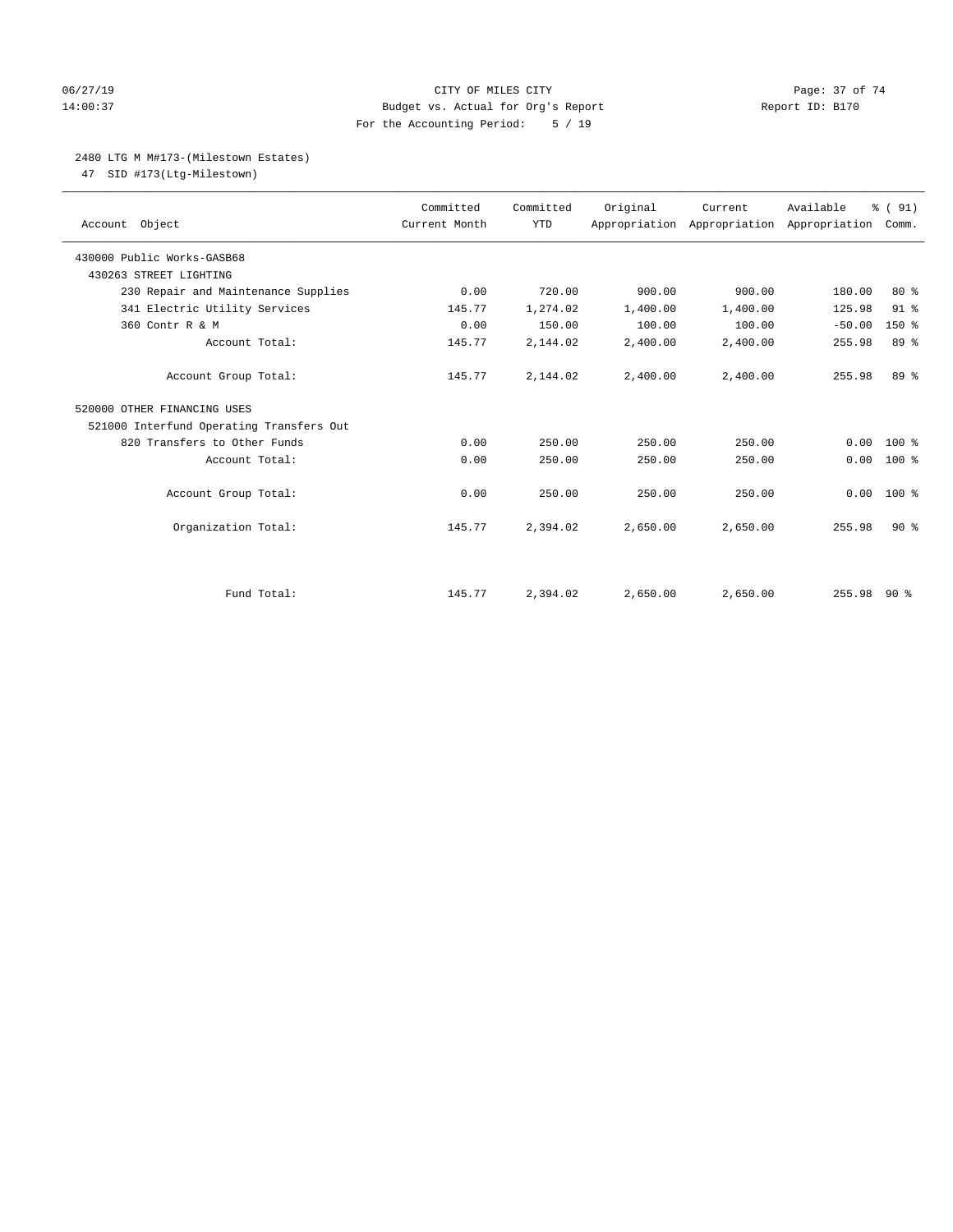CITY OF MILES CITY

Budget vs. Actual for Org's Report

For the Accounting Period: 5 / 19

06/27/19 14:00:37 Report ID: B170

## 2480 LTG M M#173-(Milestown Estates)

47 SID #173(Ltg-Milestown)

| Account Object | Committed Current Month | Committed YTD | Original Appropriation | Current Appropriation | Available Appropriation | % ( 91) Comm. |
|---|---|---|---|---|---|---|
| 430000 Public Works-GASB68 | | | | | | |
| 430263 STREET LIGHTING | | | | | | |
| 230 Repair and Maintenance Supplies | 0.00 | 720.00 | 900.00 | 900.00 | 180.00 | 80 % |
| 341 Electric Utility Services | 145.77 | 1,274.02 | 1,400.00 | 1,400.00 | 125.98 | 91 % |
| 360 Contr R & M | 0.00 | 150.00 | 100.00 | 100.00 | -50.00 | 150 % |
| Account Total: | 145.77 | 2,144.02 | 2,400.00 | 2,400.00 | 255.98 | 89 % |
| Account Group Total: | 145.77 | 2,144.02 | 2,400.00 | 2,400.00 | 255.98 | 89 % |
| 520000 OTHER FINANCING USES | | | | | | |
| 521000 Interfund Operating Transfers Out | | | | | | |
| 820 Transfers to Other Funds | 0.00 | 250.00 | 250.00 | 250.00 | 0.00 | 100 % |
| Account Total: | 0.00 | 250.00 | 250.00 | 250.00 | 0.00 | 100 % |
| Account Group Total: | 0.00 | 250.00 | 250.00 | 250.00 | 0.00 | 100 % |
| Organization Total: | 145.77 | 2,394.02 | 2,650.00 | 2,650.00 | 255.98 | 90 % |
| Fund Total: | 145.77 | 2,394.02 | 2,650.00 | 2,650.00 | 255.98 | 90 % |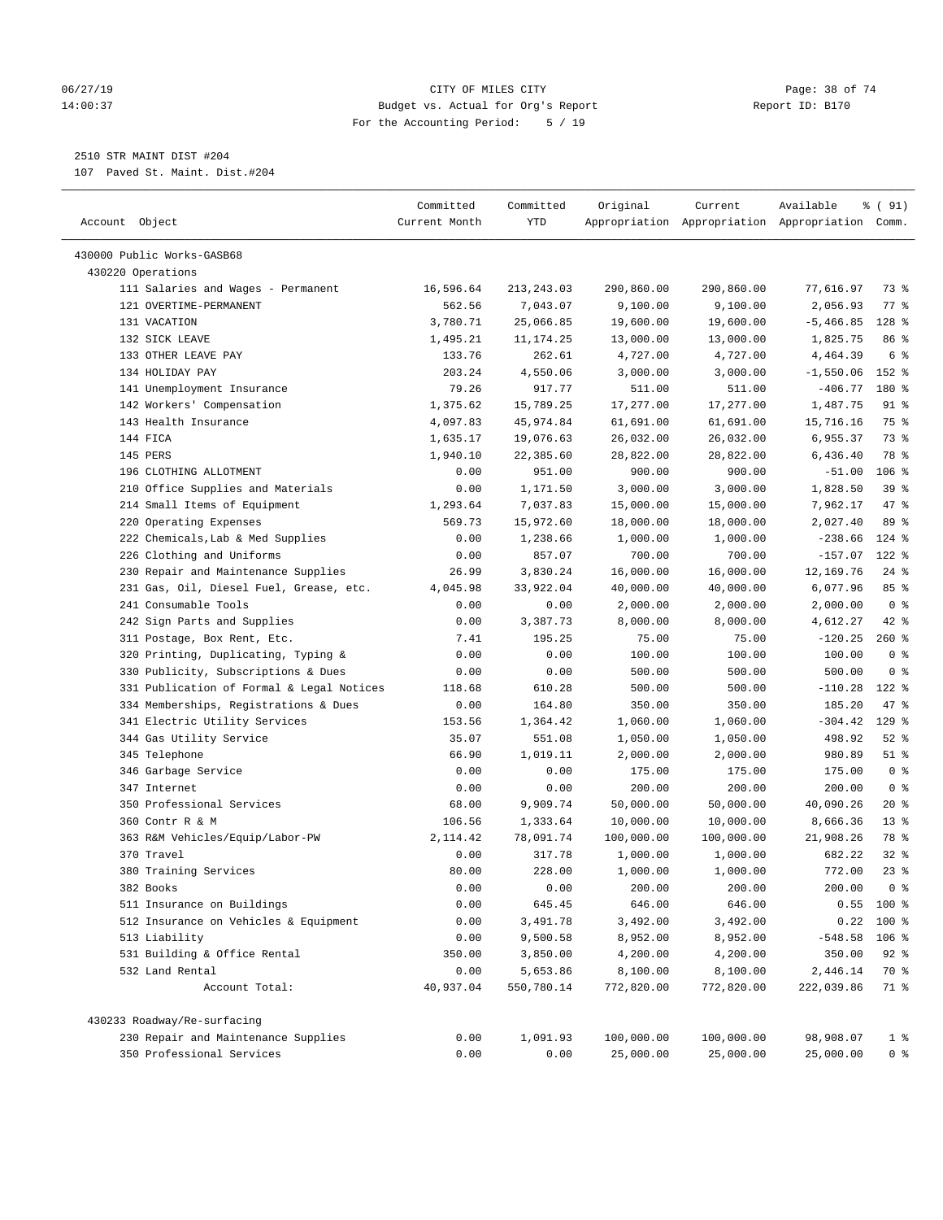CITY OF MILES CITY
Budget vs. Actual for Org's Report
For the Accounting Period: 5 / 19

06/27/19
14:00:37

Report ID: B170

2510 STR MAINT DIST #204
107 Paved St. Maint. Dist.#204

| Account Object | Committed Current Month | Committed YTD | Original Appropriation | Current Appropriation | Available Appropriation | % ( 91) Comm. |
|---|---|---|---|---|---|---|
| 430000 Public Works-GASB68 | | | | | | |
| 430220 Operations | | | | | | |
| 111 Salaries and Wages - Permanent | 16,596.64 | 213,243.03 | 290,860.00 | 290,860.00 | 77,616.97 | 73 % |
| 121 OVERTIME-PERMANENT | 562.56 | 7,043.07 | 9,100.00 | 9,100.00 | 2,056.93 | 77 % |
| 131 VACATION | 3,780.71 | 25,066.85 | 19,600.00 | 19,600.00 | -5,466.85 | 128 % |
| 132 SICK LEAVE | 1,495.21 | 11,174.25 | 13,000.00 | 13,000.00 | 1,825.75 | 86 % |
| 133 OTHER LEAVE PAY | 133.76 | 262.61 | 4,727.00 | 4,727.00 | 4,464.39 | 6 % |
| 134 HOLIDAY PAY | 203.24 | 4,550.06 | 3,000.00 | 3,000.00 | -1,550.06 | 152 % |
| 141 Unemployment Insurance | 79.26 | 917.77 | 511.00 | 511.00 | -406.77 | 180 % |
| 142 Workers' Compensation | 1,375.62 | 15,789.25 | 17,277.00 | 17,277.00 | 1,487.75 | 91 % |
| 143 Health Insurance | 4,097.83 | 45,974.84 | 61,691.00 | 61,691.00 | 15,716.16 | 75 % |
| 144 FICA | 1,635.17 | 19,076.63 | 26,032.00 | 26,032.00 | 6,955.37 | 73 % |
| 145 PERS | 1,940.10 | 22,385.60 | 28,822.00 | 28,822.00 | 6,436.40 | 78 % |
| 196 CLOTHING ALLOTMENT | 0.00 | 951.00 | 900.00 | 900.00 | -51.00 | 106 % |
| 210 Office Supplies and Materials | 0.00 | 1,171.50 | 3,000.00 | 3,000.00 | 1,828.50 | 39 % |
| 214 Small Items of Equipment | 1,293.64 | 7,037.83 | 15,000.00 | 15,000.00 | 7,962.17 | 47 % |
| 220 Operating Expenses | 569.73 | 15,972.60 | 18,000.00 | 18,000.00 | 2,027.40 | 89 % |
| 222 Chemicals,Lab & Med Supplies | 0.00 | 1,238.66 | 1,000.00 | 1,000.00 | -238.66 | 124 % |
| 226 Clothing and Uniforms | 0.00 | 857.07 | 700.00 | 700.00 | -157.07 | 122 % |
| 230 Repair and Maintenance Supplies | 26.99 | 3,830.24 | 16,000.00 | 16,000.00 | 12,169.76 | 24 % |
| 231 Gas, Oil, Diesel Fuel, Grease, etc. | 4,045.98 | 33,922.04 | 40,000.00 | 40,000.00 | 6,077.96 | 85 % |
| 241 Consumable Tools | 0.00 | 0.00 | 2,000.00 | 2,000.00 | 2,000.00 | 0 % |
| 242 Sign Parts and Supplies | 0.00 | 3,387.73 | 8,000.00 | 8,000.00 | 4,612.27 | 42 % |
| 311 Postage, Box Rent, Etc. | 7.41 | 195.25 | 75.00 | 75.00 | -120.25 | 260 % |
| 320 Printing, Duplicating, Typing & | 0.00 | 0.00 | 100.00 | 100.00 | 100.00 | 0 % |
| 330 Publicity, Subscriptions & Dues | 0.00 | 0.00 | 500.00 | 500.00 | 500.00 | 0 % |
| 331 Publication of Formal & Legal Notices | 118.68 | 610.28 | 500.00 | 500.00 | -110.28 | 122 % |
| 334 Memberships, Registrations & Dues | 0.00 | 164.80 | 350.00 | 350.00 | 185.20 | 47 % |
| 341 Electric Utility Services | 153.56 | 1,364.42 | 1,060.00 | 1,060.00 | -304.42 | 129 % |
| 344 Gas Utility Service | 35.07 | 551.08 | 1,050.00 | 1,050.00 | 498.92 | 52 % |
| 345 Telephone | 66.90 | 1,019.11 | 2,000.00 | 2,000.00 | 980.89 | 51 % |
| 346 Garbage Service | 0.00 | 0.00 | 175.00 | 175.00 | 175.00 | 0 % |
| 347 Internet | 0.00 | 0.00 | 200.00 | 200.00 | 200.00 | 0 % |
| 350 Professional Services | 68.00 | 9,909.74 | 50,000.00 | 50,000.00 | 40,090.26 | 20 % |
| 360 Contr R & M | 106.56 | 1,333.64 | 10,000.00 | 10,000.00 | 8,666.36 | 13 % |
| 363 R&M Vehicles/Equip/Labor-PW | 2,114.42 | 78,091.74 | 100,000.00 | 100,000.00 | 21,908.26 | 78 % |
| 370 Travel | 0.00 | 317.78 | 1,000.00 | 1,000.00 | 682.22 | 32 % |
| 380 Training Services | 80.00 | 228.00 | 1,000.00 | 1,000.00 | 772.00 | 23 % |
| 382 Books | 0.00 | 0.00 | 200.00 | 200.00 | 200.00 | 0 % |
| 511 Insurance on Buildings | 0.00 | 645.45 | 646.00 | 646.00 | 0.55 | 100 % |
| 512 Insurance on Vehicles & Equipment | 0.00 | 3,491.78 | 3,492.00 | 3,492.00 | 0.22 | 100 % |
| 513 Liability | 0.00 | 9,500.58 | 8,952.00 | 8,952.00 | -548.58 | 106 % |
| 531 Building & Office Rental | 350.00 | 3,850.00 | 4,200.00 | 4,200.00 | 350.00 | 92 % |
| 532 Land Rental | 0.00 | 5,653.86 | 8,100.00 | 8,100.00 | 2,446.14 | 70 % |
| Account Total: | 40,937.04 | 550,780.14 | 772,820.00 | 772,820.00 | 222,039.86 | 71 % |
| 430233 Roadway/Re-surfacing | | | | | | |
| 230 Repair and Maintenance Supplies | 0.00 | 1,091.93 | 100,000.00 | 100,000.00 | 98,908.07 | 1 % |
| 350 Professional Services | 0.00 | 0.00 | 25,000.00 | 25,000.00 | 25,000.00 | 0 % |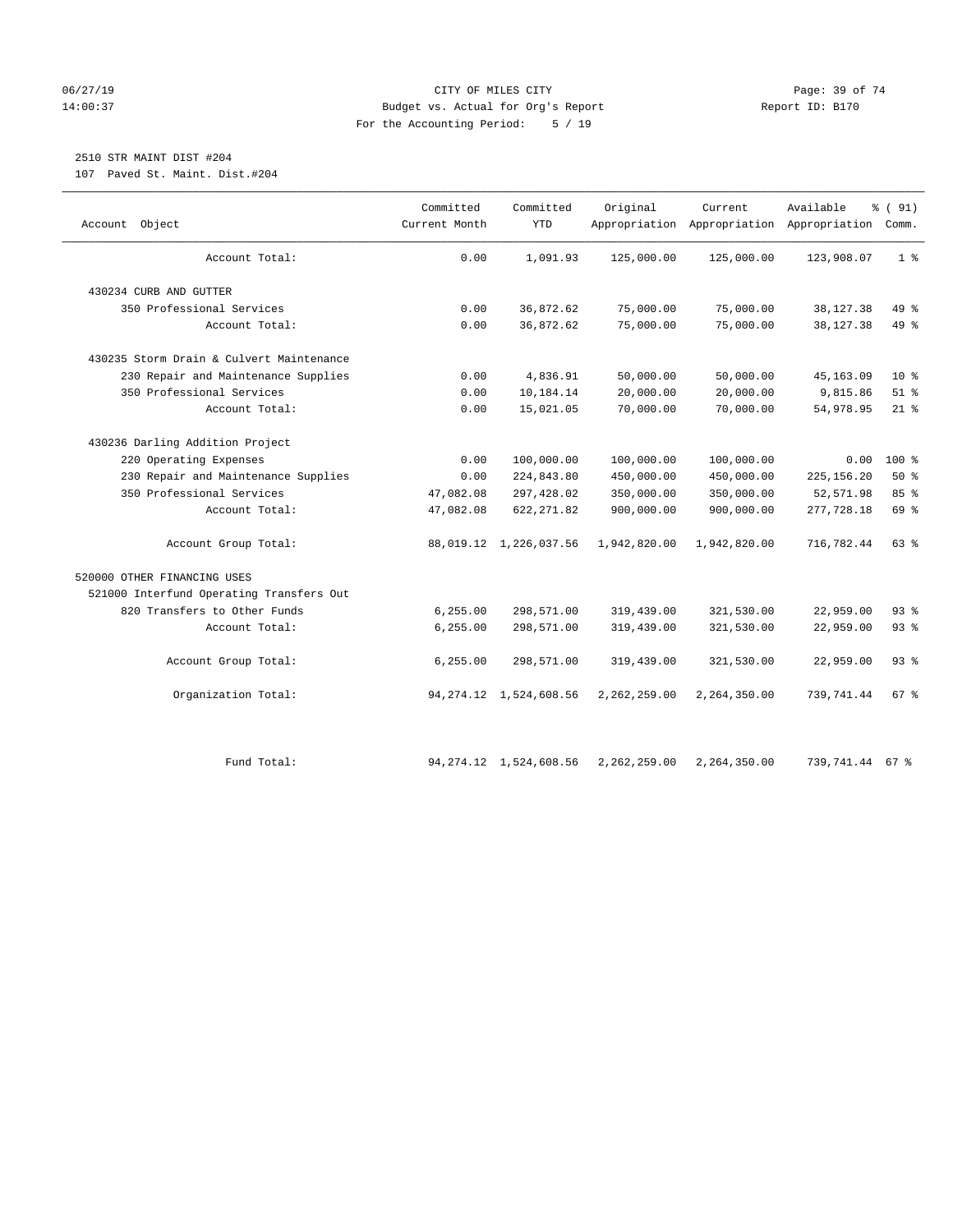CITY OF MILES CITY
Budget vs. Actual for Org's Report
For the Accounting Period: 5 / 19

06/27/19
14:00:37

Report ID: B170

2510 STR MAINT DIST #204
107 Paved St. Maint. Dist.#204

| Account Object | Committed Current Month | Committed YTD | Original Appropriation | Current Appropriation | Available Appropriation | % ( 91) Comm. |
|---|---|---|---|---|---|---|
| Account Total: | 0.00 | 1,091.93 | 125,000.00 | 125,000.00 | 123,908.07 | 1 % |
| 430234 CURB AND GUTTER | | | | | | |
| 350 Professional Services | 0.00 | 36,872.62 | 75,000.00 | 75,000.00 | 38,127.38 | 49 % |
| Account Total: | 0.00 | 36,872.62 | 75,000.00 | 75,000.00 | 38,127.38 | 49 % |
| 430235 Storm Drain & Culvert Maintenance | | | | | | |
| 230 Repair and Maintenance Supplies | 0.00 | 4,836.91 | 50,000.00 | 50,000.00 | 45,163.09 | 10 % |
| 350 Professional Services | 0.00 | 10,184.14 | 20,000.00 | 20,000.00 | 9,815.86 | 51 % |
| Account Total: | 0.00 | 15,021.05 | 70,000.00 | 70,000.00 | 54,978.95 | 21 % |
| 430236 Darling Addition Project | | | | | | |
| 220 Operating Expenses | 0.00 | 100,000.00 | 100,000.00 | 100,000.00 | 0.00 | 100 % |
| 230 Repair and Maintenance Supplies | 0.00 | 224,843.80 | 450,000.00 | 450,000.00 | 225,156.20 | 50 % |
| 350 Professional Services | 47,082.08 | 297,428.02 | 350,000.00 | 350,000.00 | 52,571.98 | 85 % |
| Account Total: | 47,082.08 | 622,271.82 | 900,000.00 | 900,000.00 | 277,728.18 | 69 % |
| Account Group Total: | 88,019.12 | 1,226,037.56 | 1,942,820.00 | 1,942,820.00 | 716,782.44 | 63 % |
| 520000 OTHER FINANCING USES | | | | | | |
| 521000 Interfund Operating Transfers Out | | | | | | |
| 820 Transfers to Other Funds | 6,255.00 | 298,571.00 | 319,439.00 | 321,530.00 | 22,959.00 | 93 % |
| Account Total: | 6,255.00 | 298,571.00 | 319,439.00 | 321,530.00 | 22,959.00 | 93 % |
| Account Group Total: | 6,255.00 | 298,571.00 | 319,439.00 | 321,530.00 | 22,959.00 | 93 % |
| Organization Total: | 94,274.12 | 1,524,608.56 | 2,262,259.00 | 2,264,350.00 | 739,741.44 | 67 % |
| Fund Total: | 94,274.12 | 1,524,608.56 | 2,262,259.00 | 2,264,350.00 | 739,741.44 | 67 % |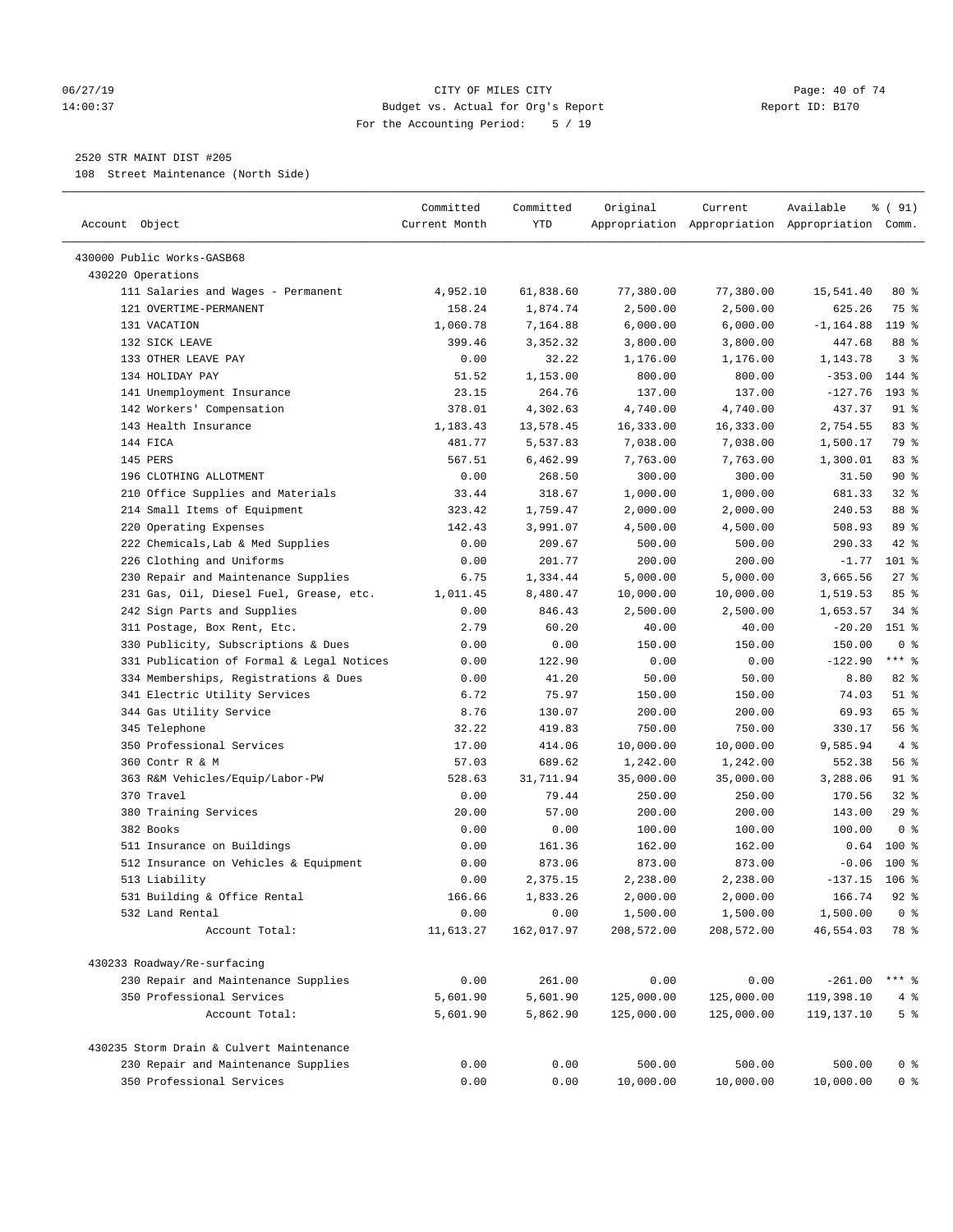CITY OF MILES CITY
Budget vs. Actual for Org's Report
For the Accounting Period: 5 / 19

2520 STR MAINT DIST #205
108 Street Maintenance (North Side)

| Account Object | Committed Current Month | Committed YTD | Original Appropriation | Current Appropriation | Available Appropriation | % ( 91) Comm. |
|---|---|---|---|---|---|---|
| 430000 Public Works-GASB68 | | | | | | |
| 430220 Operations | | | | | | |
| 111 Salaries and Wages - Permanent | 4,952.10 | 61,838.60 | 77,380.00 | 77,380.00 | 15,541.40 | 80 % |
| 121 OVERTIME-PERMANENT | 158.24 | 1,874.74 | 2,500.00 | 2,500.00 | 625.26 | 75 % |
| 131 VACATION | 1,060.78 | 7,164.88 | 6,000.00 | 6,000.00 | -1,164.88 | 119 % |
| 132 SICK LEAVE | 399.46 | 3,352.32 | 3,800.00 | 3,800.00 | 447.68 | 88 % |
| 133 OTHER LEAVE PAY | 0.00 | 32.22 | 1,176.00 | 1,176.00 | 1,143.78 | 3 % |
| 134 HOLIDAY PAY | 51.52 | 1,153.00 | 800.00 | 800.00 | -353.00 | 144 % |
| 141 Unemployment Insurance | 23.15 | 264.76 | 137.00 | 137.00 | -127.76 | 193 % |
| 142 Workers' Compensation | 378.01 | 4,302.63 | 4,740.00 | 4,740.00 | 437.37 | 91 % |
| 143 Health Insurance | 1,183.43 | 13,578.45 | 16,333.00 | 16,333.00 | 2,754.55 | 83 % |
| 144 FICA | 481.77 | 5,537.83 | 7,038.00 | 7,038.00 | 1,500.17 | 79 % |
| 145 PERS | 567.51 | 6,462.99 | 7,763.00 | 7,763.00 | 1,300.01 | 83 % |
| 196 CLOTHING ALLOTMENT | 0.00 | 268.50 | 300.00 | 300.00 | 31.50 | 90 % |
| 210 Office Supplies and Materials | 33.44 | 318.67 | 1,000.00 | 1,000.00 | 681.33 | 32 % |
| 214 Small Items of Equipment | 323.42 | 1,759.47 | 2,000.00 | 2,000.00 | 240.53 | 88 % |
| 220 Operating Expenses | 142.43 | 3,991.07 | 4,500.00 | 4,500.00 | 508.93 | 89 % |
| 222 Chemicals,Lab & Med Supplies | 0.00 | 209.67 | 500.00 | 500.00 | 290.33 | 42 % |
| 226 Clothing and Uniforms | 0.00 | 201.77 | 200.00 | 200.00 | -1.77 | 101 % |
| 230 Repair and Maintenance Supplies | 6.75 | 1,334.44 | 5,000.00 | 5,000.00 | 3,665.56 | 27 % |
| 231 Gas, Oil, Diesel Fuel, Grease, etc. | 1,011.45 | 8,480.47 | 10,000.00 | 10,000.00 | 1,519.53 | 85 % |
| 242 Sign Parts and Supplies | 0.00 | 846.43 | 2,500.00 | 2,500.00 | 1,653.57 | 34 % |
| 311 Postage, Box Rent, Etc. | 2.79 | 60.20 | 40.00 | 40.00 | -20.20 | 151 % |
| 330 Publicity, Subscriptions & Dues | 0.00 | 0.00 | 150.00 | 150.00 | 150.00 | 0 % |
| 331 Publication of Formal & Legal Notices | 0.00 | 122.90 | 0.00 | 0.00 | -122.90 | *** % |
| 334 Memberships, Registrations & Dues | 0.00 | 41.20 | 50.00 | 50.00 | 8.80 | 82 % |
| 341 Electric Utility Services | 6.72 | 75.97 | 150.00 | 150.00 | 74.03 | 51 % |
| 344 Gas Utility Service | 8.76 | 130.07 | 200.00 | 200.00 | 69.93 | 65 % |
| 345 Telephone | 32.22 | 419.83 | 750.00 | 750.00 | 330.17 | 56 % |
| 350 Professional Services | 17.00 | 414.06 | 10,000.00 | 10,000.00 | 9,585.94 | 4 % |
| 360 Contr R & M | 57.03 | 689.62 | 1,242.00 | 1,242.00 | 552.38 | 56 % |
| 363 R&M Vehicles/Equip/Labor-PW | 528.63 | 31,711.94 | 35,000.00 | 35,000.00 | 3,288.06 | 91 % |
| 370 Travel | 0.00 | 79.44 | 250.00 | 250.00 | 170.56 | 32 % |
| 380 Training Services | 20.00 | 57.00 | 200.00 | 200.00 | 143.00 | 29 % |
| 382 Books | 0.00 | 0.00 | 100.00 | 100.00 | 100.00 | 0 % |
| 511 Insurance on Buildings | 0.00 | 161.36 | 162.00 | 162.00 | 0.64 | 100 % |
| 512 Insurance on Vehicles & Equipment | 0.00 | 873.06 | 873.00 | 873.00 | -0.06 | 100 % |
| 513 Liability | 0.00 | 2,375.15 | 2,238.00 | 2,238.00 | -137.15 | 106 % |
| 531 Building & Office Rental | 166.66 | 1,833.26 | 2,000.00 | 2,000.00 | 166.74 | 92 % |
| 532 Land Rental | 0.00 | 0.00 | 1,500.00 | 1,500.00 | 1,500.00 | 0 % |
| Account Total: | 11,613.27 | 162,017.97 | 208,572.00 | 208,572.00 | 46,554.03 | 78 % |
| 430233 Roadway/Re-surfacing | | | | | | |
| 230 Repair and Maintenance Supplies | 0.00 | 261.00 | 0.00 | 0.00 | -261.00 | *** % |
| 350 Professional Services | 5,601.90 | 5,601.90 | 125,000.00 | 125,000.00 | 119,398.10 | 4 % |
| Account Total: | 5,601.90 | 5,862.90 | 125,000.00 | 125,000.00 | 119,137.10 | 5 % |
| 430235 Storm Drain & Culvert Maintenance | | | | | | |
| 230 Repair and Maintenance Supplies | 0.00 | 0.00 | 500.00 | 500.00 | 500.00 | 0 % |
| 350 Professional Services | 0.00 | 0.00 | 10,000.00 | 10,000.00 | 10,000.00 | 0 % |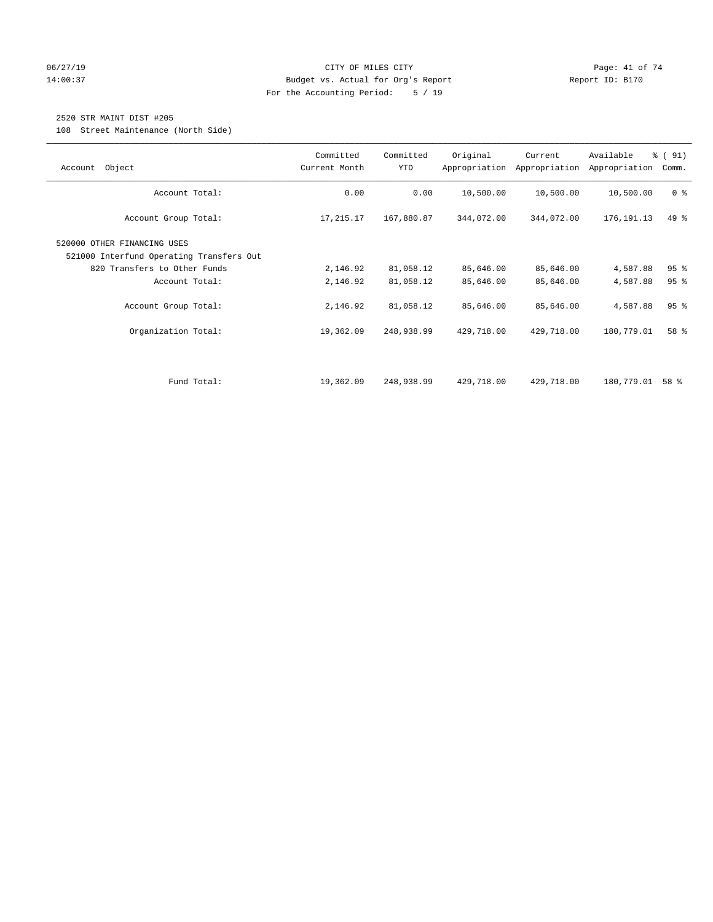CITY OF MILES CITY
Budget vs. Actual for Org's Report
For the Accounting Period: 5 / 19

Report ID: B170

06/27/19
14:00:37

## 2520 STR MAINT DIST #205

108 Street Maintenance (North Side)

| Account Object | Committed Current Month | Committed YTD | Original Appropriation | Current Appropriation | Available Appropriation | % ( 91) Comm. |
|---|---|---|---|---|---|---|
| Account Total: | 0.00 | 0.00 | 10,500.00 | 10,500.00 | 10,500.00 | 0 % |
| Account Group Total: | 17,215.17 | 167,880.87 | 344,072.00 | 344,072.00 | 176,191.13 | 49 % |
| 520000 OTHER FINANCING USES | | | | | | |
| 521000 Interfund Operating Transfers Out | | | | | | |
| 820 Transfers to Other Funds | 2,146.92 | 81,058.12 | 85,646.00 | 85,646.00 | 4,587.88 | 95 % |
| Account Total: | 2,146.92 | 81,058.12 | 85,646.00 | 85,646.00 | 4,587.88 | 95 % |
| Account Group Total: | 2,146.92 | 81,058.12 | 85,646.00 | 85,646.00 | 4,587.88 | 95 % |
| Organization Total: | 19,362.09 | 248,938.99 | 429,718.00 | 429,718.00 | 180,779.01 | 58 % |
| Fund Total: | 19,362.09 | 248,938.99 | 429,718.00 | 429,718.00 | 180,779.01 | 58 % |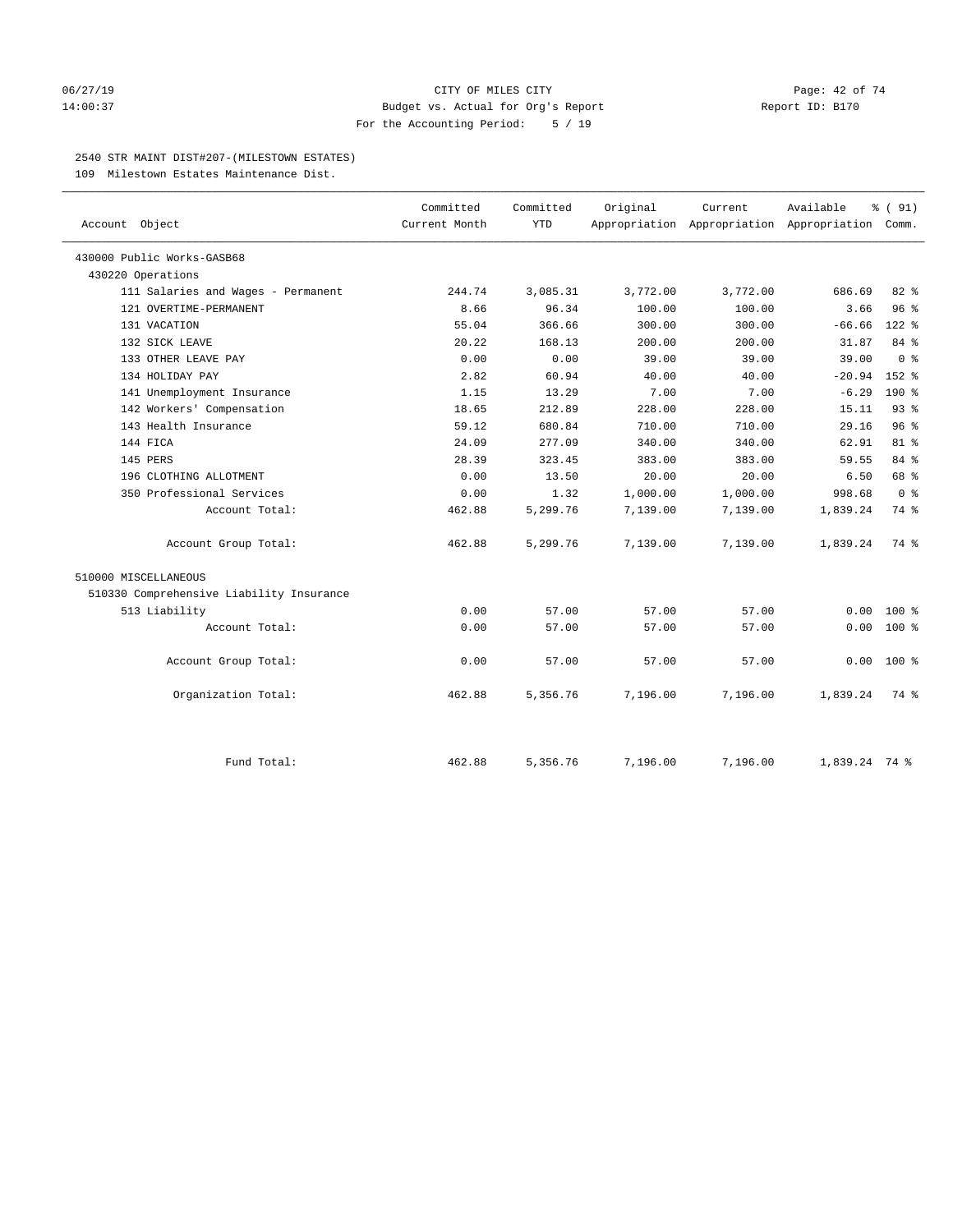CITY OF MILES CITY
Budget vs. Actual for Org's Report
For the Accounting Period: 5 / 19

06/27/19
14:00:37

Report ID: B170

## 2540 STR MAINT DIST#207-(MILESTOWN ESTATES)

109 Milestown Estates Maintenance Dist.

| Account Object | Committed Current Month | Committed YTD | Original Appropriation | Current Appropriation | Available Appropriation | % ( 91) Comm. |
|---|---|---|---|---|---|---|
| 430000 Public Works-GASB68 | | | | | | |
| 430220 Operations | | | | | | |
| 111 Salaries and Wages - Permanent | 244.74 | 3,085.31 | 3,772.00 | 3,772.00 | 686.69 | 82 % |
| 121 OVERTIME-PERMANENT | 8.66 | 96.34 | 100.00 | 100.00 | 3.66 | 96 % |
| 131 VACATION | 55.04 | 366.66 | 300.00 | 300.00 | -66.66 | 122 % |
| 132 SICK LEAVE | 20.22 | 168.13 | 200.00 | 200.00 | 31.87 | 84 % |
| 133 OTHER LEAVE PAY | 0.00 | 0.00 | 39.00 | 39.00 | 39.00 | 0 % |
| 134 HOLIDAY PAY | 2.82 | 60.94 | 40.00 | 40.00 | -20.94 | 152 % |
| 141 Unemployment Insurance | 1.15 | 13.29 | 7.00 | 7.00 | -6.29 | 190 % |
| 142 Workers' Compensation | 18.65 | 212.89 | 228.00 | 228.00 | 15.11 | 93 % |
| 143 Health Insurance | 59.12 | 680.84 | 710.00 | 710.00 | 29.16 | 96 % |
| 144 FICA | 24.09 | 277.09 | 340.00 | 340.00 | 62.91 | 81 % |
| 145 PERS | 28.39 | 323.45 | 383.00 | 383.00 | 59.55 | 84 % |
| 196 CLOTHING ALLOTMENT | 0.00 | 13.50 | 20.00 | 20.00 | 6.50 | 68 % |
| 350 Professional Services | 0.00 | 1.32 | 1,000.00 | 1,000.00 | 998.68 | 0 % |
| Account Total: | 462.88 | 5,299.76 | 7,139.00 | 7,139.00 | 1,839.24 | 74 % |
| Account Group Total: | 462.88 | 5,299.76 | 7,139.00 | 7,139.00 | 1,839.24 | 74 % |
| 510000 MISCELLANEOUS | | | | | | |
| 510330 Comprehensive Liability Insurance | | | | | | |
| 513 Liability | 0.00 | 57.00 | 57.00 | 57.00 | 0.00 | 100 % |
| Account Total: | 0.00 | 57.00 | 57.00 | 57.00 | 0.00 | 100 % |
| Account Group Total: | 0.00 | 57.00 | 57.00 | 57.00 | 0.00 | 100 % |
| Organization Total: | 462.88 | 5,356.76 | 7,196.00 | 7,196.00 | 1,839.24 | 74 % |
| Fund Total: | 462.88 | 5,356.76 | 7,196.00 | 7,196.00 | 1,839.24 | 74 % |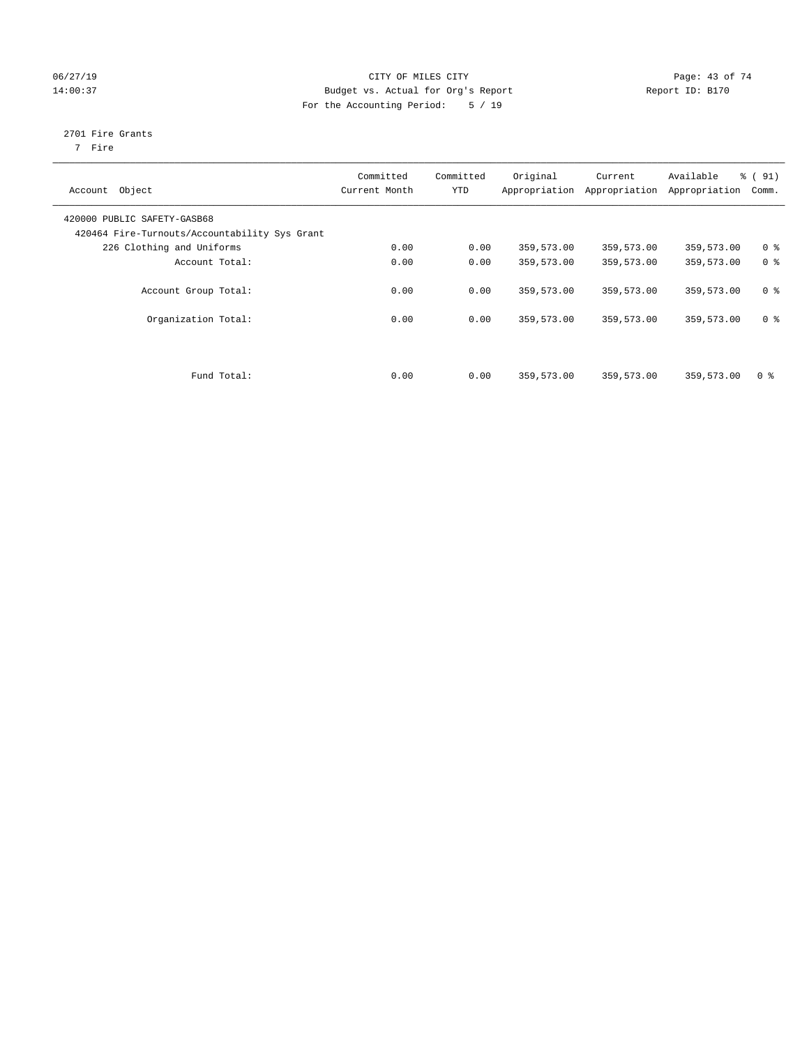CITY OF MILES CITY
Budget vs. Actual for Org's Report
For the Accounting Period: 5 / 19

06/27/19
14:00:37

Report ID: B170

2701 Fire Grants
7 Fire

| Account Object | Committed Current Month | Committed YTD | Original Appropriation | Current Appropriation | Available Appropriation | % ( 91) Comm. |
|---|---|---|---|---|---|---|
| 420000 PUBLIC SAFETY-GASB68 | | | | | | |
| 420464 Fire-Turnouts/Accountability Sys Grant | | | | | | |
| 226 Clothing and Uniforms | 0.00 | 0.00 | 359,573.00 | 359,573.00 | 359,573.00 | 0 % |
| Account Total: | 0.00 | 0.00 | 359,573.00 | 359,573.00 | 359,573.00 | 0 % |
| Account Group Total: | 0.00 | 0.00 | 359,573.00 | 359,573.00 | 359,573.00 | 0 % |
| Organization Total: | 0.00 | 0.00 | 359,573.00 | 359,573.00 | 359,573.00 | 0 % |
| Fund Total: | 0.00 | 0.00 | 359,573.00 | 359,573.00 | 359,573.00 | 0 % |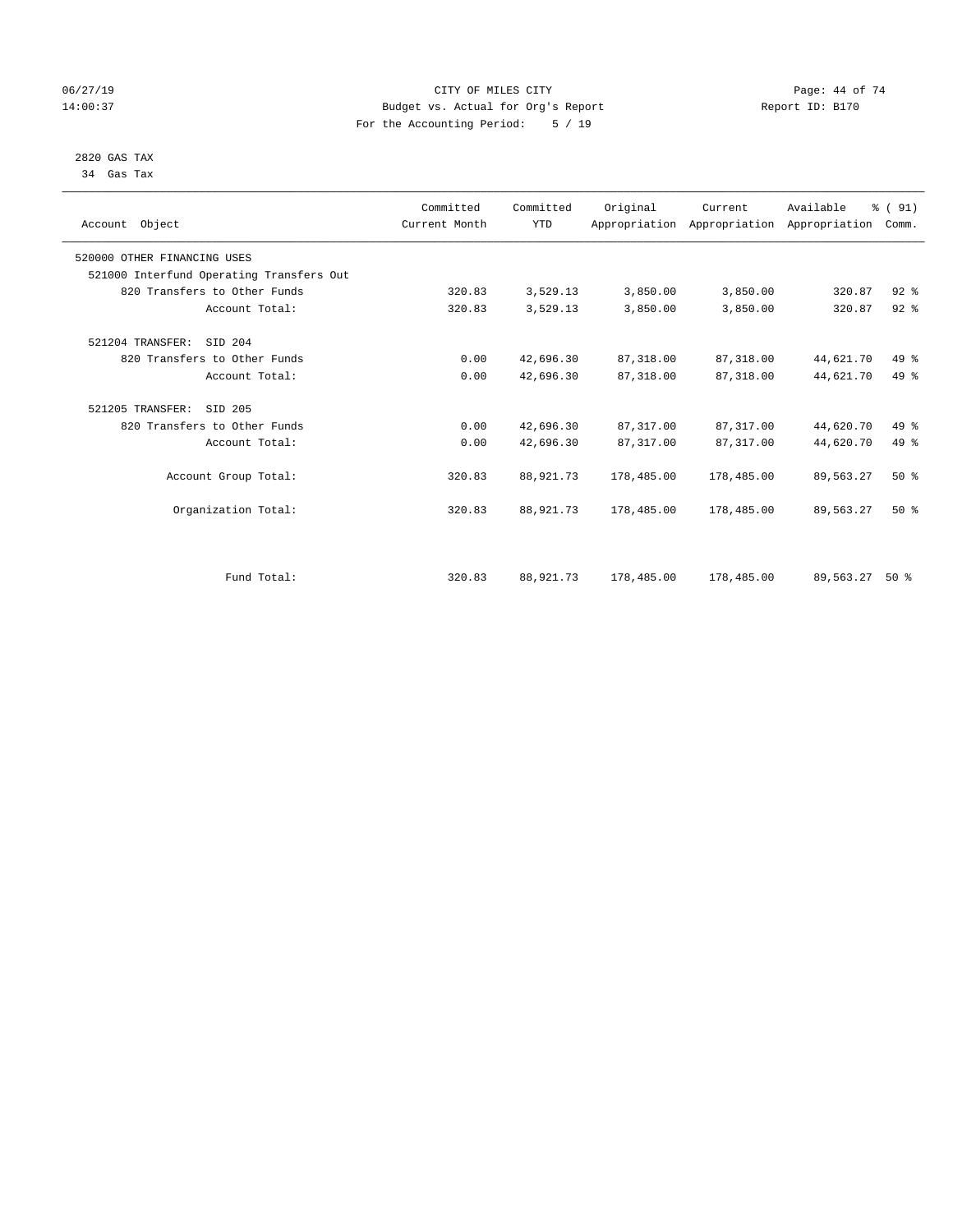CITY OF MILES CITY
Budget vs. Actual for Org's Report
For the Accounting Period: 5 / 19

06/27/19
14:00:37

Report ID: B170

2820 GAS TAX
34 Gas Tax

| Account Object | Committed Current Month | Committed YTD | Original Appropriation | Current Appropriation | Available Appropriation | % ( 91) Comm. |
|---|---|---|---|---|---|---|
| 520000 OTHER FINANCING USES | | | | | | |
| 521000 Interfund Operating Transfers Out | | | | | | |
| 820 Transfers to Other Funds | 320.83 | 3,529.13 | 3,850.00 | 3,850.00 | 320.87 | 92 % |
| Account Total: | 320.83 | 3,529.13 | 3,850.00 | 3,850.00 | 320.87 | 92 % |
| 521204 TRANSFER: SID 204 | | | | | | |
| 820 Transfers to Other Funds | 0.00 | 42,696.30 | 87,318.00 | 87,318.00 | 44,621.70 | 49 % |
| Account Total: | 0.00 | 42,696.30 | 87,318.00 | 87,318.00 | 44,621.70 | 49 % |
| 521205 TRANSFER: SID 205 | | | | | | |
| 820 Transfers to Other Funds | 0.00 | 42,696.30 | 87,317.00 | 87,317.00 | 44,620.70 | 49 % |
| Account Total: | 0.00 | 42,696.30 | 87,317.00 | 87,317.00 | 44,620.70 | 49 % |
| Account Group Total: | 320.83 | 88,921.73 | 178,485.00 | 178,485.00 | 89,563.27 | 50 % |
| Organization Total: | 320.83 | 88,921.73 | 178,485.00 | 178,485.00 | 89,563.27 | 50 % |
| Fund Total: | 320.83 | 88,921.73 | 178,485.00 | 178,485.00 | 89,563.27 | 50 % |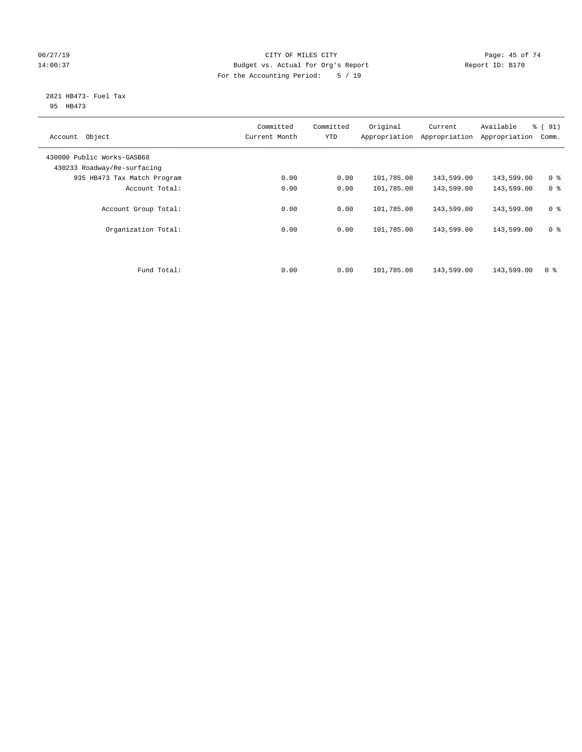CITY OF MILES CITY
Budget vs. Actual for Org's Report
For the Accounting Period: 5 / 19

06/27/19
14:00:37

Report ID: B170

2821 HB473- Fuel Tax
95 HB473

| Account Object | Committed Current Month | Committed YTD | Original Appropriation | Current Appropriation | Available Appropriation | % ( 91) Comm. |
|---|---|---|---|---|---|---|
| 430000 Public Works-GASB68 | | | | | | |
| 430233 Roadway/Re-surfacing | | | | | | |
| 935 HB473 Tax Match Program | 0.00 | 0.00 | 101,785.00 | 143,599.00 | 143,599.00 | 0 % |
| Account Total: | 0.00 | 0.00 | 101,785.00 | 143,599.00 | 143,599.00 | 0 % |
| Account Group Total: | 0.00 | 0.00 | 101,785.00 | 143,599.00 | 143,599.00 | 0 % |
| Organization Total: | 0.00 | 0.00 | 101,785.00 | 143,599.00 | 143,599.00 | 0 % |
| Fund Total: | 0.00 | 0.00 | 101,785.00 | 143,599.00 | 143,599.00 | 0 % |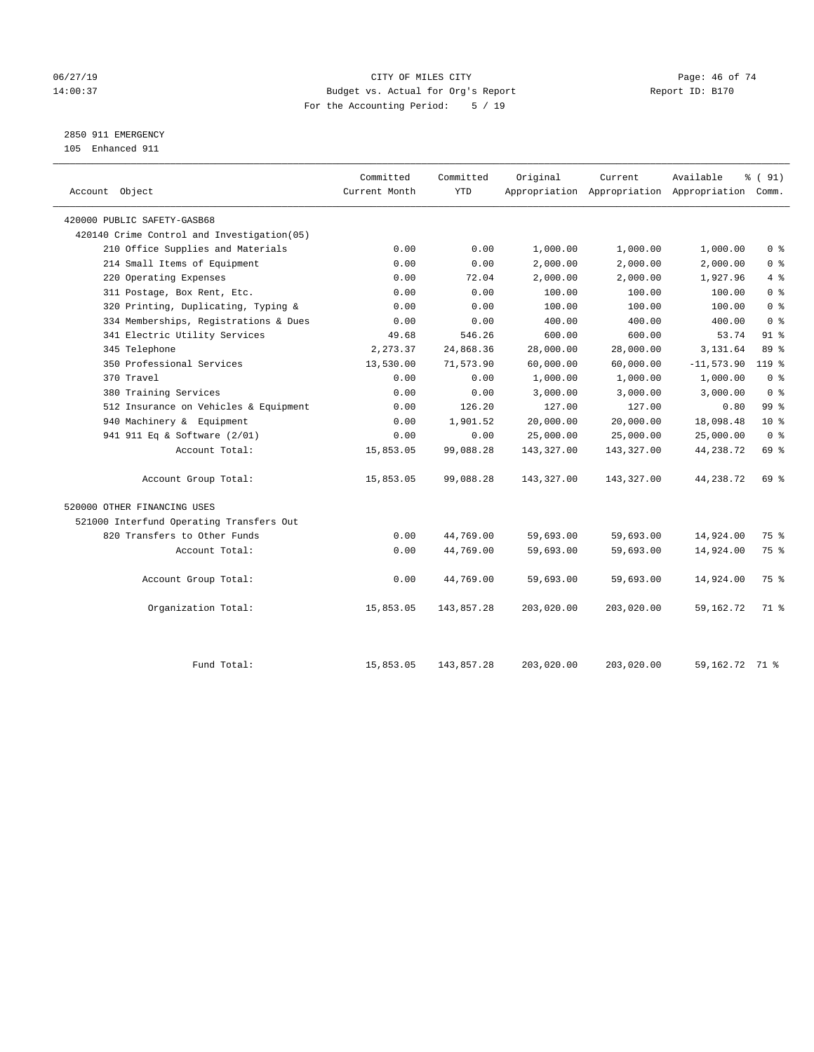CITY OF MILES CITY
Budget vs. Actual for Org's Report
For the Accounting Period: 5 / 19

06/27/19
14:00:37

Report ID: B170

2850 911 EMERGENCY
105 Enhanced 911

| Account Object | Committed Current Month | Committed YTD | Original Appropriation | Current Appropriation | Available Appropriation | % ( 91) Comm. |
|---|---|---|---|---|---|---|
| 420000 PUBLIC SAFETY-GASB68 | | | | | | |
| 420140 Crime Control and Investigation(05) | | | | | | |
| 210 Office Supplies and Materials | 0.00 | 0.00 | 1,000.00 | 1,000.00 | 1,000.00 | 0 % |
| 214 Small Items of Equipment | 0.00 | 0.00 | 2,000.00 | 2,000.00 | 2,000.00 | 0 % |
| 220 Operating Expenses | 0.00 | 72.04 | 2,000.00 | 2,000.00 | 1,927.96 | 4 % |
| 311 Postage, Box Rent, Etc. | 0.00 | 0.00 | 100.00 | 100.00 | 100.00 | 0 % |
| 320 Printing, Duplicating, Typing & | 0.00 | 0.00 | 100.00 | 100.00 | 100.00 | 0 % |
| 334 Memberships, Registrations & Dues | 0.00 | 0.00 | 400.00 | 400.00 | 400.00 | 0 % |
| 341 Electric Utility Services | 49.68 | 546.26 | 600.00 | 600.00 | 53.74 | 91 % |
| 345 Telephone | 2,273.37 | 24,868.36 | 28,000.00 | 28,000.00 | 3,131.64 | 89 % |
| 350 Professional Services | 13,530.00 | 71,573.90 | 60,000.00 | 60,000.00 | -11,573.90 | 119 % |
| 370 Travel | 0.00 | 0.00 | 1,000.00 | 1,000.00 | 1,000.00 | 0 % |
| 380 Training Services | 0.00 | 0.00 | 3,000.00 | 3,000.00 | 3,000.00 | 0 % |
| 512 Insurance on Vehicles & Equipment | 0.00 | 126.20 | 127.00 | 127.00 | 0.80 | 99 % |
| 940 Machinery & Equipment | 0.00 | 1,901.52 | 20,000.00 | 20,000.00 | 18,098.48 | 10 % |
| 941 911 Eq & Software (2/01) | 0.00 | 0.00 | 25,000.00 | 25,000.00 | 25,000.00 | 0 % |
| Account Total: | 15,853.05 | 99,088.28 | 143,327.00 | 143,327.00 | 44,238.72 | 69 % |
| Account Group Total: | 15,853.05 | 99,088.28 | 143,327.00 | 143,327.00 | 44,238.72 | 69 % |
| 520000 OTHER FINANCING USES | | | | | | |
| 521000 Interfund Operating Transfers Out | | | | | | |
| 820 Transfers to Other Funds | 0.00 | 44,769.00 | 59,693.00 | 59,693.00 | 14,924.00 | 75 % |
| Account Total: | 0.00 | 44,769.00 | 59,693.00 | 59,693.00 | 14,924.00 | 75 % |
| Account Group Total: | 0.00 | 44,769.00 | 59,693.00 | 59,693.00 | 14,924.00 | 75 % |
| Organization Total: | 15,853.05 | 143,857.28 | 203,020.00 | 203,020.00 | 59,162.72 | 71 % |
| Fund Total: | 15,853.05 | 143,857.28 | 203,020.00 | 203,020.00 | 59,162.72 | 71 % |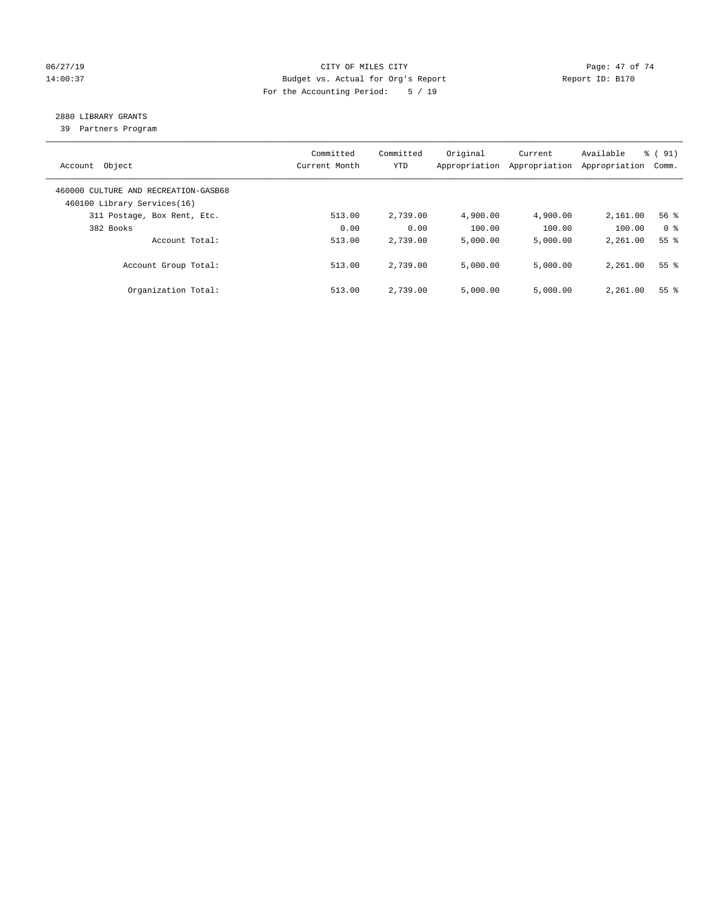CITY OF MILES CITY
Budget vs. Actual for Org's Report
For the Accounting Period: 5 / 19

Report ID: B170

## 2880 LIBRARY GRANTS

39 Partners Program

| Account Object | Committed Current Month | Committed YTD | Original Appropriation | Current Appropriation | Available Appropriation | % ( 91) Comm. |
|---|---|---|---|---|---|---|
| 460000 CULTURE AND RECREATION-GASB68 | | | | | | |
| 460100 Library Services(16) | | | | | | |
| 311 Postage, Box Rent, Etc. | 513.00 | 2,739.00 | 4,900.00 | 4,900.00 | 2,161.00 | 56 % |
| 382 Books | 0.00 | 0.00 | 100.00 | 100.00 | 100.00 | 0 % |
| Account Total: | 513.00 | 2,739.00 | 5,000.00 | 5,000.00 | 2,261.00 | 55 % |
| Account Group Total: | 513.00 | 2,739.00 | 5,000.00 | 5,000.00 | 2,261.00 | 55 % |
| Organization Total: | 513.00 | 2,739.00 | 5,000.00 | 5,000.00 | 2,261.00 | 55 % |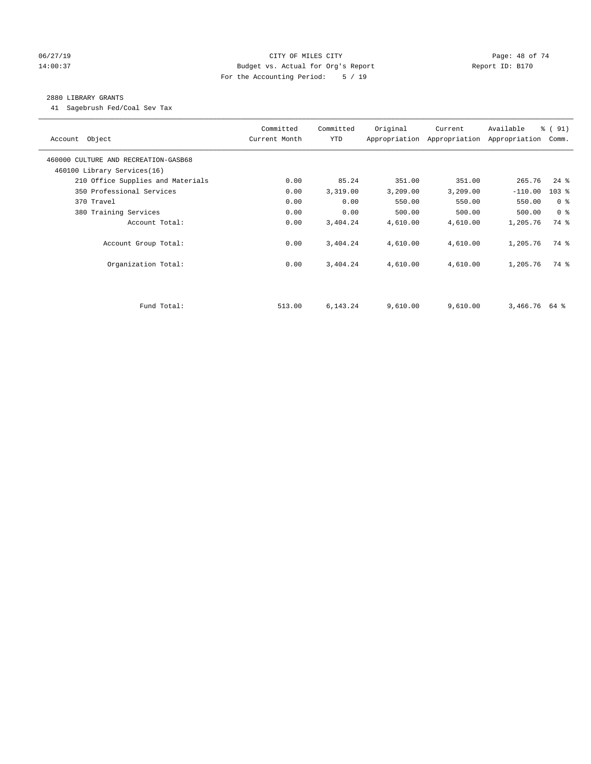CITY OF MILES CITY
Budget vs. Actual for Org's Report
For the Accounting Period: 5 / 19

2880 LIBRARY GRANTS
41 Sagebrush Fed/Coal Sev Tax

| Account Object | Committed Current Month | Committed YTD | Original Appropriation | Current Appropriation | Available Appropriation | % ( 91) Comm. |
|---|---|---|---|---|---|---|
| 460000 CULTURE AND RECREATION-GASB68 | | | | | | |
| 460100 Library Services(16) | | | | | | |
| 210 Office Supplies and Materials | 0.00 | 85.24 | 351.00 | 351.00 | 265.76 | 24 % |
| 350 Professional Services | 0.00 | 3,319.00 | 3,209.00 | 3,209.00 | -110.00 | 103 % |
| 370 Travel | 0.00 | 0.00 | 550.00 | 550.00 | 550.00 | 0 % |
| 380 Training Services | 0.00 | 0.00 | 500.00 | 500.00 | 500.00 | 0 % |
| Account Total: | 0.00 | 3,404.24 | 4,610.00 | 4,610.00 | 1,205.76 | 74 % |
| Account Group Total: | 0.00 | 3,404.24 | 4,610.00 | 4,610.00 | 1,205.76 | 74 % |
| Organization Total: | 0.00 | 3,404.24 | 4,610.00 | 4,610.00 | 1,205.76 | 74 % |
| Fund Total: | 513.00 | 6,143.24 | 9,610.00 | 9,610.00 | 3,466.76 | 64 % |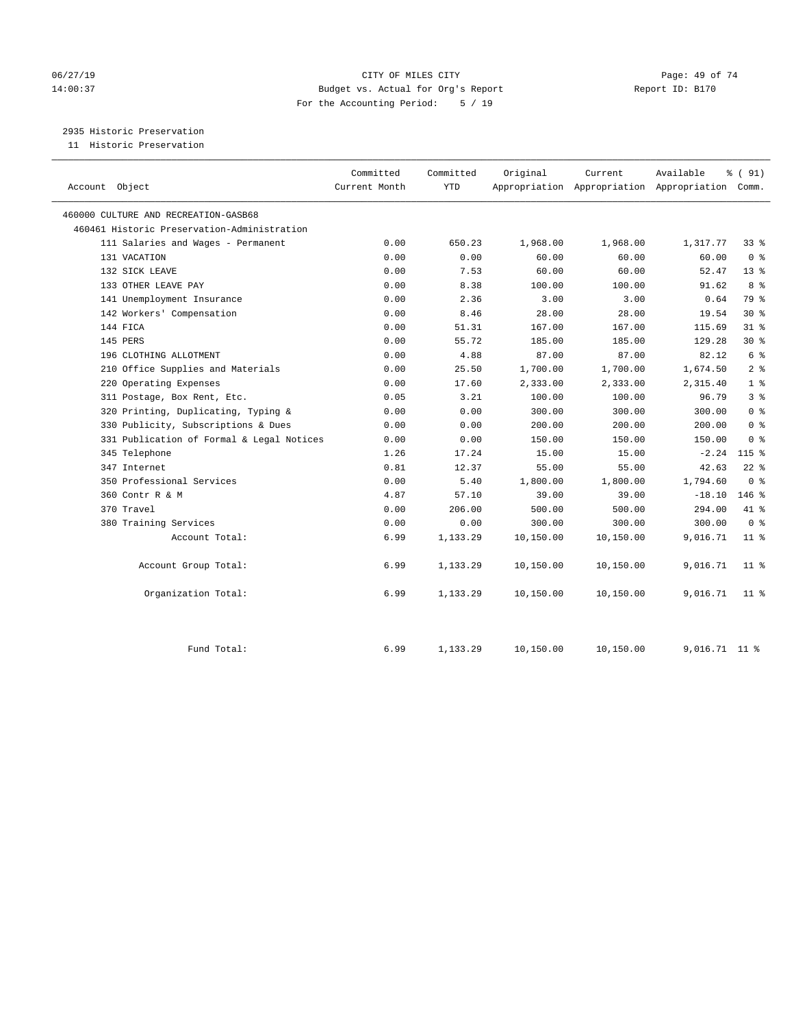CITY OF MILES CITY
Budget vs. Actual for Org's Report
For the Accounting Period: 5 / 19

06/27/19
14:00:37

Report ID: B170

2935 Historic Preservation
11 Historic Preservation

| Account Object | Committed Current Month | Committed YTD | Original Appropriation | Current Appropriation | Available Appropriation | % ( 91) Comm. |
|---|---|---|---|---|---|---|
| 460000 CULTURE AND RECREATION-GASB68 | | | | | | |
| 460461 Historic Preservation-Administration | | | | | | |
| 111 Salaries and Wages - Permanent | 0.00 | 650.23 | 1,968.00 | 1,968.00 | 1,317.77 | 33 % |
| 131 VACATION | 0.00 | 0.00 | 60.00 | 60.00 | 60.00 | 0 % |
| 132 SICK LEAVE | 0.00 | 7.53 | 60.00 | 60.00 | 52.47 | 13 % |
| 133 OTHER LEAVE PAY | 0.00 | 8.38 | 100.00 | 100.00 | 91.62 | 8 % |
| 141 Unemployment Insurance | 0.00 | 2.36 | 3.00 | 3.00 | 0.64 | 79 % |
| 142 Workers' Compensation | 0.00 | 8.46 | 28.00 | 28.00 | 19.54 | 30 % |
| 144 FICA | 0.00 | 51.31 | 167.00 | 167.00 | 115.69 | 31 % |
| 145 PERS | 0.00 | 55.72 | 185.00 | 185.00 | 129.28 | 30 % |
| 196 CLOTHING ALLOTMENT | 0.00 | 4.88 | 87.00 | 87.00 | 82.12 | 6 % |
| 210 Office Supplies and Materials | 0.00 | 25.50 | 1,700.00 | 1,700.00 | 1,674.50 | 2 % |
| 220 Operating Expenses | 0.00 | 17.60 | 2,333.00 | 2,333.00 | 2,315.40 | 1 % |
| 311 Postage, Box Rent, Etc. | 0.05 | 3.21 | 100.00 | 100.00 | 96.79 | 3 % |
| 320 Printing, Duplicating, Typing & | 0.00 | 0.00 | 300.00 | 300.00 | 300.00 | 0 % |
| 330 Publicity, Subscriptions & Dues | 0.00 | 0.00 | 200.00 | 200.00 | 200.00 | 0 % |
| 331 Publication of Formal & Legal Notices | 0.00 | 0.00 | 150.00 | 150.00 | 150.00 | 0 % |
| 345 Telephone | 1.26 | 17.24 | 15.00 | 15.00 | -2.24 | 115 % |
| 347 Internet | 0.81 | 12.37 | 55.00 | 55.00 | 42.63 | 22 % |
| 350 Professional Services | 0.00 | 5.40 | 1,800.00 | 1,800.00 | 1,794.60 | 0 % |
| 360 Contr R & M | 4.87 | 57.10 | 39.00 | 39.00 | -18.10 | 146 % |
| 370 Travel | 0.00 | 206.00 | 500.00 | 500.00 | 294.00 | 41 % |
| 380 Training Services | 0.00 | 0.00 | 300.00 | 300.00 | 300.00 | 0 % |
| Account Total: | 6.99 | 1,133.29 | 10,150.00 | 10,150.00 | 9,016.71 | 11 % |
| Account Group Total: | 6.99 | 1,133.29 | 10,150.00 | 10,150.00 | 9,016.71 | 11 % |
| Organization Total: | 6.99 | 1,133.29 | 10,150.00 | 10,150.00 | 9,016.71 | 11 % |
| Fund Total: | 6.99 | 1,133.29 | 10,150.00 | 10,150.00 | 9,016.71 | 11 % |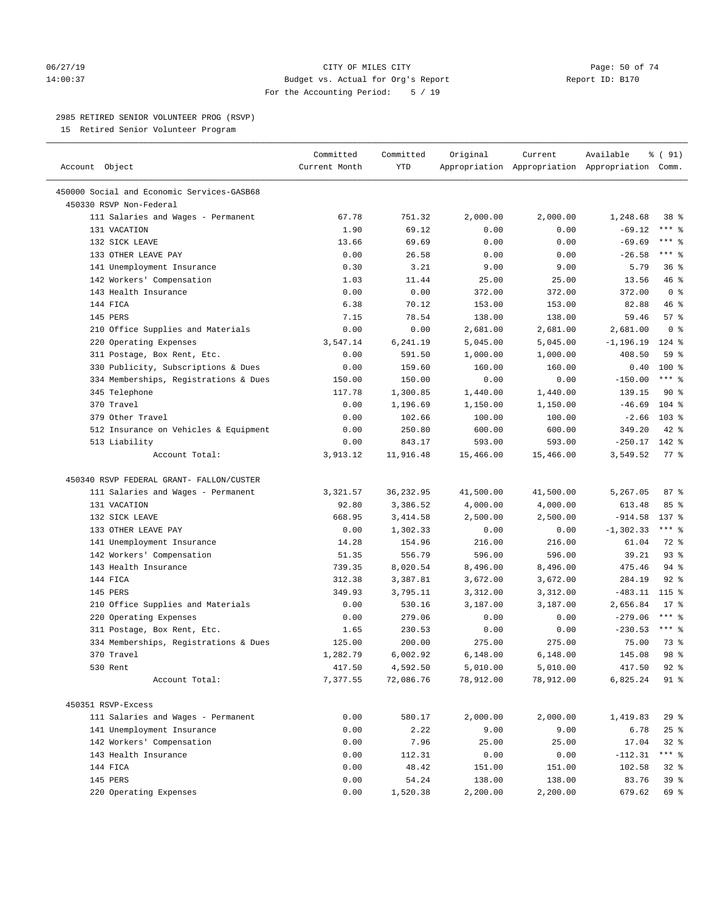CITY OF MILES CITY
Budget vs. Actual for Org's Report
For the Accounting Period: 5 / 19

2985 RETIRED SENIOR VOLUNTEER PROG (RSVP)

15 Retired Senior Volunteer Program

| Account Object | Committed Current Month | Committed YTD | Original Appropriation | Current Appropriation | Available Appropriation | % ( 91) Comm. |
|---|---|---|---|---|---|---|
| 450000 Social and Economic Services-GASB68 | | | | | | |
| 450330 RSVP Non-Federal | | | | | | |
| 111 Salaries and Wages - Permanent | 67.78 | 751.32 | 2,000.00 | 2,000.00 | 1,248.68 | 38 % |
| 131 VACATION | 1.90 | 69.12 | 0.00 | 0.00 | -69.12 | *** % |
| 132 SICK LEAVE | 13.66 | 69.69 | 0.00 | 0.00 | -69.69 | *** % |
| 133 OTHER LEAVE PAY | 0.00 | 26.58 | 0.00 | 0.00 | -26.58 | *** % |
| 141 Unemployment Insurance | 0.30 | 3.21 | 9.00 | 9.00 | 5.79 | 36 % |
| 142 Workers' Compensation | 1.03 | 11.44 | 25.00 | 25.00 | 13.56 | 46 % |
| 143 Health Insurance | 0.00 | 0.00 | 372.00 | 372.00 | 372.00 | 0 % |
| 144 FICA | 6.38 | 70.12 | 153.00 | 153.00 | 82.88 | 46 % |
| 145 PERS | 7.15 | 78.54 | 138.00 | 138.00 | 59.46 | 57 % |
| 210 Office Supplies and Materials | 0.00 | 0.00 | 2,681.00 | 2,681.00 | 2,681.00 | 0 % |
| 220 Operating Expenses | 3,547.14 | 6,241.19 | 5,045.00 | 5,045.00 | -1,196.19 | 124 % |
| 311 Postage, Box Rent, Etc. | 0.00 | 591.50 | 1,000.00 | 1,000.00 | 408.50 | 59 % |
| 330 Publicity, Subscriptions & Dues | 0.00 | 159.60 | 160.00 | 160.00 | 0.40 | 100 % |
| 334 Memberships, Registrations & Dues | 150.00 | 150.00 | 0.00 | 0.00 | -150.00 | *** % |
| 345 Telephone | 117.78 | 1,300.85 | 1,440.00 | 1,440.00 | 139.15 | 90 % |
| 370 Travel | 0.00 | 1,196.69 | 1,150.00 | 1,150.00 | -46.69 | 104 % |
| 379 Other Travel | 0.00 | 102.66 | 100.00 | 100.00 | -2.66 | 103 % |
| 512 Insurance on Vehicles & Equipment | 0.00 | 250.80 | 600.00 | 600.00 | 349.20 | 42 % |
| 513 Liability | 0.00 | 843.17 | 593.00 | 593.00 | -250.17 | 142 % |
| Account Total: | 3,913.12 | 11,916.48 | 15,466.00 | 15,466.00 | 3,549.52 | 77 % |
| 450340 RSVP FEDERAL GRANT- FALLON/CUSTER | | | | | | |
| 111 Salaries and Wages - Permanent | 3,321.57 | 36,232.95 | 41,500.00 | 41,500.00 | 5,267.05 | 87 % |
| 131 VACATION | 92.80 | 3,386.52 | 4,000.00 | 4,000.00 | 613.48 | 85 % |
| 132 SICK LEAVE | 668.95 | 3,414.58 | 2,500.00 | 2,500.00 | -914.58 | 137 % |
| 133 OTHER LEAVE PAY | 0.00 | 1,302.33 | 0.00 | 0.00 | -1,302.33 | *** % |
| 141 Unemployment Insurance | 14.28 | 154.96 | 216.00 | 216.00 | 61.04 | 72 % |
| 142 Workers' Compensation | 51.35 | 556.79 | 596.00 | 596.00 | 39.21 | 93 % |
| 143 Health Insurance | 739.35 | 8,020.54 | 8,496.00 | 8,496.00 | 475.46 | 94 % |
| 144 FICA | 312.38 | 3,387.81 | 3,672.00 | 3,672.00 | 284.19 | 92 % |
| 145 PERS | 349.93 | 3,795.11 | 3,312.00 | 3,312.00 | -483.11 | 115 % |
| 210 Office Supplies and Materials | 0.00 | 530.16 | 3,187.00 | 3,187.00 | 2,656.84 | 17 % |
| 220 Operating Expenses | 0.00 | 279.06 | 0.00 | 0.00 | -279.06 | *** % |
| 311 Postage, Box Rent, Etc. | 1.65 | 230.53 | 0.00 | 0.00 | -230.53 | *** % |
| 334 Memberships, Registrations & Dues | 125.00 | 200.00 | 275.00 | 275.00 | 75.00 | 73 % |
| 370 Travel | 1,282.79 | 6,002.92 | 6,148.00 | 6,148.00 | 145.08 | 98 % |
| 530 Rent | 417.50 | 4,592.50 | 5,010.00 | 5,010.00 | 417.50 | 92 % |
| Account Total: | 7,377.55 | 72,086.76 | 78,912.00 | 78,912.00 | 6,825.24 | 91 % |
| 450351 RSVP-Excess | | | | | | |
| 111 Salaries and Wages - Permanent | 0.00 | 580.17 | 2,000.00 | 2,000.00 | 1,419.83 | 29 % |
| 141 Unemployment Insurance | 0.00 | 2.22 | 9.00 | 9.00 | 6.78 | 25 % |
| 142 Workers' Compensation | 0.00 | 7.96 | 25.00 | 25.00 | 17.04 | 32 % |
| 143 Health Insurance | 0.00 | 112.31 | 0.00 | 0.00 | -112.31 | *** % |
| 144 FICA | 0.00 | 48.42 | 151.00 | 151.00 | 102.58 | 32 % |
| 145 PERS | 0.00 | 54.24 | 138.00 | 138.00 | 83.76 | 39 % |
| 220 Operating Expenses | 0.00 | 1,520.38 | 2,200.00 | 2,200.00 | 679.62 | 69 % |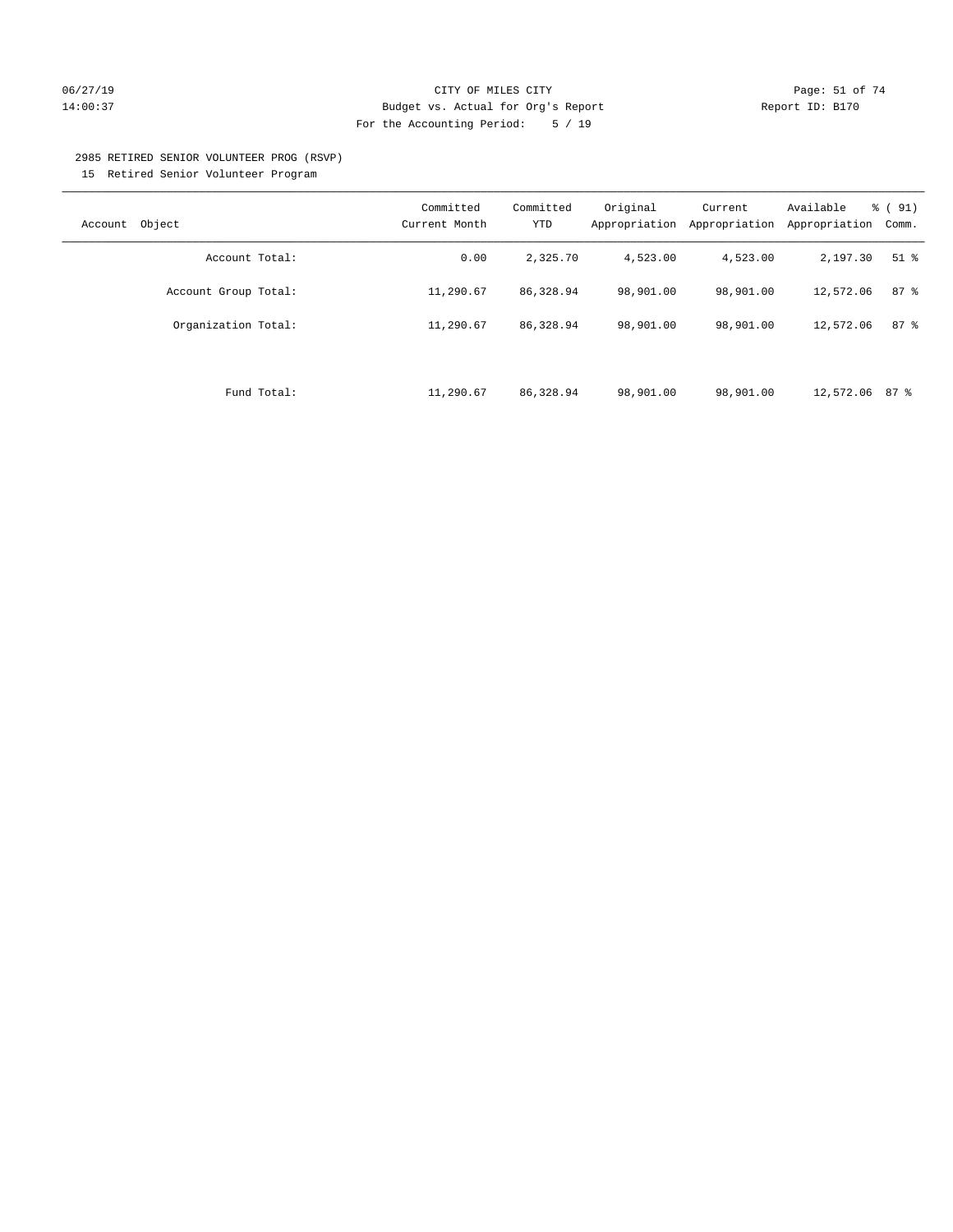CITY OF MILES CITY
Budget vs. Actual for Org's Report
For the Accounting Period: 5 / 19

06/27/19
14:00:37

Report ID: B170

2985 RETIRED SENIOR VOLUNTEER PROG (RSVP)
15 Retired Senior Volunteer Program

| Account Object | Committed Current Month | Committed YTD | Original Appropriation | Current Appropriation | Available Appropriation | % ( 91) Comm. |
|---|---|---|---|---|---|---|
| Account Total: | 0.00 | 2,325.70 | 4,523.00 | 4,523.00 | 2,197.30 | 51 % |
| Account Group Total: | 11,290.67 | 86,328.94 | 98,901.00 | 98,901.00 | 12,572.06 | 87 % |
| Organization Total: | 11,290.67 | 86,328.94 | 98,901.00 | 98,901.00 | 12,572.06 | 87 % |
| Fund Total: | 11,290.67 | 86,328.94 | 98,901.00 | 98,901.00 | 12,572.06 | 87 % |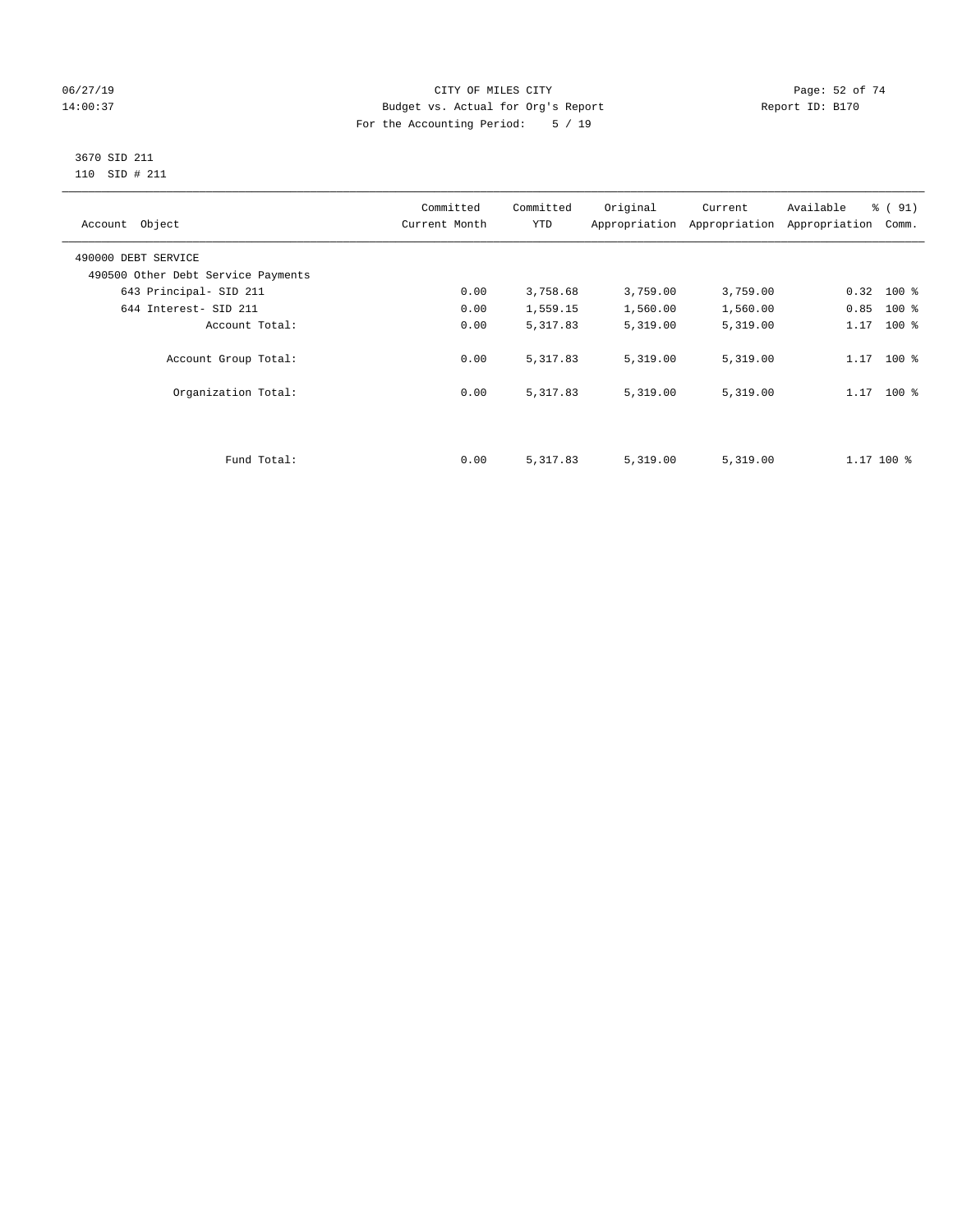CITY OF MILES CITY
Budget vs. Actual for Org's Report
For the Accounting Period: 5 / 19

06/27/19
14:00:37

Report ID: B170

3670 SID 211
110 SID # 211

| Account Object | Committed Current Month | Committed YTD | Original Appropriation | Current Appropriation | Available Appropriation | % ( 91) Comm. |
|---|---|---|---|---|---|---|
| 490000 DEBT SERVICE | | | | | | |
| 490500 Other Debt Service Payments | | | | | | |
| 643 Principal- SID 211 | 0.00 | 3,758.68 | 3,759.00 | 3,759.00 | 0.32 | 100 % |
| 644 Interest- SID 211 | 0.00 | 1,559.15 | 1,560.00 | 1,560.00 | 0.85 | 100 % |
| Account Total: | 0.00 | 5,317.83 | 5,319.00 | 5,319.00 | 1.17 | 100 % |
| Account Group Total: | 0.00 | 5,317.83 | 5,319.00 | 5,319.00 | 1.17 | 100 % |
| Organization Total: | 0.00 | 5,317.83 | 5,319.00 | 5,319.00 | 1.17 | 100 % |
| Fund Total: | 0.00 | 5,317.83 | 5,319.00 | 5,319.00 | 1.17 | 100 % |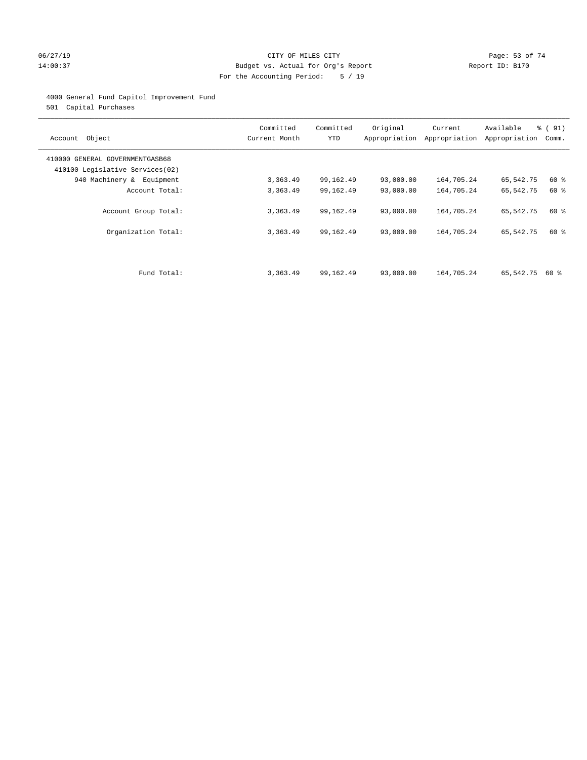CITY OF MILES CITY
Budget vs. Actual for Org's Report
For the Accounting Period: 5 / 19

06/27/19
14:00:37

Report ID: B170

4000 General Fund Capitol Improvement Fund
501 Capital Purchases

| Account Object | Committed Current Month | Committed YTD | Original Appropriation | Current Appropriation | Available Appropriation | % ( 91) Comm. |
|---|---|---|---|---|---|---|
| 410000 GENERAL GOVERNMENTGASB68 | | | | | | |
| 410100 Legislative Services(02) | | | | | | |
| 940 Machinery & Equipment | 3,363.49 | 99,162.49 | 93,000.00 | 164,705.24 | 65,542.75 | 60 % |
| Account Total: | 3,363.49 | 99,162.49 | 93,000.00 | 164,705.24 | 65,542.75 | 60 % |
| Account Group Total: | 3,363.49 | 99,162.49 | 93,000.00 | 164,705.24 | 65,542.75 | 60 % |
| Organization Total: | 3,363.49 | 99,162.49 | 93,000.00 | 164,705.24 | 65,542.75 | 60 % |
| Fund Total: | 3,363.49 | 99,162.49 | 93,000.00 | 164,705.24 | 65,542.75 | 60 % |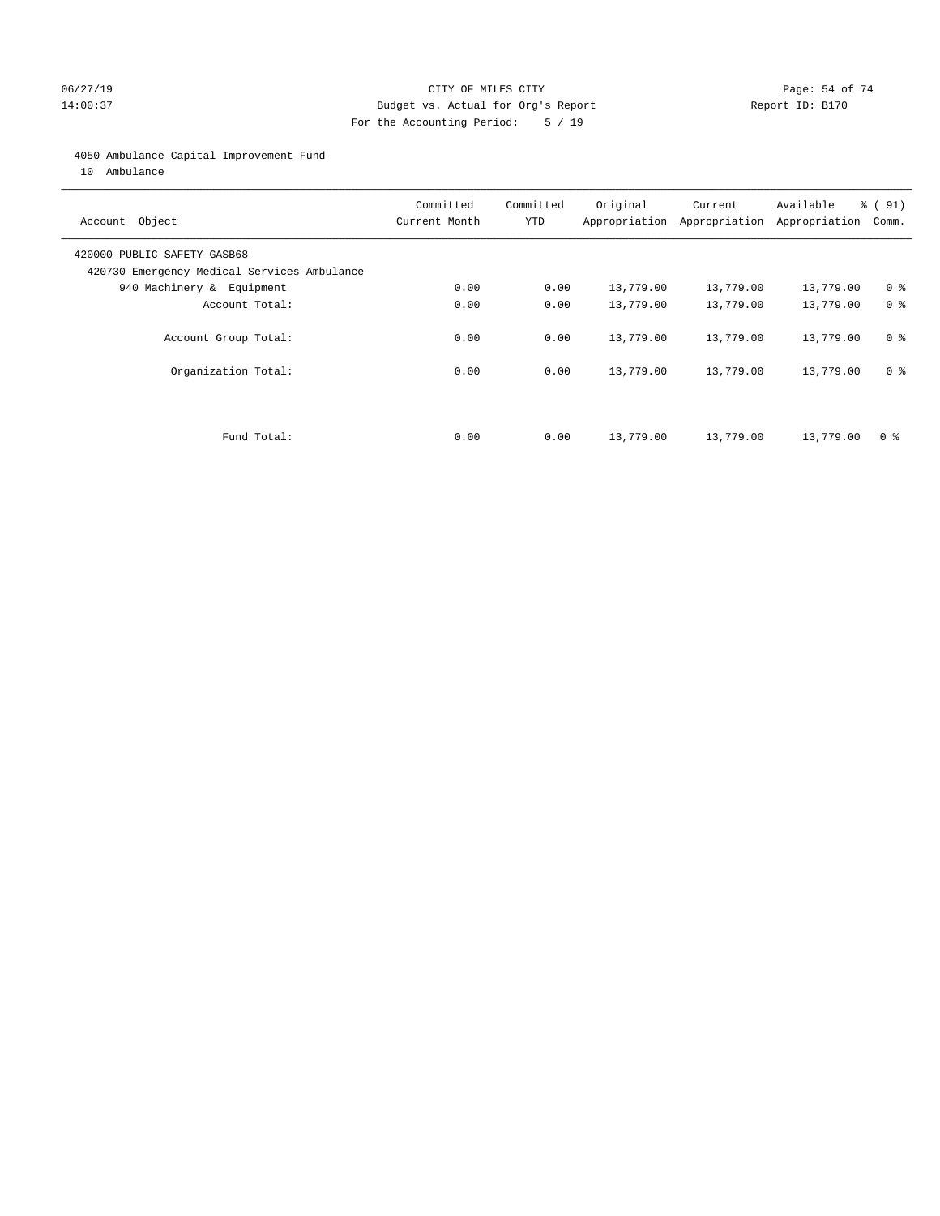CITY OF MILES CITY
Budget vs. Actual for Org's Report
For the Accounting Period: 5 / 19

06/27/19
14:00:37

Report ID: B170

## 4050 Ambulance Capital Improvement Fund

10 Ambulance

| Account Object | Committed Current Month | Committed YTD | Original Appropriation | Current Appropriation | Available Appropriation | % ( 91) Comm. |
|---|---|---|---|---|---|---|
| 420000 PUBLIC SAFETY-GASB68 | | | | | | |
| 420730 Emergency Medical Services-Ambulance | | | | | | |
| 940 Machinery & Equipment | 0.00 | 0.00 | 13,779.00 | 13,779.00 | 13,779.00 | 0 % |
| Account Total: | 0.00 | 0.00 | 13,779.00 | 13,779.00 | 13,779.00 | 0 % |
| Account Group Total: | 0.00 | 0.00 | 13,779.00 | 13,779.00 | 13,779.00 | 0 % |
| Organization Total: | 0.00 | 0.00 | 13,779.00 | 13,779.00 | 13,779.00 | 0 % |
| Fund Total: | 0.00 | 0.00 | 13,779.00 | 13,779.00 | 13,779.00 | 0 % |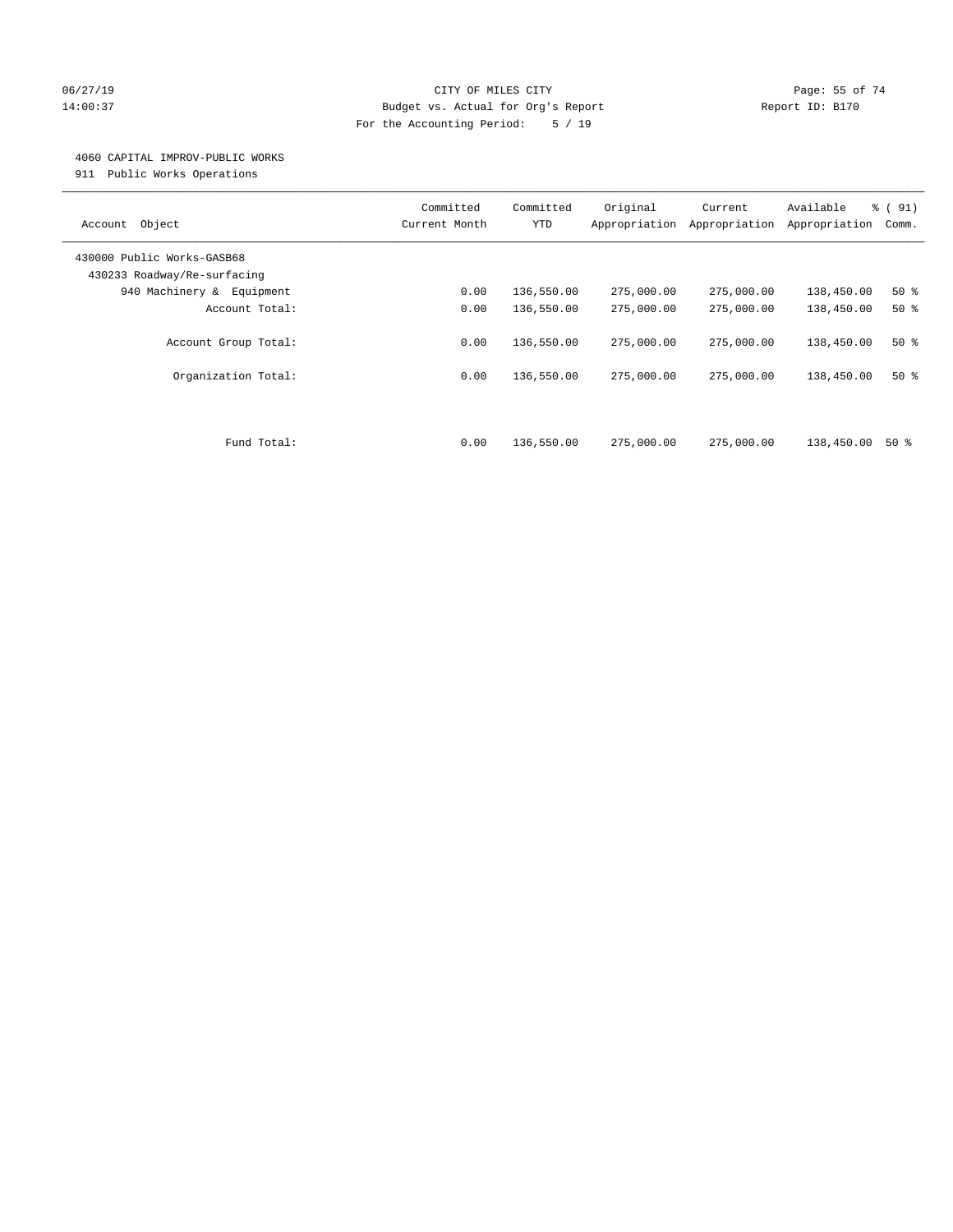CITY OF MILES CITY
Budget vs. Actual for Org's Report
For the Accounting Period: 5 / 19

4060 CAPITAL IMPROV-PUBLIC WORKS
911 Public Works Operations

| Account Object | Committed Current Month | Committed YTD | Original Appropriation | Current Appropriation | Available Appropriation | % ( 91) Comm. |
|---|---|---|---|---|---|---|
| 430000 Public Works-GASB68 | | | | | | |
| 430233 Roadway/Re-surfacing | | | | | | |
| 940 Machinery & Equipment | 0.00 | 136,550.00 | 275,000.00 | 275,000.00 | 138,450.00 | 50 % |
| Account Total: | 0.00 | 136,550.00 | 275,000.00 | 275,000.00 | 138,450.00 | 50 % |
| Account Group Total: | 0.00 | 136,550.00 | 275,000.00 | 275,000.00 | 138,450.00 | 50 % |
| Organization Total: | 0.00 | 136,550.00 | 275,000.00 | 275,000.00 | 138,450.00 | 50 % |
| Fund Total: | 0.00 | 136,550.00 | 275,000.00 | 275,000.00 | 138,450.00 | 50 % |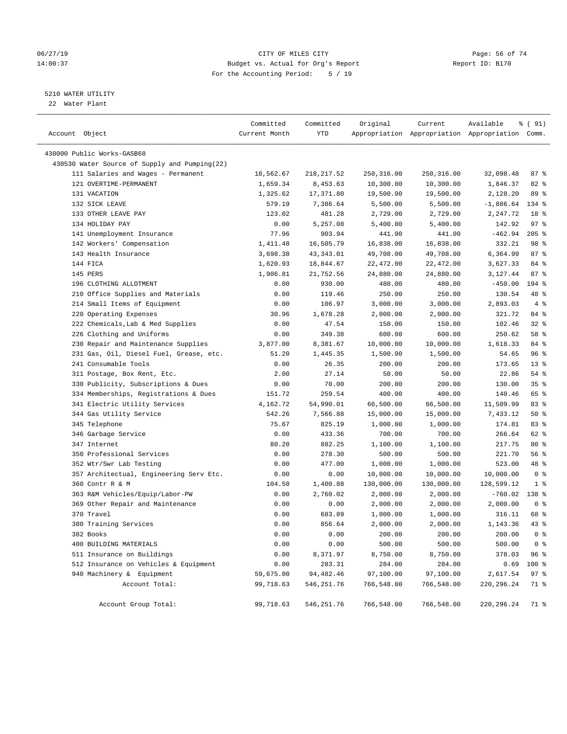CITY OF MILES CITY
Budget vs. Actual for Org's Report
For the Accounting Period: 5 / 19

5210 WATER UTILITY
22 Water Plant

| Account Object | Committed Current Month | Committed YTD | Original Appropriation | Current Appropriation | Available Appropriation | % ( 91) Comm. |
|---|---|---|---|---|---|---|
| 430000 Public Works-GASB68 | | | | | | |
| 430530 Water Source of Supply and Pumping(22) | | | | | | |
| 111 Salaries and Wages - Permanent | 18,562.67 | 218,217.52 | 250,316.00 | 250,316.00 | 32,098.48 | 87 % |
| 121 OVERTIME-PERMANENT | 1,659.34 | 8,453.63 | 10,300.00 | 10,300.00 | 1,846.37 | 82 % |
| 131 VACATION | 1,325.62 | 17,371.80 | 19,500.00 | 19,500.00 | 2,128.20 | 89 % |
| 132 SICK LEAVE | 579.19 | 7,386.64 | 5,500.00 | 5,500.00 | -1,886.64 | 134 % |
| 133 OTHER LEAVE PAY | 123.02 | 481.28 | 2,729.00 | 2,729.00 | 2,247.72 | 18 % |
| 134 HOLIDAY PAY | 0.00 | 5,257.08 | 5,400.00 | 5,400.00 | 142.92 | 97 % |
| 141 Unemployment Insurance | 77.96 | 903.94 | 441.00 | 441.00 | -462.94 | 205 % |
| 142 Workers' Compensation | 1,411.48 | 16,505.79 | 16,838.00 | 16,838.00 | 332.21 | 98 % |
| 143 Health Insurance | 3,698.38 | 43,343.01 | 49,708.00 | 49,708.00 | 6,364.99 | 87 % |
| 144 FICA | 1,620.93 | 18,844.67 | 22,472.00 | 22,472.00 | 3,627.33 | 84 % |
| 145 PERS | 1,906.81 | 21,752.56 | 24,880.00 | 24,880.00 | 3,127.44 | 87 % |
| 196 CLOTHING ALLOTMENT | 0.00 | 930.00 | 480.00 | 480.00 | -450.00 | 194 % |
| 210 Office Supplies and Materials | 0.00 | 119.46 | 250.00 | 250.00 | 130.54 | 48 % |
| 214 Small Items of Equipment | 0.00 | 106.97 | 3,000.00 | 3,000.00 | 2,893.03 | 4 % |
| 220 Operating Expenses | 30.96 | 1,678.28 | 2,000.00 | 2,000.00 | 321.72 | 84 % |
| 222 Chemicals,Lab & Med Supplies | 0.00 | 47.54 | 150.00 | 150.00 | 102.46 | 32 % |
| 226 Clothing and Uniforms | 0.00 | 349.38 | 600.00 | 600.00 | 250.62 | 58 % |
| 230 Repair and Maintenance Supplies | 3,877.00 | 8,381.67 | 10,000.00 | 10,000.00 | 1,618.33 | 84 % |
| 231 Gas, Oil, Diesel Fuel, Grease, etc. | 51.20 | 1,445.35 | 1,500.00 | 1,500.00 | 54.65 | 96 % |
| 241 Consumable Tools | 0.00 | 26.35 | 200.00 | 200.00 | 173.65 | 13 % |
| 311 Postage, Box Rent, Etc. | 2.00 | 27.14 | 50.00 | 50.00 | 22.86 | 54 % |
| 330 Publicity, Subscriptions & Dues | 0.00 | 70.00 | 200.00 | 200.00 | 130.00 | 35 % |
| 334 Memberships, Registrations & Dues | 151.72 | 259.54 | 400.00 | 400.00 | 140.46 | 65 % |
| 341 Electric Utility Services | 4,162.72 | 54,990.01 | 66,500.00 | 66,500.00 | 11,509.99 | 83 % |
| 344 Gas Utility Service | 542.26 | 7,566.88 | 15,000.00 | 15,000.00 | 7,433.12 | 50 % |
| 345 Telephone | 75.67 | 825.19 | 1,000.00 | 1,000.00 | 174.81 | 83 % |
| 346 Garbage Service | 0.00 | 433.36 | 700.00 | 700.00 | 266.64 | 62 % |
| 347 Internet | 80.20 | 882.25 | 1,100.00 | 1,100.00 | 217.75 | 80 % |
| 350 Professional Services | 0.00 | 278.30 | 500.00 | 500.00 | 221.70 | 56 % |
| 352 Wtr/Swr Lab Testing | 0.00 | 477.00 | 1,000.00 | 1,000.00 | 523.00 | 48 % |
| 357 Architectual, Engineering Serv Etc. | 0.00 | 0.00 | 10,000.00 | 10,000.00 | 10,000.00 | 0 % |
| 360 Contr R & M | 104.50 | 1,400.88 | 130,000.00 | 130,000.00 | 128,599.12 | 1 % |
| 363 R&M Vehicles/Equip/Labor-PW | 0.00 | 2,760.02 | 2,000.00 | 2,000.00 | -760.02 | 138 % |
| 369 Other Repair and Maintenance | 0.00 | 0.00 | 2,000.00 | 2,000.00 | 2,000.00 | 0 % |
| 370 Travel | 0.00 | 683.89 | 1,000.00 | 1,000.00 | 316.11 | 68 % |
| 380 Training Services | 0.00 | 856.64 | 2,000.00 | 2,000.00 | 1,143.36 | 43 % |
| 382 Books | 0.00 | 0.00 | 200.00 | 200.00 | 200.00 | 0 % |
| 400 BUILDING MATERIALS | 0.00 | 0.00 | 500.00 | 500.00 | 500.00 | 0 % |
| 511 Insurance on Buildings | 0.00 | 8,371.97 | 8,750.00 | 8,750.00 | 378.03 | 96 % |
| 512 Insurance on Vehicles & Equipment | 0.00 | 283.31 | 284.00 | 284.00 | 0.69 | 100 % |
| 940 Machinery & Equipment | 59,675.00 | 94,482.46 | 97,100.00 | 97,100.00 | 2,617.54 | 97 % |
| Account Total: | 99,718.63 | 546,251.76 | 766,548.00 | 766,548.00 | 220,296.24 | 71 % |
| Account Group Total: | 99,718.63 | 546,251.76 | 766,548.00 | 766,548.00 | 220,296.24 | 71 % |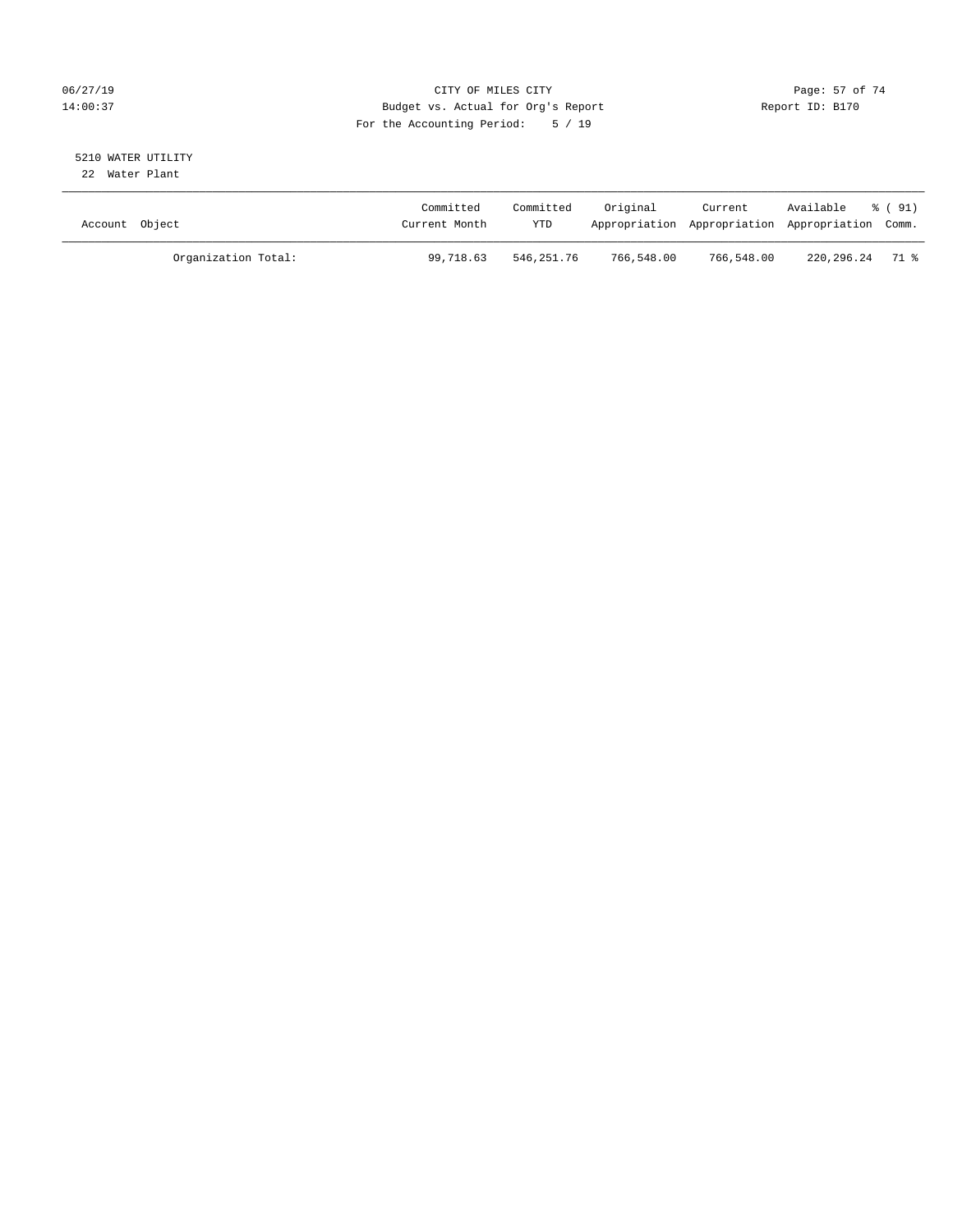CITY OF MILES CITY
Budget vs. Actual for Org's Report
For the Accounting Period: 5 / 19

Report ID: B170

06/27/19
14:00:37

5210 WATER UTILITY
22 Water Plant

| Account Object | Committed Current Month | Committed YTD | Original Appropriation | Current Appropriation | Available Appropriation | % ( 91) Comm. |
|---|---|---|---|---|---|---|
| Organization Total: | 99,718.63 | 546,251.76 | 766,548.00 | 766,548.00 | 220,296.24 | 71 % |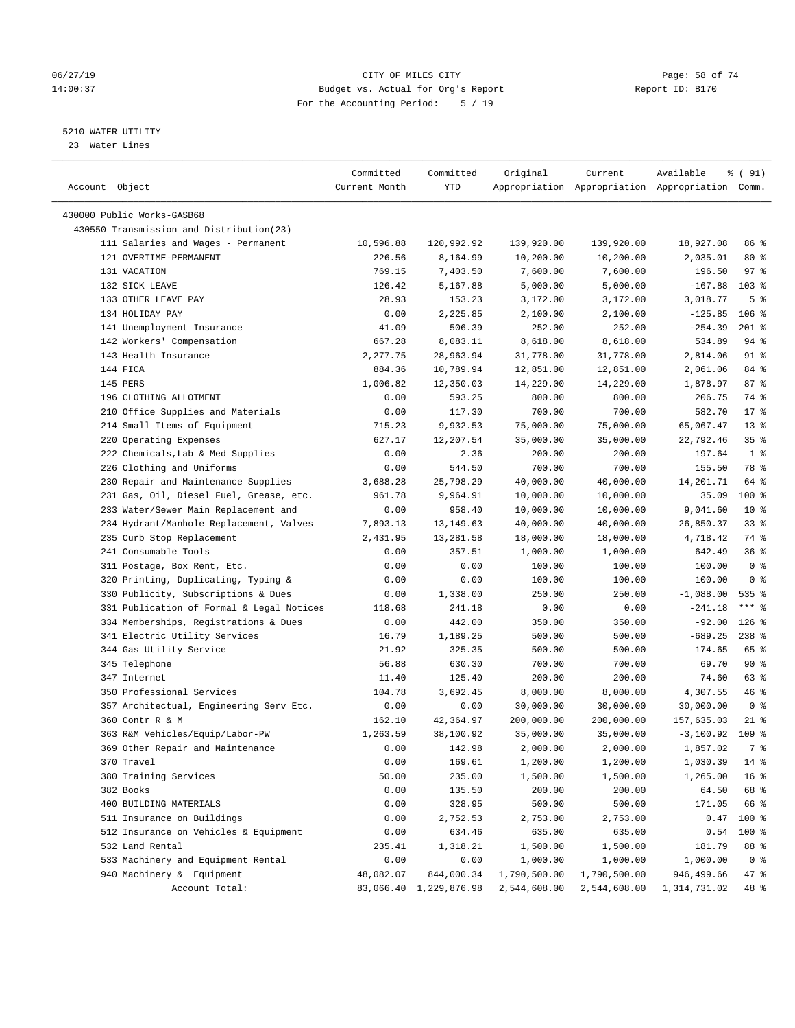06/27/19 CITY OF MILES CITY
14:00:37 Budget vs. Actual for Org's Report Report ID: B170
For the Accounting Period: 5 / 19

5210 WATER UTILITY
23 Water Lines

| Account Object | Committed Current Month | Committed YTD | Original Appropriation | Current Appropriation | Available Appropriation | % ( 91) Comm. |
|---|---|---|---|---|---|---|
| 430000 Public Works-GASB68 | | | | | | |
| 430550 Transmission and Distribution(23) | | | | | | |
| 111 Salaries and Wages - Permanent | 10,596.88 | 120,992.92 | 139,920.00 | 139,920.00 | 18,927.08 | 86 % |
| 121 OVERTIME-PERMANENT | 226.56 | 8,164.99 | 10,200.00 | 10,200.00 | 2,035.01 | 80 % |
| 131 VACATION | 769.15 | 7,403.50 | 7,600.00 | 7,600.00 | 196.50 | 97 % |
| 132 SICK LEAVE | 126.42 | 5,167.88 | 5,000.00 | 5,000.00 | -167.88 | 103 % |
| 133 OTHER LEAVE PAY | 28.93 | 153.23 | 3,172.00 | 3,172.00 | 3,018.77 | 5 % |
| 134 HOLIDAY PAY | 0.00 | 2,225.85 | 2,100.00 | 2,100.00 | -125.85 | 106 % |
| 141 Unemployment Insurance | 41.09 | 506.39 | 252.00 | 252.00 | -254.39 | 201 % |
| 142 Workers' Compensation | 667.28 | 8,083.11 | 8,618.00 | 8,618.00 | 534.89 | 94 % |
| 143 Health Insurance | 2,277.75 | 28,963.94 | 31,778.00 | 31,778.00 | 2,814.06 | 91 % |
| 144 FICA | 884.36 | 10,789.94 | 12,851.00 | 12,851.00 | 2,061.06 | 84 % |
| 145 PERS | 1,006.82 | 12,350.03 | 14,229.00 | 14,229.00 | 1,878.97 | 87 % |
| 196 CLOTHING ALLOTMENT | 0.00 | 593.25 | 800.00 | 800.00 | 206.75 | 74 % |
| 210 Office Supplies and Materials | 0.00 | 117.30 | 700.00 | 700.00 | 582.70 | 17 % |
| 214 Small Items of Equipment | 715.23 | 9,932.53 | 75,000.00 | 75,000.00 | 65,067.47 | 13 % |
| 220 Operating Expenses | 627.17 | 12,207.54 | 35,000.00 | 35,000.00 | 22,792.46 | 35 % |
| 222 Chemicals,Lab & Med Supplies | 0.00 | 2.36 | 200.00 | 200.00 | 197.64 | 1 % |
| 226 Clothing and Uniforms | 0.00 | 544.50 | 700.00 | 700.00 | 155.50 | 78 % |
| 230 Repair and Maintenance Supplies | 3,688.28 | 25,798.29 | 40,000.00 | 40,000.00 | 14,201.71 | 64 % |
| 231 Gas, Oil, Diesel Fuel, Grease, etc. | 961.78 | 9,964.91 | 10,000.00 | 10,000.00 | 35.09 | 100 % |
| 233 Water/Sewer Main Replacement and | 0.00 | 958.40 | 10,000.00 | 10,000.00 | 9,041.60 | 10 % |
| 234 Hydrant/Manhole Replacement, Valves | 7,893.13 | 13,149.63 | 40,000.00 | 40,000.00 | 26,850.37 | 33 % |
| 235 Curb Stop Replacement | 2,431.95 | 13,281.58 | 18,000.00 | 18,000.00 | 4,718.42 | 74 % |
| 241 Consumable Tools | 0.00 | 357.51 | 1,000.00 | 1,000.00 | 642.49 | 36 % |
| 311 Postage, Box Rent, Etc. | 0.00 | 0.00 | 100.00 | 100.00 | 100.00 | 0 % |
| 320 Printing, Duplicating, Typing & | 0.00 | 0.00 | 100.00 | 100.00 | 100.00 | 0 % |
| 330 Publicity, Subscriptions & Dues | 0.00 | 1,338.00 | 250.00 | 250.00 | -1,088.00 | 535 % |
| 331 Publication of Formal & Legal Notices | 118.68 | 241.18 | 0.00 | 0.00 | -241.18 | *** % |
| 334 Memberships, Registrations & Dues | 0.00 | 442.00 | 350.00 | 350.00 | -92.00 | 126 % |
| 341 Electric Utility Services | 16.79 | 1,189.25 | 500.00 | 500.00 | -689.25 | 238 % |
| 344 Gas Utility Service | 21.92 | 325.35 | 500.00 | 500.00 | 174.65 | 65 % |
| 345 Telephone | 56.88 | 630.30 | 700.00 | 700.00 | 69.70 | 90 % |
| 347 Internet | 11.40 | 125.40 | 200.00 | 200.00 | 74.60 | 63 % |
| 350 Professional Services | 104.78 | 3,692.45 | 8,000.00 | 8,000.00 | 4,307.55 | 46 % |
| 357 Architectual, Engineering Serv Etc. | 0.00 | 0.00 | 30,000.00 | 30,000.00 | 30,000.00 | 0 % |
| 360 Contr R & M | 162.10 | 42,364.97 | 200,000.00 | 200,000.00 | 157,635.03 | 21 % |
| 363 R&M Vehicles/Equip/Labor-PW | 1,263.59 | 38,100.92 | 35,000.00 | 35,000.00 | -3,100.92 | 109 % |
| 369 Other Repair and Maintenance | 0.00 | 142.98 | 2,000.00 | 2,000.00 | 1,857.02 | 7 % |
| 370 Travel | 0.00 | 169.61 | 1,200.00 | 1,200.00 | 1,030.39 | 14 % |
| 380 Training Services | 50.00 | 235.00 | 1,500.00 | 1,500.00 | 1,265.00 | 16 % |
| 382 Books | 0.00 | 135.50 | 200.00 | 200.00 | 64.50 | 68 % |
| 400 BUILDING MATERIALS | 0.00 | 328.95 | 500.00 | 500.00 | 171.05 | 66 % |
| 511 Insurance on Buildings | 0.00 | 2,752.53 | 2,753.00 | 2,753.00 | 0.47 | 100 % |
| 512 Insurance on Vehicles & Equipment | 0.00 | 634.46 | 635.00 | 635.00 | 0.54 | 100 % |
| 532 Land Rental | 235.41 | 1,318.21 | 1,500.00 | 1,500.00 | 181.79 | 88 % |
| 533 Machinery and Equipment Rental | 0.00 | 0.00 | 1,000.00 | 1,000.00 | 1,000.00 | 0 % |
| 940 Machinery & Equipment | 48,082.07 | 844,000.34 | 1,790,500.00 | 1,790,500.00 | 946,499.66 | 47 % |
| Account Total: | 83,066.40 | 1,229,876.98 | 2,544,608.00 | 2,544,608.00 | 1,314,731.02 | 48 % |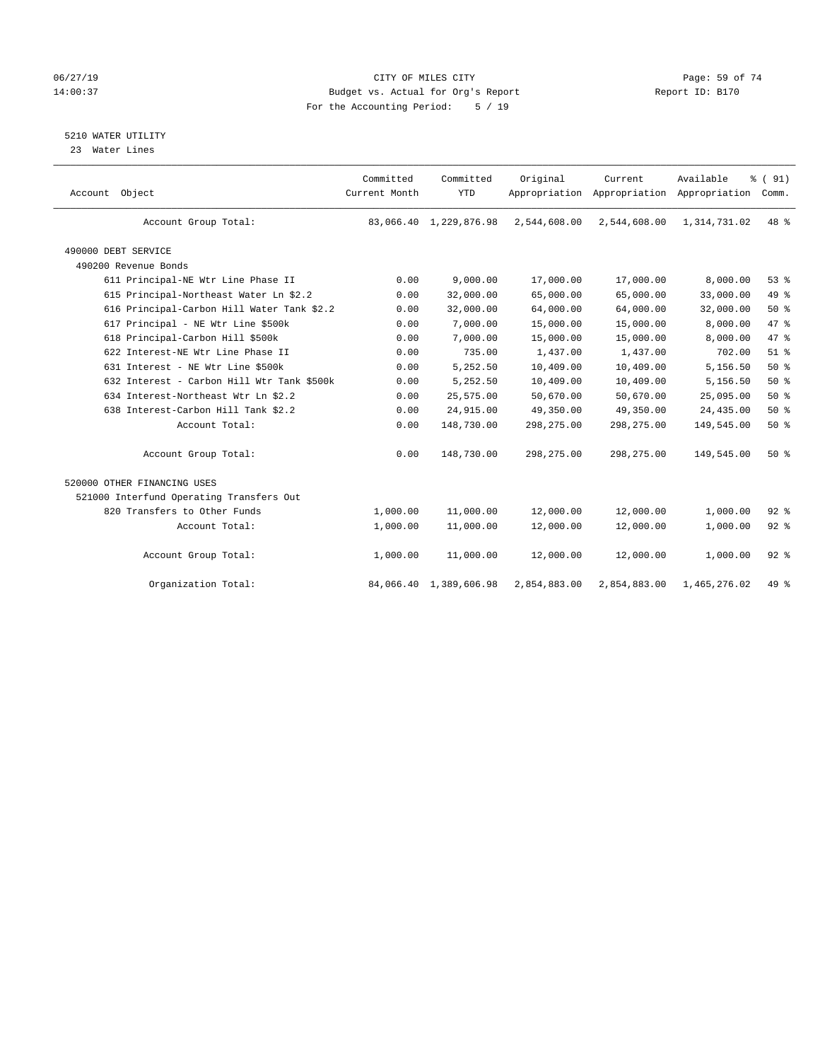CITY OF MILES CITY
Budget vs. Actual for Org's Report
For the Accounting Period: 5 / 19

06/27/19
14:00:37

Report ID: B170

## 5210 WATER UTILITY

23 Water Lines

| Account Object | Committed Current Month | Committed YTD | Original Appropriation | Current Appropriation | Available Appropriation | % ( 91) Comm. |
|---|---|---|---|---|---|---|
| Account Group Total: | 83,066.40 | 1,229,876.98 | 2,544,608.00 | 2,544,608.00 | 1,314,731.02 | 48 % |
| 490000 DEBT SERVICE | | | | | | |
| 490200 Revenue Bonds | | | | | | |
| 611 Principal-NE Wtr Line Phase II | 0.00 | 9,000.00 | 17,000.00 | 17,000.00 | 8,000.00 | 53 % |
| 615 Principal-Northeast Water Ln $2.2 | 0.00 | 32,000.00 | 65,000.00 | 65,000.00 | 33,000.00 | 49 % |
| 616 Principal-Carbon Hill Water Tank $2.2 | 0.00 | 32,000.00 | 64,000.00 | 64,000.00 | 32,000.00 | 50 % |
| 617 Principal - NE Wtr Line $500k | 0.00 | 7,000.00 | 15,000.00 | 15,000.00 | 8,000.00 | 47 % |
| 618 Principal-Carbon Hill $500k | 0.00 | 7,000.00 | 15,000.00 | 15,000.00 | 8,000.00 | 47 % |
| 622 Interest-NE Wtr Line Phase II | 0.00 | 735.00 | 1,437.00 | 1,437.00 | 702.00 | 51 % |
| 631 Interest - NE Wtr Line $500k | 0.00 | 5,252.50 | 10,409.00 | 10,409.00 | 5,156.50 | 50 % |
| 632 Interest - Carbon Hill Wtr Tank $500k | 0.00 | 5,252.50 | 10,409.00 | 10,409.00 | 5,156.50 | 50 % |
| 634 Interest-Northeast Wtr Ln $2.2 | 0.00 | 25,575.00 | 50,670.00 | 50,670.00 | 25,095.00 | 50 % |
| 638 Interest-Carbon Hill Tank $2.2 | 0.00 | 24,915.00 | 49,350.00 | 49,350.00 | 24,435.00 | 50 % |
| Account Total: | 0.00 | 148,730.00 | 298,275.00 | 298,275.00 | 149,545.00 | 50 % |
| Account Group Total: | 0.00 | 148,730.00 | 298,275.00 | 298,275.00 | 149,545.00 | 50 % |
| 520000 OTHER FINANCING USES | | | | | | |
| 521000 Interfund Operating Transfers Out | | | | | | |
| 820 Transfers to Other Funds | 1,000.00 | 11,000.00 | 12,000.00 | 12,000.00 | 1,000.00 | 92 % |
| Account Total: | 1,000.00 | 11,000.00 | 12,000.00 | 12,000.00 | 1,000.00 | 92 % |
| Account Group Total: | 1,000.00 | 11,000.00 | 12,000.00 | 12,000.00 | 1,000.00 | 92 % |
| Organization Total: | 84,066.40 | 1,389,606.98 | 2,854,883.00 | 2,854,883.00 | 1,465,276.02 | 49 % |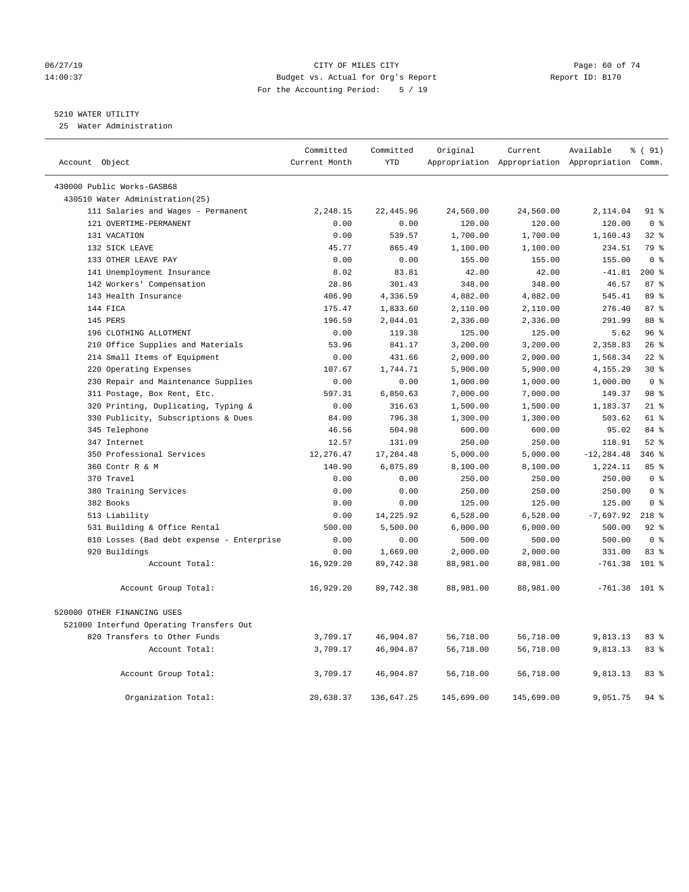06/27/19 CITY OF MILES CITY
14:00:37 Budget vs. Actual for Org's Report Report ID: B170
For the Accounting Period: 5 / 19

5210 WATER UTILITY
25 Water Administration

| Account Object | Committed Current Month | Committed YTD | Original Appropriation | Current Appropriation | Available Appropriation | % ( 91) Comm. |
|---|---|---|---|---|---|---|
| 430000 Public Works-GASB68 | | | | | | |
| 430510 Water Administration(25) | | | | | | |
| 111 Salaries and Wages - Permanent | 2,248.15 | 22,445.96 | 24,560.00 | 24,560.00 | 2,114.04 | 91 % |
| 121 OVERTIME-PERMANENT | 0.00 | 0.00 | 120.00 | 120.00 | 120.00 | 0 % |
| 131 VACATION | 0.00 | 539.57 | 1,700.00 | 1,700.00 | 1,160.43 | 32 % |
| 132 SICK LEAVE | 45.77 | 865.49 | 1,100.00 | 1,100.00 | 234.51 | 79 % |
| 133 OTHER LEAVE PAY | 0.00 | 0.00 | 155.00 | 155.00 | 155.00 | 0 % |
| 141 Unemployment Insurance | 8.02 | 83.81 | 42.00 | 42.00 | -41.81 | 200 % |
| 142 Workers' Compensation | 28.86 | 301.43 | 348.00 | 348.00 | 46.57 | 87 % |
| 143 Health Insurance | 406.90 | 4,336.59 | 4,882.00 | 4,882.00 | 545.41 | 89 % |
| 144 FICA | 175.47 | 1,833.60 | 2,110.00 | 2,110.00 | 276.40 | 87 % |
| 145 PERS | 196.59 | 2,044.01 | 2,336.00 | 2,336.00 | 291.99 | 88 % |
| 196 CLOTHING ALLOTMENT | 0.00 | 119.38 | 125.00 | 125.00 | 5.62 | 96 % |
| 210 Office Supplies and Materials | 53.96 | 841.17 | 3,200.00 | 3,200.00 | 2,358.83 | 26 % |
| 214 Small Items of Equipment | 0.00 | 431.66 | 2,000.00 | 2,000.00 | 1,568.34 | 22 % |
| 220 Operating Expenses | 107.67 | 1,744.71 | 5,900.00 | 5,900.00 | 4,155.29 | 30 % |
| 230 Repair and Maintenance Supplies | 0.00 | 0.00 | 1,000.00 | 1,000.00 | 1,000.00 | 0 % |
| 311 Postage, Box Rent, Etc. | 597.31 | 6,850.63 | 7,000.00 | 7,000.00 | 149.37 | 98 % |
| 320 Printing, Duplicating, Typing & | 0.00 | 316.63 | 1,500.00 | 1,500.00 | 1,183.37 | 21 % |
| 330 Publicity, Subscriptions & Dues | 84.00 | 796.38 | 1,300.00 | 1,300.00 | 503.62 | 61 % |
| 345 Telephone | 46.56 | 504.98 | 600.00 | 600.00 | 95.02 | 84 % |
| 347 Internet | 12.57 | 131.09 | 250.00 | 250.00 | 118.91 | 52 % |
| 350 Professional Services | 12,276.47 | 17,284.48 | 5,000.00 | 5,000.00 | -12,284.48 | 346 % |
| 360 Contr R & M | 140.90 | 6,875.89 | 8,100.00 | 8,100.00 | 1,224.11 | 85 % |
| 370 Travel | 0.00 | 0.00 | 250.00 | 250.00 | 250.00 | 0 % |
| 380 Training Services | 0.00 | 0.00 | 250.00 | 250.00 | 250.00 | 0 % |
| 382 Books | 0.00 | 0.00 | 125.00 | 125.00 | 125.00 | 0 % |
| 513 Liability | 0.00 | 14,225.92 | 6,528.00 | 6,528.00 | -7,697.92 | 218 % |
| 531 Building & Office Rental | 500.00 | 5,500.00 | 6,000.00 | 6,000.00 | 500.00 | 92 % |
| 810 Losses (Bad debt expense - Enterprise | 0.00 | 0.00 | 500.00 | 500.00 | 500.00 | 0 % |
| 920 Buildings | 0.00 | 1,669.00 | 2,000.00 | 2,000.00 | 331.00 | 83 % |
| Account Total: | 16,929.20 | 89,742.38 | 88,981.00 | 88,981.00 | -761.38 | 101 % |
| Account Group Total: | 16,929.20 | 89,742.38 | 88,981.00 | 88,981.00 | -761.38 | 101 % |
| 520000 OTHER FINANCING USES | | | | | | |
| 521000 Interfund Operating Transfers Out | | | | | | |
| 820 Transfers to Other Funds | 3,709.17 | 46,904.87 | 56,718.00 | 56,718.00 | 9,813.13 | 83 % |
| Account Total: | 3,709.17 | 46,904.87 | 56,718.00 | 56,718.00 | 9,813.13 | 83 % |
| Account Group Total: | 3,709.17 | 46,904.87 | 56,718.00 | 56,718.00 | 9,813.13 | 83 % |
| Organization Total: | 20,638.37 | 136,647.25 | 145,699.00 | 145,699.00 | 9,051.75 | 94 % |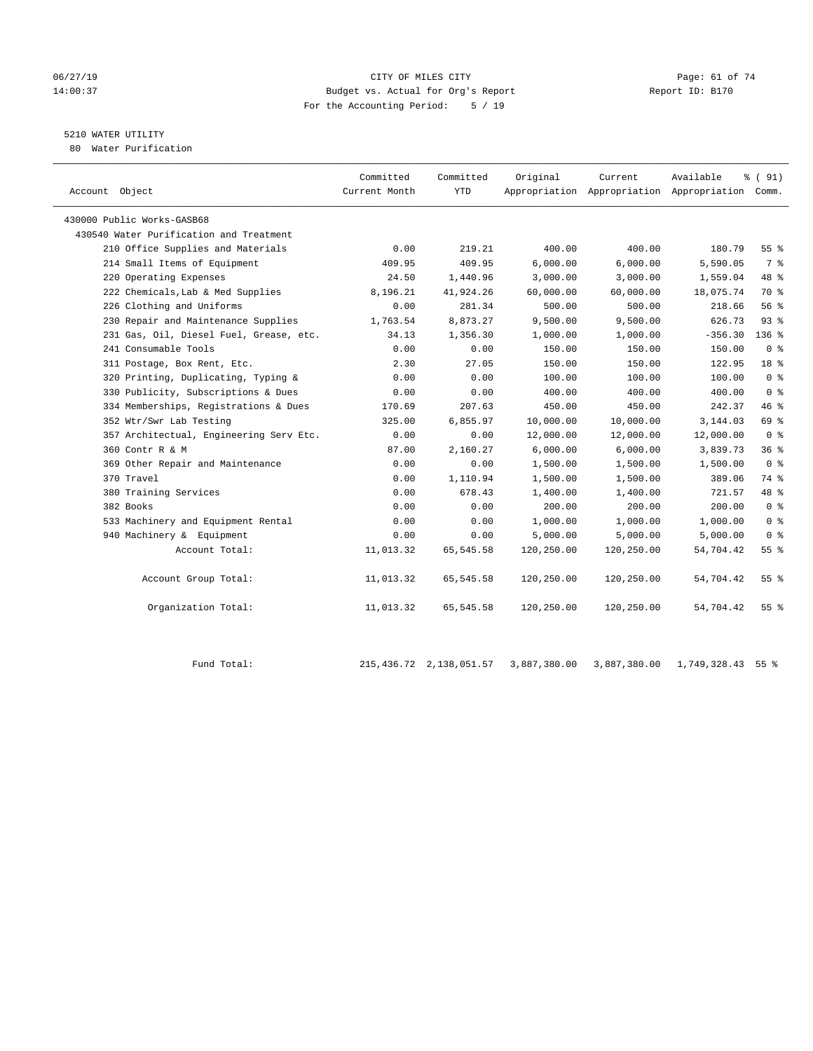CITY OF MILES CITY
Budget vs. Actual for Org's Report
For the Accounting Period: 5 / 19

06/27/19
14:00:37

Report ID: B170

5210 WATER UTILITY
80 Water Purification

| Account Object | Committed Current Month | Committed YTD | Original Appropriation | Current Appropriation | Available Appropriation | % ( 91) Comm. |
|---|---|---|---|---|---|---|
| 430000 Public Works-GASB68 | | | | | | |
| 430540 Water Purification and Treatment | | | | | | |
| 210 Office Supplies and Materials | 0.00 | 219.21 | 400.00 | 400.00 | 180.79 | 55 % |
| 214 Small Items of Equipment | 409.95 | 409.95 | 6,000.00 | 6,000.00 | 5,590.05 | 7 % |
| 220 Operating Expenses | 24.50 | 1,440.96 | 3,000.00 | 3,000.00 | 1,559.04 | 48 % |
| 222 Chemicals,Lab & Med Supplies | 8,196.21 | 41,924.26 | 60,000.00 | 60,000.00 | 18,075.74 | 70 % |
| 226 Clothing and Uniforms | 0.00 | 281.34 | 500.00 | 500.00 | 218.66 | 56 % |
| 230 Repair and Maintenance Supplies | 1,763.54 | 8,873.27 | 9,500.00 | 9,500.00 | 626.73 | 93 % |
| 231 Gas, Oil, Diesel Fuel, Grease, etc. | 34.13 | 1,356.30 | 1,000.00 | 1,000.00 | -356.30 | 136 % |
| 241 Consumable Tools | 0.00 | 0.00 | 150.00 | 150.00 | 150.00 | 0 % |
| 311 Postage, Box Rent, Etc. | 2.30 | 27.05 | 150.00 | 150.00 | 122.95 | 18 % |
| 320 Printing, Duplicating, Typing & | 0.00 | 0.00 | 100.00 | 100.00 | 100.00 | 0 % |
| 330 Publicity, Subscriptions & Dues | 0.00 | 0.00 | 400.00 | 400.00 | 400.00 | 0 % |
| 334 Memberships, Registrations & Dues | 170.69 | 207.63 | 450.00 | 450.00 | 242.37 | 46 % |
| 352 Wtr/Swr Lab Testing | 325.00 | 6,855.97 | 10,000.00 | 10,000.00 | 3,144.03 | 69 % |
| 357 Architectual, Engineering Serv Etc. | 0.00 | 0.00 | 12,000.00 | 12,000.00 | 12,000.00 | 0 % |
| 360 Contr R & M | 87.00 | 2,160.27 | 6,000.00 | 6,000.00 | 3,839.73 | 36 % |
| 369 Other Repair and Maintenance | 0.00 | 0.00 | 1,500.00 | 1,500.00 | 1,500.00 | 0 % |
| 370 Travel | 0.00 | 1,110.94 | 1,500.00 | 1,500.00 | 389.06 | 74 % |
| 380 Training Services | 0.00 | 678.43 | 1,400.00 | 1,400.00 | 721.57 | 48 % |
| 382 Books | 0.00 | 0.00 | 200.00 | 200.00 | 200.00 | 0 % |
| 533 Machinery and Equipment Rental | 0.00 | 0.00 | 1,000.00 | 1,000.00 | 1,000.00 | 0 % |
| 940 Machinery & Equipment | 0.00 | 0.00 | 5,000.00 | 5,000.00 | 5,000.00 | 0 % |
| Account Total: | 11,013.32 | 65,545.58 | 120,250.00 | 120,250.00 | 54,704.42 | 55 % |
| Account Group Total: | 11,013.32 | 65,545.58 | 120,250.00 | 120,250.00 | 54,704.42 | 55 % |
| Organization Total: | 11,013.32 | 65,545.58 | 120,250.00 | 120,250.00 | 54,704.42 | 55 % |
| Fund Total: | 215,436.72 | 2,138,051.57 | 3,887,380.00 | 3,887,380.00 | 1,749,328.43 | 55 % |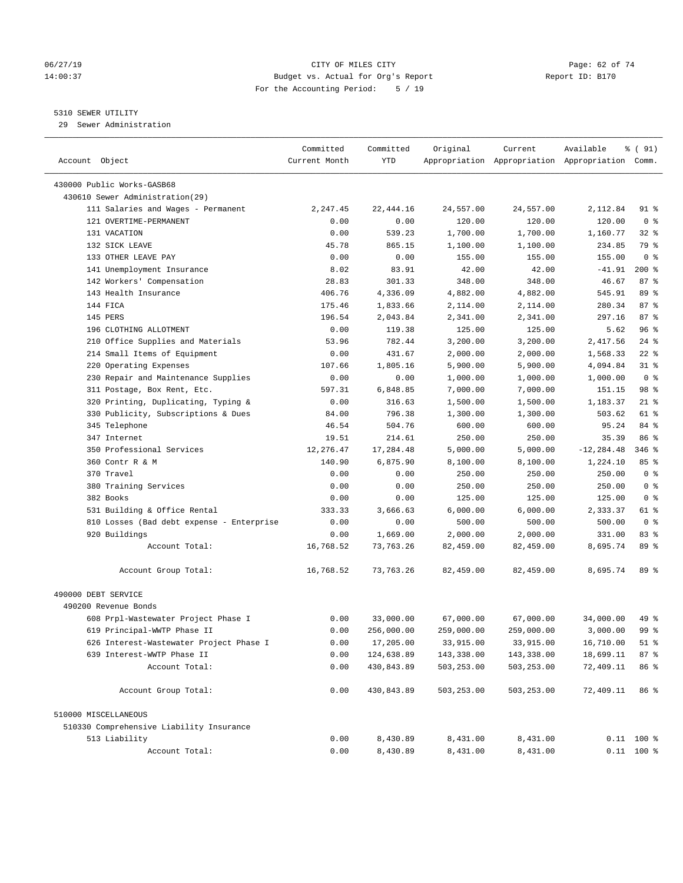CITY OF MILES CITY
Budget vs. Actual for Org's Report
For the Accounting Period: 5 / 19

06/27/19
14:00:37

Report ID: B170

5310 SEWER UTILITY
29 Sewer Administration

| Account Object | Committed Current Month | Committed YTD | Original Appropriation | Current Appropriation | Available Appropriation | % ( 91) Comm. |
|---|---|---|---|---|---|---|
| 430000 Public Works-GASB68 | | | | | | |
| 430610 Sewer Administration(29) | | | | | | |
| 111 Salaries and Wages - Permanent | 2,247.45 | 22,444.16 | 24,557.00 | 24,557.00 | 2,112.84 | 91 % |
| 121 OVERTIME-PERMANENT | 0.00 | 0.00 | 120.00 | 120.00 | 120.00 | 0 % |
| 131 VACATION | 0.00 | 539.23 | 1,700.00 | 1,700.00 | 1,160.77 | 32 % |
| 132 SICK LEAVE | 45.78 | 865.15 | 1,100.00 | 1,100.00 | 234.85 | 79 % |
| 133 OTHER LEAVE PAY | 0.00 | 0.00 | 155.00 | 155.00 | 155.00 | 0 % |
| 141 Unemployment Insurance | 8.02 | 83.91 | 42.00 | 42.00 | -41.91 | 200 % |
| 142 Workers' Compensation | 28.83 | 301.33 | 348.00 | 348.00 | 46.67 | 87 % |
| 143 Health Insurance | 406.76 | 4,336.09 | 4,882.00 | 4,882.00 | 545.91 | 89 % |
| 144 FICA | 175.46 | 1,833.66 | 2,114.00 | 2,114.00 | 280.34 | 87 % |
| 145 PERS | 196.54 | 2,043.84 | 2,341.00 | 2,341.00 | 297.16 | 87 % |
| 196 CLOTHING ALLOTMENT | 0.00 | 119.38 | 125.00 | 125.00 | 5.62 | 96 % |
| 210 Office Supplies and Materials | 53.96 | 782.44 | 3,200.00 | 3,200.00 | 2,417.56 | 24 % |
| 214 Small Items of Equipment | 0.00 | 431.67 | 2,000.00 | 2,000.00 | 1,568.33 | 22 % |
| 220 Operating Expenses | 107.66 | 1,805.16 | 5,900.00 | 5,900.00 | 4,094.84 | 31 % |
| 230 Repair and Maintenance Supplies | 0.00 | 0.00 | 1,000.00 | 1,000.00 | 1,000.00 | 0 % |
| 311 Postage, Box Rent, Etc. | 597.31 | 6,848.85 | 7,000.00 | 7,000.00 | 151.15 | 98 % |
| 320 Printing, Duplicating, Typing & | 0.00 | 316.63 | 1,500.00 | 1,500.00 | 1,183.37 | 21 % |
| 330 Publicity, Subscriptions & Dues | 84.00 | 796.38 | 1,300.00 | 1,300.00 | 503.62 | 61 % |
| 345 Telephone | 46.54 | 504.76 | 600.00 | 600.00 | 95.24 | 84 % |
| 347 Internet | 19.51 | 214.61 | 250.00 | 250.00 | 35.39 | 86 % |
| 350 Professional Services | 12,276.47 | 17,284.48 | 5,000.00 | 5,000.00 | -12,284.48 | 346 % |
| 360 Contr R & M | 140.90 | 6,875.90 | 8,100.00 | 8,100.00 | 1,224.10 | 85 % |
| 370 Travel | 0.00 | 0.00 | 250.00 | 250.00 | 250.00 | 0 % |
| 380 Training Services | 0.00 | 0.00 | 250.00 | 250.00 | 250.00 | 0 % |
| 382 Books | 0.00 | 0.00 | 125.00 | 125.00 | 125.00 | 0 % |
| 531 Building & Office Rental | 333.33 | 3,666.63 | 6,000.00 | 6,000.00 | 2,333.37 | 61 % |
| 810 Losses (Bad debt expense - Enterprise | 0.00 | 0.00 | 500.00 | 500.00 | 500.00 | 0 % |
| 920 Buildings | 0.00 | 1,669.00 | 2,000.00 | 2,000.00 | 331.00 | 83 % |
| Account Total: | 16,768.52 | 73,763.26 | 82,459.00 | 82,459.00 | 8,695.74 | 89 % |
| Account Group Total: | 16,768.52 | 73,763.26 | 82,459.00 | 82,459.00 | 8,695.74 | 89 % |
| 490000 DEBT SERVICE | | | | | | |
| 490200 Revenue Bonds | | | | | | |
| 608 Prpl-Wastewater Project Phase I | 0.00 | 33,000.00 | 67,000.00 | 67,000.00 | 34,000.00 | 49 % |
| 619 Principal-WWTP Phase II | 0.00 | 256,000.00 | 259,000.00 | 259,000.00 | 3,000.00 | 99 % |
| 626 Interest-Wastewater Project Phase I | 0.00 | 17,205.00 | 33,915.00 | 33,915.00 | 16,710.00 | 51 % |
| 639 Interest-WWTP Phase II | 0.00 | 124,638.89 | 143,338.00 | 143,338.00 | 18,699.11 | 87 % |
| Account Total: | 0.00 | 430,843.89 | 503,253.00 | 503,253.00 | 72,409.11 | 86 % |
| Account Group Total: | 0.00 | 430,843.89 | 503,253.00 | 503,253.00 | 72,409.11 | 86 % |
| 510000 MISCELLANEOUS | | | | | | |
| 510330 Comprehensive Liability Insurance | | | | | | |
| 513 Liability | 0.00 | 8,430.89 | 8,431.00 | 8,431.00 | 0.11 | 100 % |
| Account Total: | 0.00 | 8,430.89 | 8,431.00 | 8,431.00 | 0.11 | 100 % |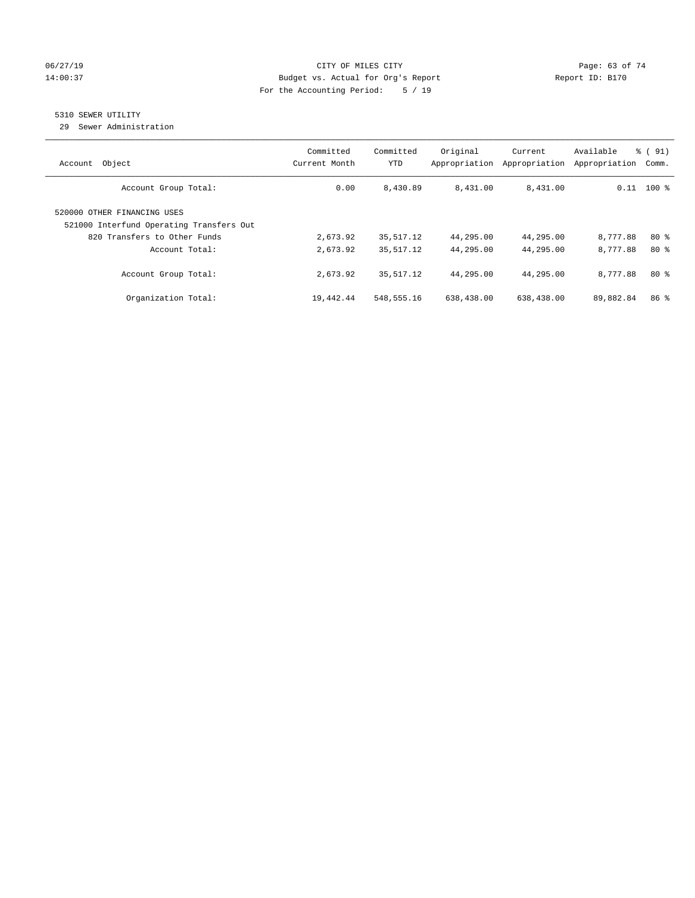CITY OF MILES CITY
Budget vs. Actual for Org's Report
For the Accounting Period: 5 / 19

06/27/19
14:00:37

Report ID: B170

## 5310 SEWER UTILITY

29 Sewer Administration

| Account Object | Committed Current Month | Committed YTD | Original Appropriation | Current Appropriation | Available Appropriation | % ( 91) Comm. |
|---|---|---|---|---|---|---|
| Account Group Total: | 0.00 | 8,430.89 | 8,431.00 | 8,431.00 | 0.11 | 100 % |
| 520000 OTHER FINANCING USES | | | | | | |
| 521000 Interfund Operating Transfers Out | | | | | | |
| 820 Transfers to Other Funds | 2,673.92 | 35,517.12 | 44,295.00 | 44,295.00 | 8,777.88 | 80 % |
| Account Total: | 2,673.92 | 35,517.12 | 44,295.00 | 44,295.00 | 8,777.88 | 80 % |
| Account Group Total: | 2,673.92 | 35,517.12 | 44,295.00 | 44,295.00 | 8,777.88 | 80 % |
| Organization Total: | 19,442.44 | 548,555.16 | 638,438.00 | 638,438.00 | 89,882.84 | 86 % |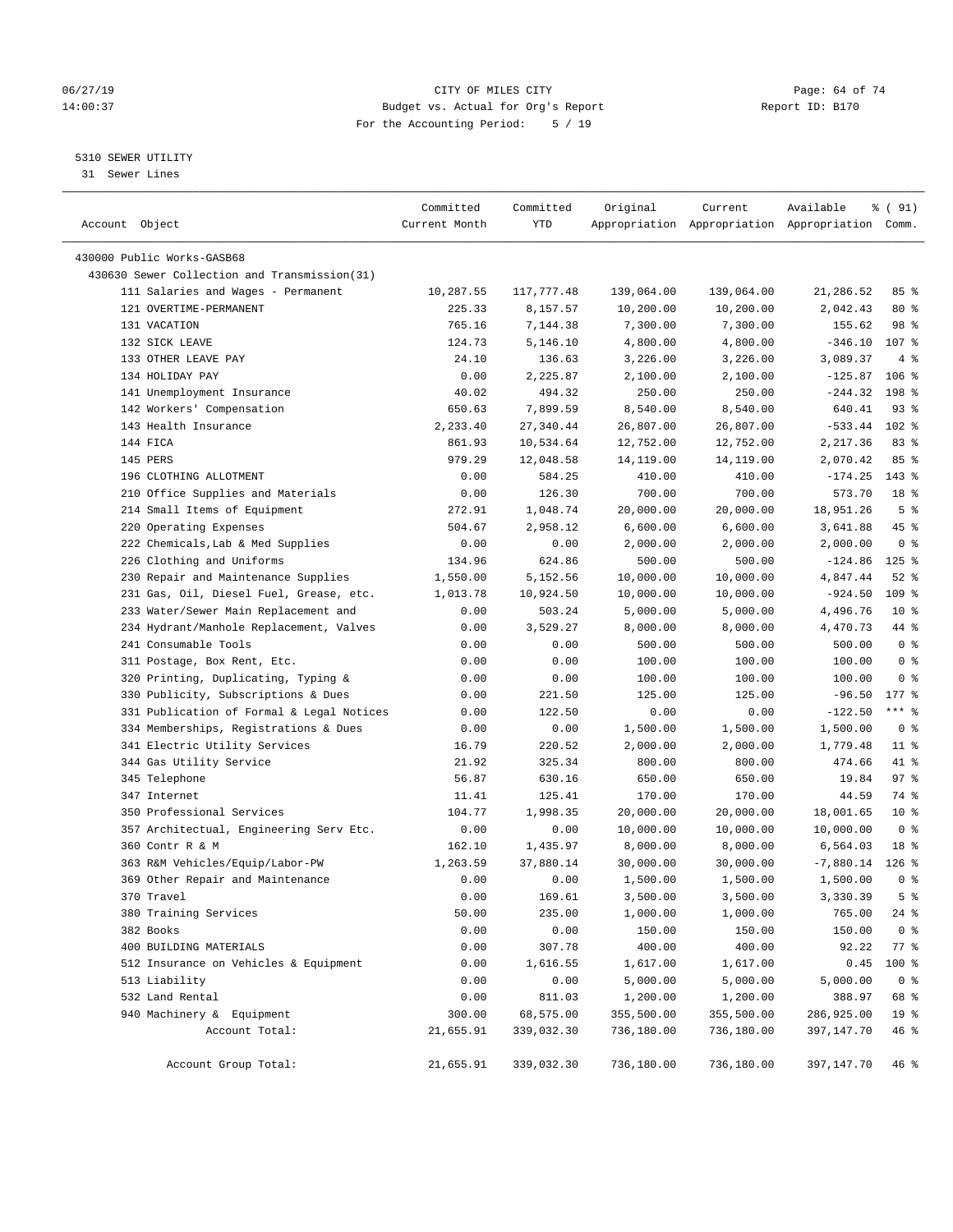CITY OF MILES CITY
Budget vs. Actual for Org's Report
For the Accounting Period: 5 / 19

06/27/19
14:00:37

Report ID: B170

5310 SEWER UTILITY
31 Sewer Lines

| Account Object | Committed Current Month | Committed YTD | Original Appropriation | Current Appropriation | Available Appropriation | % ( 91) Comm. |
|---|---|---|---|---|---|---|
| 430000 Public Works-GASB68 | | | | | | |
| 430630 Sewer Collection and Transmission(31) | | | | | | |
| 111 Salaries and Wages - Permanent | 10,287.55 | 117,777.48 | 139,064.00 | 139,064.00 | 21,286.52 | 85 % |
| 121 OVERTIME-PERMANENT | 225.33 | 8,157.57 | 10,200.00 | 10,200.00 | 2,042.43 | 80 % |
| 131 VACATION | 765.16 | 7,144.38 | 7,300.00 | 7,300.00 | 155.62 | 98 % |
| 132 SICK LEAVE | 124.73 | 5,146.10 | 4,800.00 | 4,800.00 | -346.10 | 107 % |
| 133 OTHER LEAVE PAY | 24.10 | 136.63 | 3,226.00 | 3,226.00 | 3,089.37 | 4 % |
| 134 HOLIDAY PAY | 0.00 | 2,225.87 | 2,100.00 | 2,100.00 | -125.87 | 106 % |
| 141 Unemployment Insurance | 40.02 | 494.32 | 250.00 | 250.00 | -244.32 | 198 % |
| 142 Workers' Compensation | 650.63 | 7,899.59 | 8,540.00 | 8,540.00 | 640.41 | 93 % |
| 143 Health Insurance | 2,233.40 | 27,340.44 | 26,807.00 | 26,807.00 | -533.44 | 102 % |
| 144 FICA | 861.93 | 10,534.64 | 12,752.00 | 12,752.00 | 2,217.36 | 83 % |
| 145 PERS | 979.29 | 12,048.58 | 14,119.00 | 14,119.00 | 2,070.42 | 85 % |
| 196 CLOTHING ALLOTMENT | 0.00 | 584.25 | 410.00 | 410.00 | -174.25 | 143 % |
| 210 Office Supplies and Materials | 0.00 | 126.30 | 700.00 | 700.00 | 573.70 | 18 % |
| 214 Small Items of Equipment | 272.91 | 1,048.74 | 20,000.00 | 20,000.00 | 18,951.26 | 5 % |
| 220 Operating Expenses | 504.67 | 2,958.12 | 6,600.00 | 6,600.00 | 3,641.88 | 45 % |
| 222 Chemicals,Lab & Med Supplies | 0.00 | 0.00 | 2,000.00 | 2,000.00 | 2,000.00 | 0 % |
| 226 Clothing and Uniforms | 134.96 | 624.86 | 500.00 | 500.00 | -124.86 | 125 % |
| 230 Repair and Maintenance Supplies | 1,550.00 | 5,152.56 | 10,000.00 | 10,000.00 | 4,847.44 | 52 % |
| 231 Gas, Oil, Diesel Fuel, Grease, etc. | 1,013.78 | 10,924.50 | 10,000.00 | 10,000.00 | -924.50 | 109 % |
| 233 Water/Sewer Main Replacement and | 0.00 | 503.24 | 5,000.00 | 5,000.00 | 4,496.76 | 10 % |
| 234 Hydrant/Manhole Replacement, Valves | 0.00 | 3,529.27 | 8,000.00 | 8,000.00 | 4,470.73 | 44 % |
| 241 Consumable Tools | 0.00 | 0.00 | 500.00 | 500.00 | 500.00 | 0 % |
| 311 Postage, Box Rent, Etc. | 0.00 | 0.00 | 100.00 | 100.00 | 100.00 | 0 % |
| 320 Printing, Duplicating, Typing & | 0.00 | 0.00 | 100.00 | 100.00 | 100.00 | 0 % |
| 330 Publicity, Subscriptions & Dues | 0.00 | 221.50 | 125.00 | 125.00 | -96.50 | 177 % |
| 331 Publication of Formal & Legal Notices | 0.00 | 122.50 | 0.00 | 0.00 | -122.50 | *** % |
| 334 Memberships, Registrations & Dues | 0.00 | 0.00 | 1,500.00 | 1,500.00 | 1,500.00 | 0 % |
| 341 Electric Utility Services | 16.79 | 220.52 | 2,000.00 | 2,000.00 | 1,779.48 | 11 % |
| 344 Gas Utility Service | 21.92 | 325.34 | 800.00 | 800.00 | 474.66 | 41 % |
| 345 Telephone | 56.87 | 630.16 | 650.00 | 650.00 | 19.84 | 97 % |
| 347 Internet | 11.41 | 125.41 | 170.00 | 170.00 | 44.59 | 74 % |
| 350 Professional Services | 104.77 | 1,998.35 | 20,000.00 | 20,000.00 | 18,001.65 | 10 % |
| 357 Architectual, Engineering Serv Etc. | 0.00 | 0.00 | 10,000.00 | 10,000.00 | 10,000.00 | 0 % |
| 360 Contr R & M | 162.10 | 1,435.97 | 8,000.00 | 8,000.00 | 6,564.03 | 18 % |
| 363 R&M Vehicles/Equip/Labor-PW | 1,263.59 | 37,880.14 | 30,000.00 | 30,000.00 | -7,880.14 | 126 % |
| 369 Other Repair and Maintenance | 0.00 | 0.00 | 1,500.00 | 1,500.00 | 1,500.00 | 0 % |
| 370 Travel | 0.00 | 169.61 | 3,500.00 | 3,500.00 | 3,330.39 | 5 % |
| 380 Training Services | 50.00 | 235.00 | 1,000.00 | 1,000.00 | 765.00 | 24 % |
| 382 Books | 0.00 | 0.00 | 150.00 | 150.00 | 150.00 | 0 % |
| 400 BUILDING MATERIALS | 0.00 | 307.78 | 400.00 | 400.00 | 92.22 | 77 % |
| 512 Insurance on Vehicles & Equipment | 0.00 | 1,616.55 | 1,617.00 | 1,617.00 | 0.45 | 100 % |
| 513 Liability | 0.00 | 0.00 | 5,000.00 | 5,000.00 | 5,000.00 | 0 % |
| 532 Land Rental | 0.00 | 811.03 | 1,200.00 | 1,200.00 | 388.97 | 68 % |
| 940 Machinery & Equipment | 300.00 | 68,575.00 | 355,500.00 | 355,500.00 | 286,925.00 | 19 % |
| Account Total: | 21,655.91 | 339,032.30 | 736,180.00 | 736,180.00 | 397,147.70 | 46 % |
| Account Group Total: | 21,655.91 | 339,032.30 | 736,180.00 | 736,180.00 | 397,147.70 | 46 % |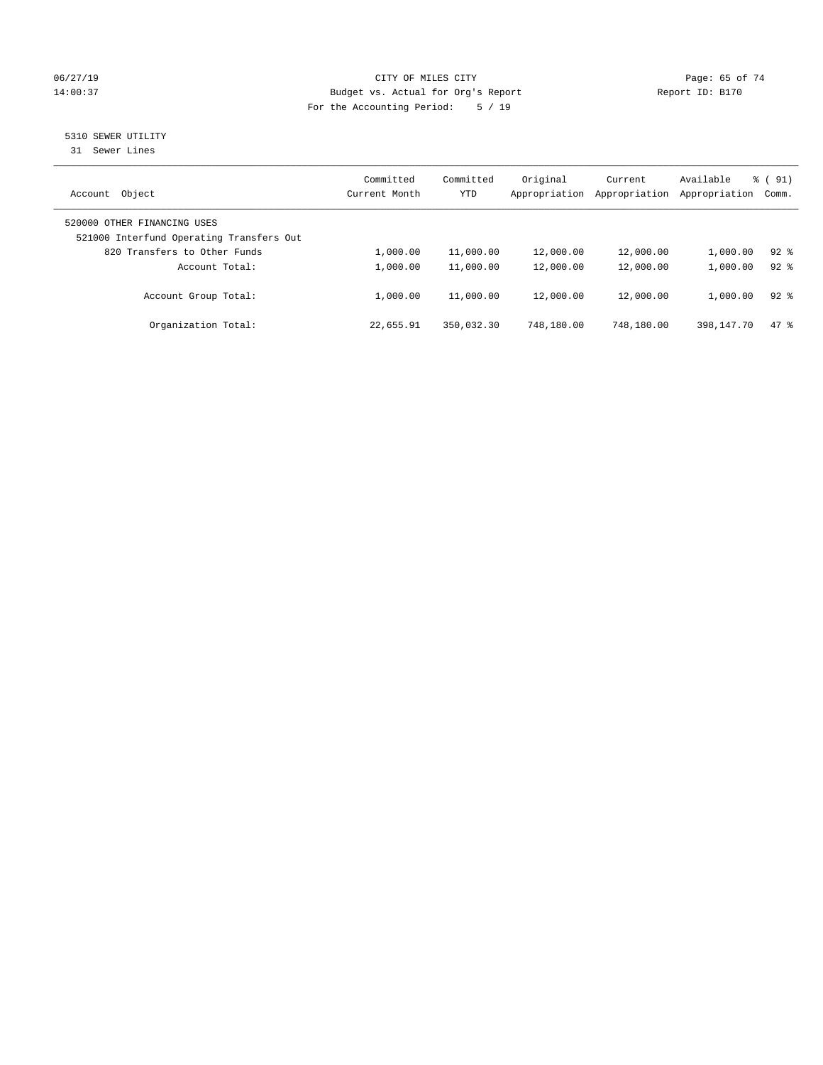CITY OF MILES CITY
Budget vs. Actual for Org's Report
For the Accounting Period: 5 / 19

06/27/19
14:00:37

Report ID: B170

## 5310 SEWER UTILITY

31 Sewer Lines

| Account Object | Committed Current Month | Committed YTD | Original Appropriation | Current Appropriation | Available Appropriation | % ( 91) Comm. |
|---|---|---|---|---|---|---|
| 520000 OTHER FINANCING USES | | | | | | |
| 521000 Interfund Operating Transfers Out | | | | | | |
| 820 Transfers to Other Funds | 1,000.00 | 11,000.00 | 12,000.00 | 12,000.00 | 1,000.00 | 92 % |
| Account Total: | 1,000.00 | 11,000.00 | 12,000.00 | 12,000.00 | 1,000.00 | 92 % |
| Account Group Total: | 1,000.00 | 11,000.00 | 12,000.00 | 12,000.00 | 1,000.00 | 92 % |
| Organization Total: | 22,655.91 | 350,032.30 | 748,180.00 | 748,180.00 | 398,147.70 | 47 % |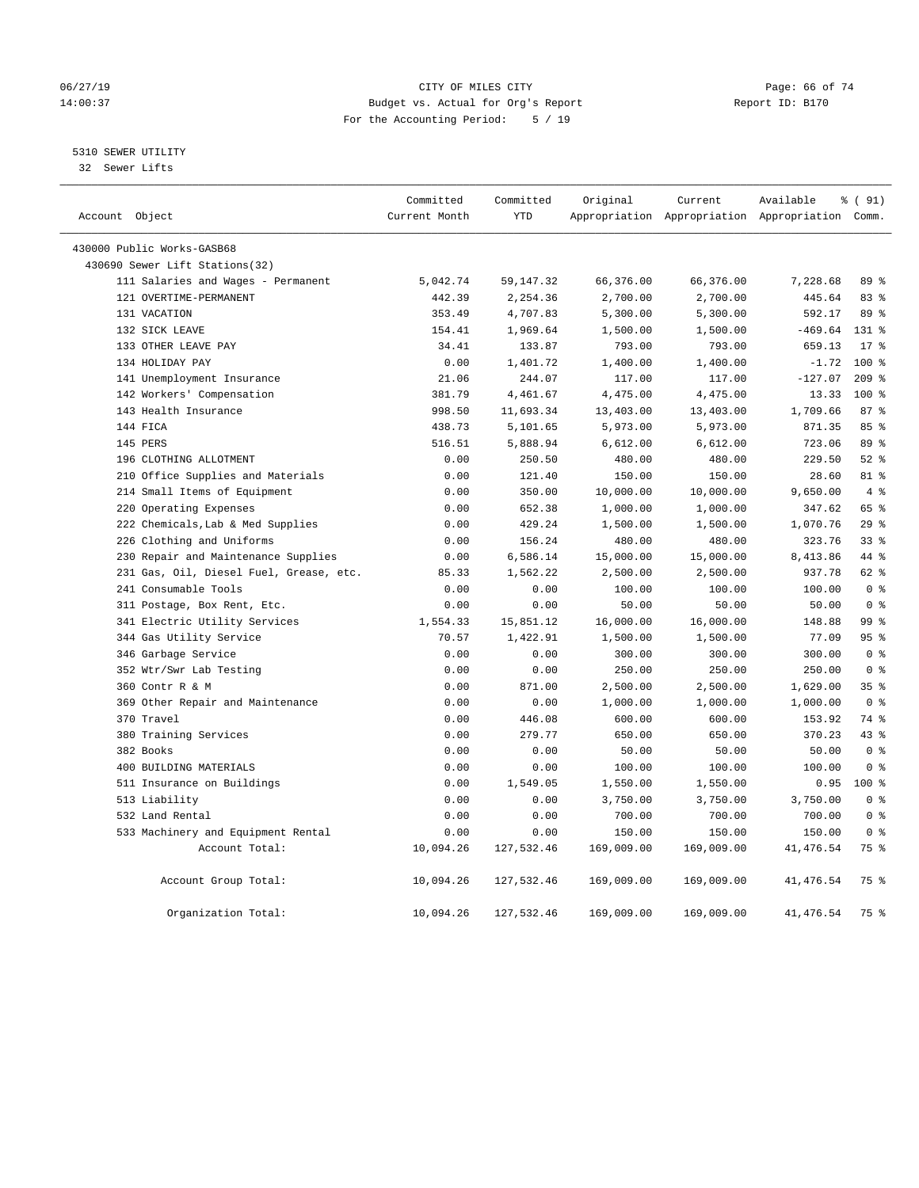CITY OF MILES CITY
Budget vs. Actual for Org's Report
For the Accounting Period: 5 / 19

06/27/19
14:00:37

Report ID: B170

5310 SEWER UTILITY
32 Sewer Lifts

| Account Object | Committed Current Month | Committed YTD | Original Appropriation | Current Appropriation | Available Appropriation | % ( 91) Comm. |
|---|---|---|---|---|---|---|
| 430000 Public Works-GASB68 | | | | | | |
| 430690 Sewer Lift Stations(32) | | | | | | |
| 111 Salaries and Wages - Permanent | 5,042.74 | 59,147.32 | 66,376.00 | 66,376.00 | 7,228.68 | 89 % |
| 121 OVERTIME-PERMANENT | 442.39 | 2,254.36 | 2,700.00 | 2,700.00 | 445.64 | 83 % |
| 131 VACATION | 353.49 | 4,707.83 | 5,300.00 | 5,300.00 | 592.17 | 89 % |
| 132 SICK LEAVE | 154.41 | 1,969.64 | 1,500.00 | 1,500.00 | -469.64 | 131 % |
| 133 OTHER LEAVE PAY | 34.41 | 133.87 | 793.00 | 793.00 | 659.13 | 17 % |
| 134 HOLIDAY PAY | 0.00 | 1,401.72 | 1,400.00 | 1,400.00 | -1.72 | 100 % |
| 141 Unemployment Insurance | 21.06 | 244.07 | 117.00 | 117.00 | -127.07 | 209 % |
| 142 Workers' Compensation | 381.79 | 4,461.67 | 4,475.00 | 4,475.00 | 13.33 | 100 % |
| 143 Health Insurance | 998.50 | 11,693.34 | 13,403.00 | 13,403.00 | 1,709.66 | 87 % |
| 144 FICA | 438.73 | 5,101.65 | 5,973.00 | 5,973.00 | 871.35 | 85 % |
| 145 PERS | 516.51 | 5,888.94 | 6,612.00 | 6,612.00 | 723.06 | 89 % |
| 196 CLOTHING ALLOTMENT | 0.00 | 250.50 | 480.00 | 480.00 | 229.50 | 52 % |
| 210 Office Supplies and Materials | 0.00 | 121.40 | 150.00 | 150.00 | 28.60 | 81 % |
| 214 Small Items of Equipment | 0.00 | 350.00 | 10,000.00 | 10,000.00 | 9,650.00 | 4 % |
| 220 Operating Expenses | 0.00 | 652.38 | 1,000.00 | 1,000.00 | 347.62 | 65 % |
| 222 Chemicals,Lab & Med Supplies | 0.00 | 429.24 | 1,500.00 | 1,500.00 | 1,070.76 | 29 % |
| 226 Clothing and Uniforms | 0.00 | 156.24 | 480.00 | 480.00 | 323.76 | 33 % |
| 230 Repair and Maintenance Supplies | 0.00 | 6,586.14 | 15,000.00 | 15,000.00 | 8,413.86 | 44 % |
| 231 Gas, Oil, Diesel Fuel, Grease, etc. | 85.33 | 1,562.22 | 2,500.00 | 2,500.00 | 937.78 | 62 % |
| 241 Consumable Tools | 0.00 | 0.00 | 100.00 | 100.00 | 100.00 | 0 % |
| 311 Postage, Box Rent, Etc. | 0.00 | 0.00 | 50.00 | 50.00 | 50.00 | 0 % |
| 341 Electric Utility Services | 1,554.33 | 15,851.12 | 16,000.00 | 16,000.00 | 148.88 | 99 % |
| 344 Gas Utility Service | 70.57 | 1,422.91 | 1,500.00 | 1,500.00 | 77.09 | 95 % |
| 346 Garbage Service | 0.00 | 0.00 | 300.00 | 300.00 | 300.00 | 0 % |
| 352 Wtr/Swr Lab Testing | 0.00 | 0.00 | 250.00 | 250.00 | 250.00 | 0 % |
| 360 Contr R & M | 0.00 | 871.00 | 2,500.00 | 2,500.00 | 1,629.00 | 35 % |
| 369 Other Repair and Maintenance | 0.00 | 0.00 | 1,000.00 | 1,000.00 | 1,000.00 | 0 % |
| 370 Travel | 0.00 | 446.08 | 600.00 | 600.00 | 153.92 | 74 % |
| 380 Training Services | 0.00 | 279.77 | 650.00 | 650.00 | 370.23 | 43 % |
| 382 Books | 0.00 | 0.00 | 50.00 | 50.00 | 50.00 | 0 % |
| 400 BUILDING MATERIALS | 0.00 | 0.00 | 100.00 | 100.00 | 100.00 | 0 % |
| 511 Insurance on Buildings | 0.00 | 1,549.05 | 1,550.00 | 1,550.00 | 0.95 | 100 % |
| 513 Liability | 0.00 | 0.00 | 3,750.00 | 3,750.00 | 3,750.00 | 0 % |
| 532 Land Rental | 0.00 | 0.00 | 700.00 | 700.00 | 700.00 | 0 % |
| 533 Machinery and Equipment Rental | 0.00 | 0.00 | 150.00 | 150.00 | 150.00 | 0 % |
| Account Total: | 10,094.26 | 127,532.46 | 169,009.00 | 169,009.00 | 41,476.54 | 75 % |
| Account Group Total: | 10,094.26 | 127,532.46 | 169,009.00 | 169,009.00 | 41,476.54 | 75 % |
| Organization Total: | 10,094.26 | 127,532.46 | 169,009.00 | 169,009.00 | 41,476.54 | 75 % |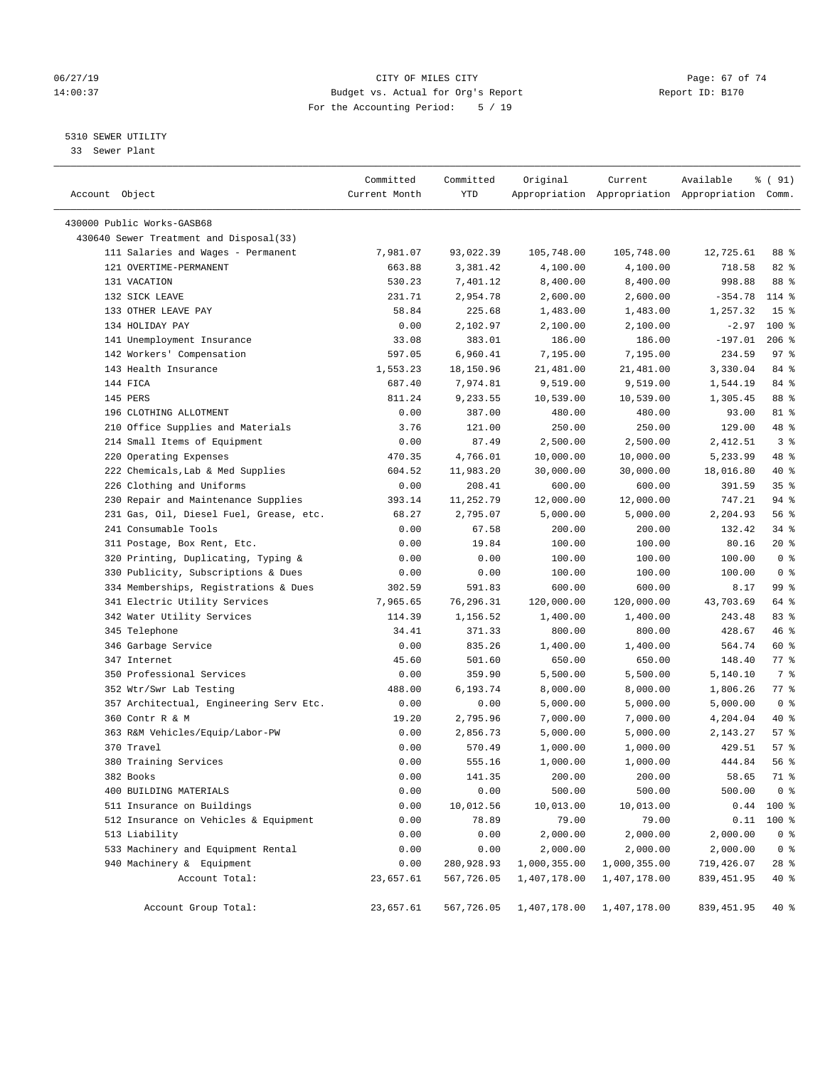CITY OF MILES CITY
Budget vs. Actual for Org's Report
For the Accounting Period: 5 / 19

06/27/19
14:00:37

Report ID: B170

5310 SEWER UTILITY
33 Sewer Plant

| Account Object | Committed Current Month | Committed YTD | Original Appropriation | Current Appropriation | Available Appropriation | % ( 91) Comm. |
|---|---|---|---|---|---|---|
| 430000 Public Works-GASB68 | | | | | | |
| 430640 Sewer Treatment and Disposal(33) | | | | | | |
| 111 Salaries and Wages - Permanent | 7,981.07 | 93,022.39 | 105,748.00 | 105,748.00 | 12,725.61 | 88 % |
| 121 OVERTIME-PERMANENT | 663.88 | 3,381.42 | 4,100.00 | 4,100.00 | 718.58 | 82 % |
| 131 VACATION | 530.23 | 7,401.12 | 8,400.00 | 8,400.00 | 998.88 | 88 % |
| 132 SICK LEAVE | 231.71 | 2,954.78 | 2,600.00 | 2,600.00 | -354.78 | 114 % |
| 133 OTHER LEAVE PAY | 58.84 | 225.68 | 1,483.00 | 1,483.00 | 1,257.32 | 15 % |
| 134 HOLIDAY PAY | 0.00 | 2,102.97 | 2,100.00 | 2,100.00 | -2.97 | 100 % |
| 141 Unemployment Insurance | 33.08 | 383.01 | 186.00 | 186.00 | -197.01 | 206 % |
| 142 Workers' Compensation | 597.05 | 6,960.41 | 7,195.00 | 7,195.00 | 234.59 | 97 % |
| 143 Health Insurance | 1,553.23 | 18,150.96 | 21,481.00 | 21,481.00 | 3,330.04 | 84 % |
| 144 FICA | 687.40 | 7,974.81 | 9,519.00 | 9,519.00 | 1,544.19 | 84 % |
| 145 PERS | 811.24 | 9,233.55 | 10,539.00 | 10,539.00 | 1,305.45 | 88 % |
| 196 CLOTHING ALLOTMENT | 0.00 | 387.00 | 480.00 | 480.00 | 93.00 | 81 % |
| 210 Office Supplies and Materials | 3.76 | 121.00 | 250.00 | 250.00 | 129.00 | 48 % |
| 214 Small Items of Equipment | 0.00 | 87.49 | 2,500.00 | 2,500.00 | 2,412.51 | 3 % |
| 220 Operating Expenses | 470.35 | 4,766.01 | 10,000.00 | 10,000.00 | 5,233.99 | 48 % |
| 222 Chemicals,Lab & Med Supplies | 604.52 | 11,983.20 | 30,000.00 | 30,000.00 | 18,016.80 | 40 % |
| 226 Clothing and Uniforms | 0.00 | 208.41 | 600.00 | 600.00 | 391.59 | 35 % |
| 230 Repair and Maintenance Supplies | 393.14 | 11,252.79 | 12,000.00 | 12,000.00 | 747.21 | 94 % |
| 231 Gas, Oil, Diesel Fuel, Grease, etc. | 68.27 | 2,795.07 | 5,000.00 | 5,000.00 | 2,204.93 | 56 % |
| 241 Consumable Tools | 0.00 | 67.58 | 200.00 | 200.00 | 132.42 | 34 % |
| 311 Postage, Box Rent, Etc. | 0.00 | 19.84 | 100.00 | 100.00 | 80.16 | 20 % |
| 320 Printing, Duplicating, Typing & | 0.00 | 0.00 | 100.00 | 100.00 | 100.00 | 0 % |
| 330 Publicity, Subscriptions & Dues | 0.00 | 0.00 | 100.00 | 100.00 | 100.00 | 0 % |
| 334 Memberships, Registrations & Dues | 302.59 | 591.83 | 600.00 | 600.00 | 8.17 | 99 % |
| 341 Electric Utility Services | 7,965.65 | 76,296.31 | 120,000.00 | 120,000.00 | 43,703.69 | 64 % |
| 342 Water Utility Services | 114.39 | 1,156.52 | 1,400.00 | 1,400.00 | 243.48 | 83 % |
| 345 Telephone | 34.41 | 371.33 | 800.00 | 800.00 | 428.67 | 46 % |
| 346 Garbage Service | 0.00 | 835.26 | 1,400.00 | 1,400.00 | 564.74 | 60 % |
| 347 Internet | 45.60 | 501.60 | 650.00 | 650.00 | 148.40 | 77 % |
| 350 Professional Services | 0.00 | 359.90 | 5,500.00 | 5,500.00 | 5,140.10 | 7 % |
| 352 Wtr/Swr Lab Testing | 488.00 | 6,193.74 | 8,000.00 | 8,000.00 | 1,806.26 | 77 % |
| 357 Architectual, Engineering Serv Etc. | 0.00 | 0.00 | 5,000.00 | 5,000.00 | 5,000.00 | 0 % |
| 360 Contr R & M | 19.20 | 2,795.96 | 7,000.00 | 7,000.00 | 4,204.04 | 40 % |
| 363 R&M Vehicles/Equip/Labor-PW | 0.00 | 2,856.73 | 5,000.00 | 5,000.00 | 2,143.27 | 57 % |
| 370 Travel | 0.00 | 570.49 | 1,000.00 | 1,000.00 | 429.51 | 57 % |
| 380 Training Services | 0.00 | 555.16 | 1,000.00 | 1,000.00 | 444.84 | 56 % |
| 382 Books | 0.00 | 141.35 | 200.00 | 200.00 | 58.65 | 71 % |
| 400 BUILDING MATERIALS | 0.00 | 0.00 | 500.00 | 500.00 | 500.00 | 0 % |
| 511 Insurance on Buildings | 0.00 | 10,012.56 | 10,013.00 | 10,013.00 | 0.44 | 100 % |
| 512 Insurance on Vehicles & Equipment | 0.00 | 78.89 | 79.00 | 79.00 | 0.11 | 100 % |
| 513 Liability | 0.00 | 0.00 | 2,000.00 | 2,000.00 | 2,000.00 | 0 % |
| 533 Machinery and Equipment Rental | 0.00 | 0.00 | 2,000.00 | 2,000.00 | 2,000.00 | 0 % |
| 940 Machinery & Equipment | 0.00 | 280,928.93 | 1,000,355.00 | 1,000,355.00 | 719,426.07 | 28 % |
| Account Total: | 23,657.61 | 567,726.05 | 1,407,178.00 | 1,407,178.00 | 839,451.95 | 40 % |
| Account Group Total: | 23,657.61 | 567,726.05 | 1,407,178.00 | 1,407,178.00 | 839,451.95 | 40 % |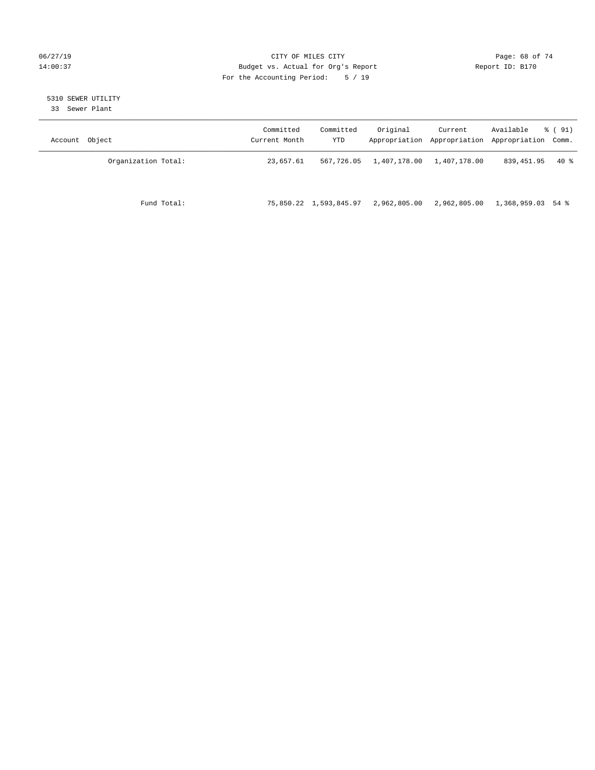CITY OF MILES CITY
Budget vs. Actual for Org's Report
For the Accounting Period: 5 / 19

06/27/19
14:00:37

Report ID: B170

5310 SEWER UTILITY
33 Sewer Plant

| Account Object | Committed Current Month | Committed YTD | Original Appropriation | Current Appropriation | Available Appropriation | % ( 91) Comm. |
|---|---|---|---|---|---|---|
| Organization Total: | 23,657.61 | 567,726.05 | 1,407,178.00 | 1,407,178.00 | 839,451.95 | 40 % |
| Fund Total: | 75,850.22 | 1,593,845.97 | 2,962,805.00 | 2,962,805.00 | 1,368,959.03 | 54 % |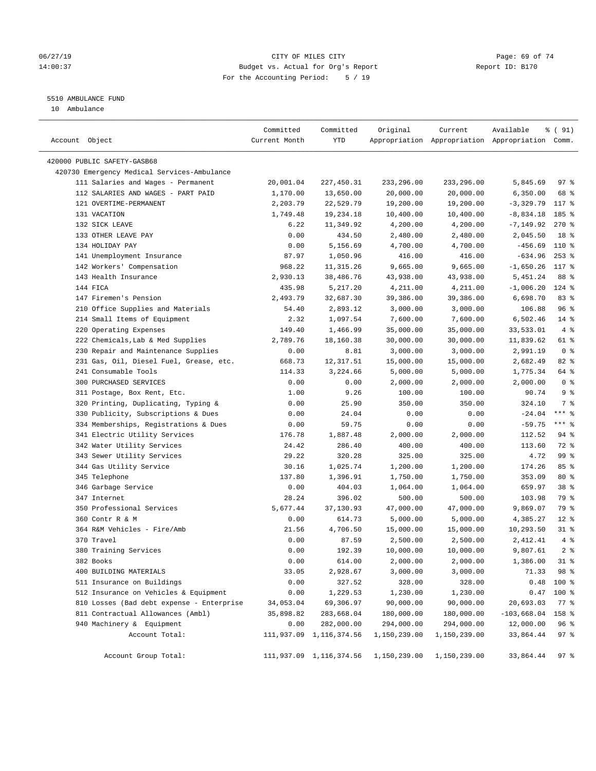# CITY OF MILES CITY

Budget vs. Actual for Org's Report

For the Accounting Period: 5 / 19

06/27/19 14:00:37 — Report ID: B170

## 5510 AMBULANCE FUND

10 Ambulance

| Account Object | Committed Current Month | Committed YTD | Original Appropriation | Current Appropriation | Available Appropriation | % ( 91) Comm. |
|---|---|---|---|---|---|---|
| 420000 PUBLIC SAFETY-GASB68 | | | | | | |
| 420730 Emergency Medical Services-Ambulance | | | | | | |
| 111 Salaries and Wages - Permanent | 20,001.04 | 227,450.31 | 233,296.00 | 233,296.00 | 5,845.69 | 97 % |
| 112 SALARIES AND WAGES - PART PAID | 1,170.00 | 13,650.00 | 20,000.00 | 20,000.00 | 6,350.00 | 68 % |
| 121 OVERTIME-PERMANENT | 2,203.79 | 22,529.79 | 19,200.00 | 19,200.00 | -3,329.79 | 117 % |
| 131 VACATION | 1,749.48 | 19,234.18 | 10,400.00 | 10,400.00 | -8,834.18 | 185 % |
| 132 SICK LEAVE | 6.22 | 11,349.92 | 4,200.00 | 4,200.00 | -7,149.92 | 270 % |
| 133 OTHER LEAVE PAY | 0.00 | 434.50 | 2,480.00 | 2,480.00 | 2,045.50 | 18 % |
| 134 HOLIDAY PAY | 0.00 | 5,156.69 | 4,700.00 | 4,700.00 | -456.69 | 110 % |
| 141 Unemployment Insurance | 87.97 | 1,050.96 | 416.00 | 416.00 | -634.96 | 253 % |
| 142 Workers' Compensation | 968.22 | 11,315.26 | 9,665.00 | 9,665.00 | -1,650.26 | 117 % |
| 143 Health Insurance | 2,930.13 | 38,486.76 | 43,938.00 | 43,938.00 | 5,451.24 | 88 % |
| 144 FICA | 435.98 | 5,217.20 | 4,211.00 | 4,211.00 | -1,006.20 | 124 % |
| 147 Firemen's Pension | 2,493.79 | 32,687.30 | 39,386.00 | 39,386.00 | 6,698.70 | 83 % |
| 210 Office Supplies and Materials | 54.40 | 2,893.12 | 3,000.00 | 3,000.00 | 106.88 | 96 % |
| 214 Small Items of Equipment | 2.32 | 1,097.54 | 7,600.00 | 7,600.00 | 6,502.46 | 14 % |
| 220 Operating Expenses | 149.40 | 1,466.99 | 35,000.00 | 35,000.00 | 33,533.01 | 4 % |
| 222 Chemicals,Lab & Med Supplies | 2,789.76 | 18,160.38 | 30,000.00 | 30,000.00 | 11,839.62 | 61 % |
| 230 Repair and Maintenance Supplies | 0.00 | 8.81 | 3,000.00 | 3,000.00 | 2,991.19 | 0 % |
| 231 Gas, Oil, Diesel Fuel, Grease, etc. | 668.73 | 12,317.51 | 15,000.00 | 15,000.00 | 2,682.49 | 82 % |
| 241 Consumable Tools | 114.33 | 3,224.66 | 5,000.00 | 5,000.00 | 1,775.34 | 64 % |
| 300 PURCHASED SERVICES | 0.00 | 0.00 | 2,000.00 | 2,000.00 | 2,000.00 | 0 % |
| 311 Postage, Box Rent, Etc. | 1.00 | 9.26 | 100.00 | 100.00 | 90.74 | 9 % |
| 320 Printing, Duplicating, Typing & | 0.00 | 25.90 | 350.00 | 350.00 | 324.10 | 7 % |
| 330 Publicity, Subscriptions & Dues | 0.00 | 24.04 | 0.00 | 0.00 | -24.04 | *** % |
| 334 Memberships, Registrations & Dues | 0.00 | 59.75 | 0.00 | 0.00 | -59.75 | *** % |
| 341 Electric Utility Services | 176.78 | 1,887.48 | 2,000.00 | 2,000.00 | 112.52 | 94 % |
| 342 Water Utility Services | 24.42 | 286.40 | 400.00 | 400.00 | 113.60 | 72 % |
| 343 Sewer Utility Services | 29.22 | 320.28 | 325.00 | 325.00 | 4.72 | 99 % |
| 344 Gas Utility Service | 30.16 | 1,025.74 | 1,200.00 | 1,200.00 | 174.26 | 85 % |
| 345 Telephone | 137.80 | 1,396.91 | 1,750.00 | 1,750.00 | 353.09 | 80 % |
| 346 Garbage Service | 0.00 | 404.03 | 1,064.00 | 1,064.00 | 659.97 | 38 % |
| 347 Internet | 28.24 | 396.02 | 500.00 | 500.00 | 103.98 | 79 % |
| 350 Professional Services | 5,677.44 | 37,130.93 | 47,000.00 | 47,000.00 | 9,869.07 | 79 % |
| 360 Contr R & M | 0.00 | 614.73 | 5,000.00 | 5,000.00 | 4,385.27 | 12 % |
| 364 R&M Vehicles - Fire/Amb | 21.56 | 4,706.50 | 15,000.00 | 15,000.00 | 10,293.50 | 31 % |
| 370 Travel | 0.00 | 87.59 | 2,500.00 | 2,500.00 | 2,412.41 | 4 % |
| 380 Training Services | 0.00 | 192.39 | 10,000.00 | 10,000.00 | 9,807.61 | 2 % |
| 382 Books | 0.00 | 614.00 | 2,000.00 | 2,000.00 | 1,386.00 | 31 % |
| 400 BUILDING MATERIALS | 33.05 | 2,928.67 | 3,000.00 | 3,000.00 | 71.33 | 98 % |
| 511 Insurance on Buildings | 0.00 | 327.52 | 328.00 | 328.00 | 0.48 | 100 % |
| 512 Insurance on Vehicles & Equipment | 0.00 | 1,229.53 | 1,230.00 | 1,230.00 | 0.47 | 100 % |
| 810 Losses (Bad debt expense - Enterprise | 34,053.04 | 69,306.97 | 90,000.00 | 90,000.00 | 20,693.03 | 77 % |
| 811 Contractual Allowances (Ambl) | 35,898.82 | 283,668.04 | 180,000.00 | 180,000.00 | -103,668.04 | 158 % |
| 940 Machinery & Equipment | 0.00 | 282,000.00 | 294,000.00 | 294,000.00 | 12,000.00 | 96 % |
| Account Total: | 111,937.09 | 1,116,374.56 | 1,150,239.00 | 1,150,239.00 | 33,864.44 | 97 % |
| Account Group Total: | 111,937.09 | 1,116,374.56 | 1,150,239.00 | 1,150,239.00 | 33,864.44 | 97 % |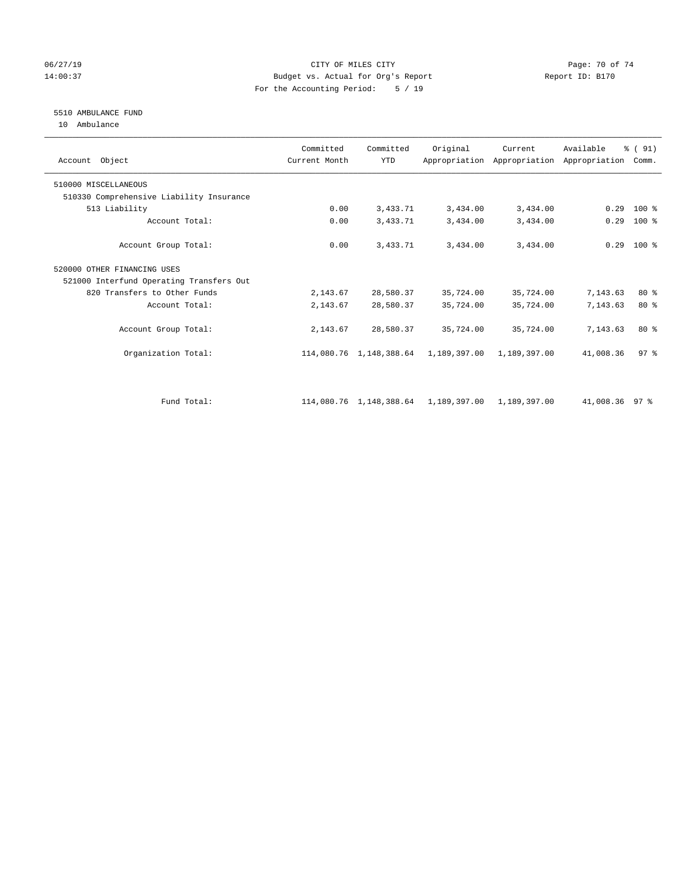CITY OF MILES CITY
Budget vs. Actual for Org's Report
For the Accounting Period: 5 / 19

06/27/19
14:00:37

Report ID: B170

## 5510 AMBULANCE FUND

10 Ambulance

| Account Object | Committed Current Month | Committed YTD | Original Appropriation | Current Appropriation | Available Appropriation | % ( 91) Comm. |
|---|---|---|---|---|---|---|
| 510000 MISCELLANEOUS | | | | | | |
| 510330 Comprehensive Liability Insurance | | | | | | |
| 513 Liability | 0.00 | 3,433.71 | 3,434.00 | 3,434.00 | 0.29 | 100 % |
| Account Total: | 0.00 | 3,433.71 | 3,434.00 | 3,434.00 | 0.29 | 100 % |
| Account Group Total: | 0.00 | 3,433.71 | 3,434.00 | 3,434.00 | 0.29 | 100 % |
| 520000 OTHER FINANCING USES | | | | | | |
| 521000 Interfund Operating Transfers Out | | | | | | |
| 820 Transfers to Other Funds | 2,143.67 | 28,580.37 | 35,724.00 | 35,724.00 | 7,143.63 | 80 % |
| Account Total: | 2,143.67 | 28,580.37 | 35,724.00 | 35,724.00 | 7,143.63 | 80 % |
| Account Group Total: | 2,143.67 | 28,580.37 | 35,724.00 | 35,724.00 | 7,143.63 | 80 % |
| Organization Total: | 114,080.76 | 1,148,388.64 | 1,189,397.00 | 1,189,397.00 | 41,008.36 | 97 % |
| Fund Total: | 114,080.76 | 1,148,388.64 | 1,189,397.00 | 1,189,397.00 | 41,008.36 | 97 % |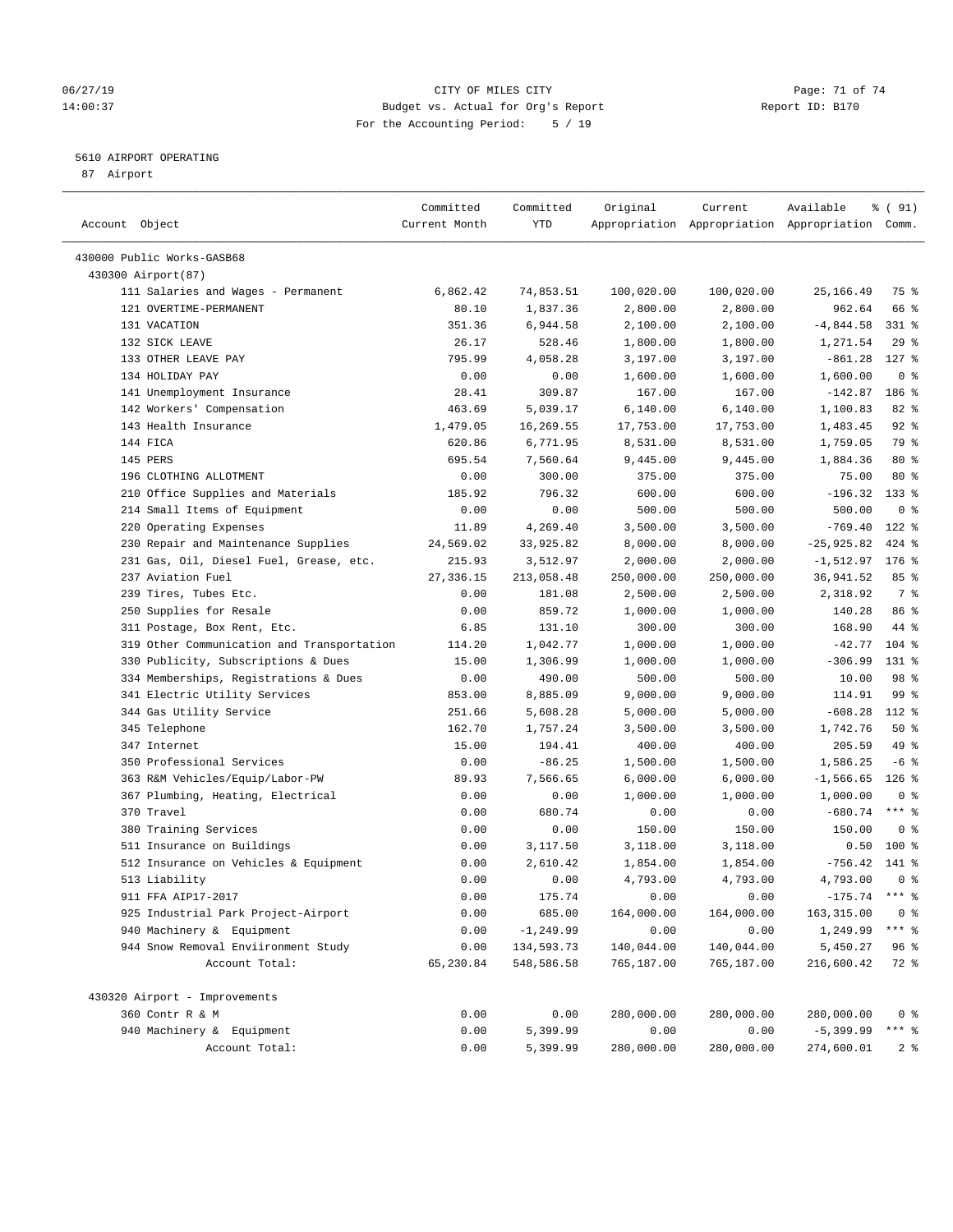CITY OF MILES CITY
Budget vs. Actual for Org's Report
For the Accounting Period: 5 / 19

06/27/19
14:00:37

Report ID: B170

5610 AIRPORT OPERATING
87 Airport

| Account Object | Committed Current Month | Committed YTD | Original Appropriation | Current Appropriation | Available Appropriation | % ( 91) Comm. |
|---|---|---|---|---|---|---|
| 430000 Public Works-GASB68 | | | | | | |
| 430300 Airport(87) | | | | | | |
| 111 Salaries and Wages - Permanent | 6,862.42 | 74,853.51 | 100,020.00 | 100,020.00 | 25,166.49 | 75 % |
| 121 OVERTIME-PERMANENT | 80.10 | 1,837.36 | 2,800.00 | 2,800.00 | 962.64 | 66 % |
| 131 VACATION | 351.36 | 6,944.58 | 2,100.00 | 2,100.00 | -4,844.58 | 331 % |
| 132 SICK LEAVE | 26.17 | 528.46 | 1,800.00 | 1,800.00 | 1,271.54 | 29 % |
| 133 OTHER LEAVE PAY | 795.99 | 4,058.28 | 3,197.00 | 3,197.00 | -861.28 | 127 % |
| 134 HOLIDAY PAY | 0.00 | 0.00 | 1,600.00 | 1,600.00 | 1,600.00 | 0 % |
| 141 Unemployment Insurance | 28.41 | 309.87 | 167.00 | 167.00 | -142.87 | 186 % |
| 142 Workers' Compensation | 463.69 | 5,039.17 | 6,140.00 | 6,140.00 | 1,100.83 | 82 % |
| 143 Health Insurance | 1,479.05 | 16,269.55 | 17,753.00 | 17,753.00 | 1,483.45 | 92 % |
| 144 FICA | 620.86 | 6,771.95 | 8,531.00 | 8,531.00 | 1,759.05 | 79 % |
| 145 PERS | 695.54 | 7,560.64 | 9,445.00 | 9,445.00 | 1,884.36 | 80 % |
| 196 CLOTHING ALLOTMENT | 0.00 | 300.00 | 375.00 | 375.00 | 75.00 | 80 % |
| 210 Office Supplies and Materials | 185.92 | 796.32 | 600.00 | 600.00 | -196.32 | 133 % |
| 214 Small Items of Equipment | 0.00 | 0.00 | 500.00 | 500.00 | 500.00 | 0 % |
| 220 Operating Expenses | 11.89 | 4,269.40 | 3,500.00 | 3,500.00 | -769.40 | 122 % |
| 230 Repair and Maintenance Supplies | 24,569.02 | 33,925.82 | 8,000.00 | 8,000.00 | -25,925.82 | 424 % |
| 231 Gas, Oil, Diesel Fuel, Grease, etc. | 215.93 | 3,512.97 | 2,000.00 | 2,000.00 | -1,512.97 | 176 % |
| 237 Aviation Fuel | 27,336.15 | 213,058.48 | 250,000.00 | 250,000.00 | 36,941.52 | 85 % |
| 239 Tires, Tubes Etc. | 0.00 | 181.08 | 2,500.00 | 2,500.00 | 2,318.92 | 7 % |
| 250 Supplies for Resale | 0.00 | 859.72 | 1,000.00 | 1,000.00 | 140.28 | 86 % |
| 311 Postage, Box Rent, Etc. | 6.85 | 131.10 | 300.00 | 300.00 | 168.90 | 44 % |
| 319 Other Communication and Transportation | 114.20 | 1,042.77 | 1,000.00 | 1,000.00 | -42.77 | 104 % |
| 330 Publicity, Subscriptions & Dues | 15.00 | 1,306.99 | 1,000.00 | 1,000.00 | -306.99 | 131 % |
| 334 Memberships, Registrations & Dues | 0.00 | 490.00 | 500.00 | 500.00 | 10.00 | 98 % |
| 341 Electric Utility Services | 853.00 | 8,885.09 | 9,000.00 | 9,000.00 | 114.91 | 99 % |
| 344 Gas Utility Service | 251.66 | 5,608.28 | 5,000.00 | 5,000.00 | -608.28 | 112 % |
| 345 Telephone | 162.70 | 1,757.24 | 3,500.00 | 3,500.00 | 1,742.76 | 50 % |
| 347 Internet | 15.00 | 194.41 | 400.00 | 400.00 | 205.59 | 49 % |
| 350 Professional Services | 0.00 | -86.25 | 1,500.00 | 1,500.00 | 1,586.25 | -6 % |
| 363 R&M Vehicles/Equip/Labor-PW | 89.93 | 7,566.65 | 6,000.00 | 6,000.00 | -1,566.65 | 126 % |
| 367 Plumbing, Heating, Electrical | 0.00 | 0.00 | 1,000.00 | 1,000.00 | 1,000.00 | 0 % |
| 370 Travel | 0.00 | 680.74 | 0.00 | 0.00 | -680.74 | *** % |
| 380 Training Services | 0.00 | 0.00 | 150.00 | 150.00 | 150.00 | 0 % |
| 511 Insurance on Buildings | 0.00 | 3,117.50 | 3,118.00 | 3,118.00 | 0.50 | 100 % |
| 512 Insurance on Vehicles & Equipment | 0.00 | 2,610.42 | 1,854.00 | 1,854.00 | -756.42 | 141 % |
| 513 Liability | 0.00 | 0.00 | 4,793.00 | 4,793.00 | 4,793.00 | 0 % |
| 911 FFA AIP17-2017 | 0.00 | 175.74 | 0.00 | 0.00 | -175.74 | *** % |
| 925 Industrial Park Project-Airport | 0.00 | 685.00 | 164,000.00 | 164,000.00 | 163,315.00 | 0 % |
| 940 Machinery & Equipment | 0.00 | -1,249.99 | 0.00 | 0.00 | 1,249.99 | *** % |
| 944 Snow Removal Enviironment Study | 0.00 | 134,593.73 | 140,044.00 | 140,044.00 | 5,450.27 | 96 % |
| Account Total: | 65,230.84 | 548,586.58 | 765,187.00 | 765,187.00 | 216,600.42 | 72 % |
| 430320 Airport - Improvements | | | | | | |
| 360 Contr R & M | 0.00 | 0.00 | 280,000.00 | 280,000.00 | 280,000.00 | 0 % |
| 940 Machinery & Equipment | 0.00 | 5,399.99 | 0.00 | 0.00 | -5,399.99 | *** % |
| Account Total: | 0.00 | 5,399.99 | 280,000.00 | 280,000.00 | 274,600.01 | 2 % |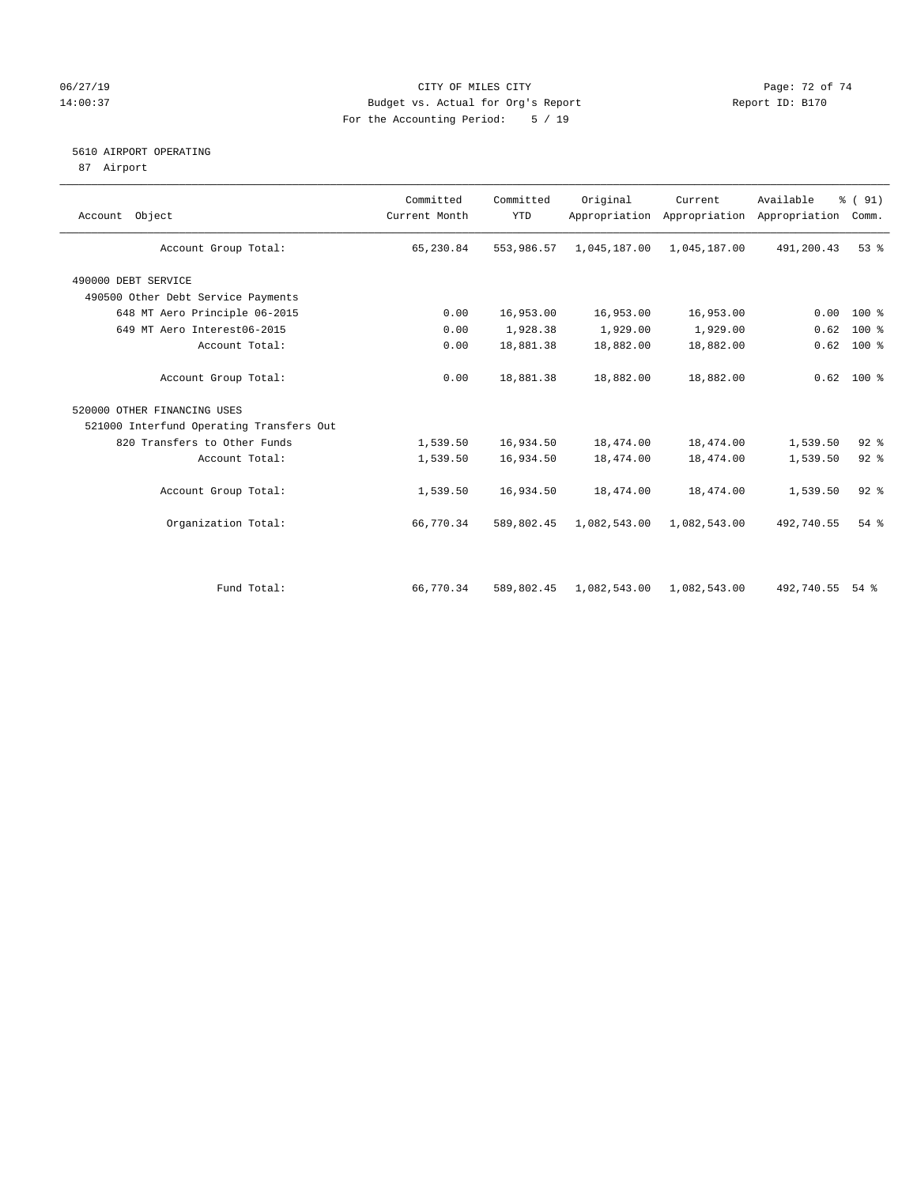CITY OF MILES CITY
Budget vs. Actual for Org's Report
For the Accounting Period: 5 / 19

06/27/19
14:00:37

Report ID: B170

## 5610 AIRPORT OPERATING

87 Airport

| Account Object | Committed Current Month | Committed YTD | Original Appropriation | Current Appropriation | Available Appropriation | % ( 91) Comm. |
|---|---|---|---|---|---|---|
| Account Group Total: | 65,230.84 | 553,986.57 | 1,045,187.00 | 1,045,187.00 | 491,200.43 | 53 % |
| 490000 DEBT SERVICE | | | | | | |
| 490500 Other Debt Service Payments | | | | | | |
| 648 MT Aero Principle 06-2015 | 0.00 | 16,953.00 | 16,953.00 | 16,953.00 | 0.00 | 100 % |
| 649 MT Aero Interest06-2015 | 0.00 | 1,928.38 | 1,929.00 | 1,929.00 | 0.62 | 100 % |
| Account Total: | 0.00 | 18,881.38 | 18,882.00 | 18,882.00 | 0.62 | 100 % |
| Account Group Total: | 0.00 | 18,881.38 | 18,882.00 | 18,882.00 | 0.62 | 100 % |
| 520000 OTHER FINANCING USES | | | | | | |
| 521000 Interfund Operating Transfers Out | | | | | | |
| 820 Transfers to Other Funds | 1,539.50 | 16,934.50 | 18,474.00 | 18,474.00 | 1,539.50 | 92 % |
| Account Total: | 1,539.50 | 16,934.50 | 18,474.00 | 18,474.00 | 1,539.50 | 92 % |
| Account Group Total: | 1,539.50 | 16,934.50 | 18,474.00 | 18,474.00 | 1,539.50 | 92 % |
| Organization Total: | 66,770.34 | 589,802.45 | 1,082,543.00 | 1,082,543.00 | 492,740.55 | 54 % |
| Fund Total: | 66,770.34 | 589,802.45 | 1,082,543.00 | 1,082,543.00 | 492,740.55 | 54 % |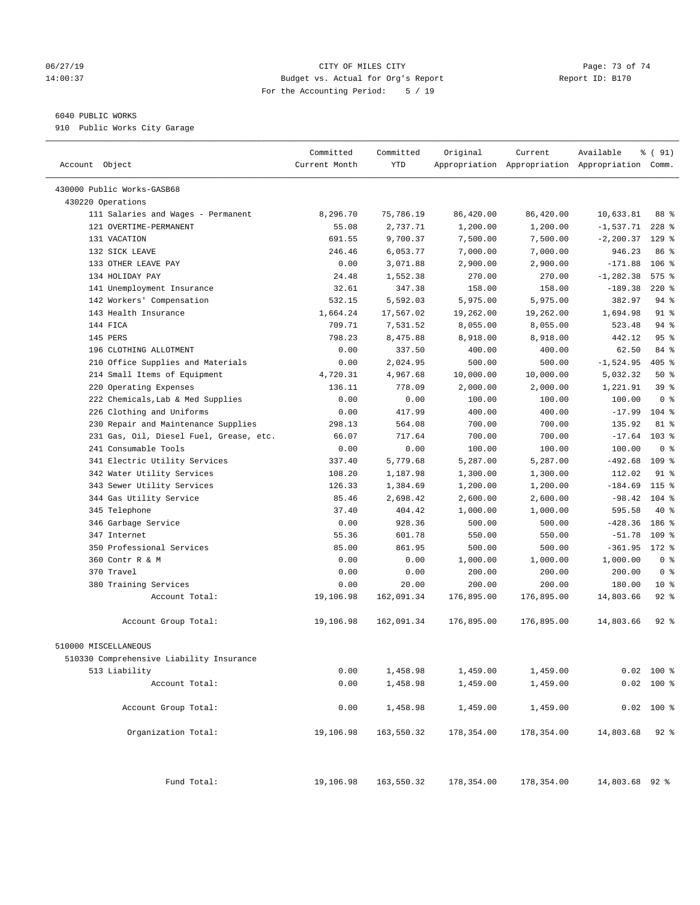CITY OF MILES CITY
Budget vs. Actual for Org's Report
For the Accounting Period: 5 / 19

06/27/19
14:00:37

Report ID: B170

6040 PUBLIC WORKS
910 Public Works City Garage

| Account Object | Committed Current Month | Committed YTD | Original Appropriation | Current Appropriation | Available Appropriation | % ( 91) Comm. |
|---|---|---|---|---|---|---|
| 430000 Public Works-GASB68 | | | | | | |
| 430220 Operations | | | | | | |
| 111 Salaries and Wages - Permanent | 8,296.70 | 75,786.19 | 86,420.00 | 86,420.00 | 10,633.81 | 88 % |
| 121 OVERTIME-PERMANENT | 55.08 | 2,737.71 | 1,200.00 | 1,200.00 | -1,537.71 | 228 % |
| 131 VACATION | 691.55 | 9,700.37 | 7,500.00 | 7,500.00 | -2,200.37 | 129 % |
| 132 SICK LEAVE | 246.46 | 6,053.77 | 7,000.00 | 7,000.00 | 946.23 | 86 % |
| 133 OTHER LEAVE PAY | 0.00 | 3,071.88 | 2,900.00 | 2,900.00 | -171.88 | 106 % |
| 134 HOLIDAY PAY | 24.48 | 1,552.38 | 270.00 | 270.00 | -1,282.38 | 575 % |
| 141 Unemployment Insurance | 32.61 | 347.38 | 158.00 | 158.00 | -189.38 | 220 % |
| 142 Workers' Compensation | 532.15 | 5,592.03 | 5,975.00 | 5,975.00 | 382.97 | 94 % |
| 143 Health Insurance | 1,664.24 | 17,567.02 | 19,262.00 | 19,262.00 | 1,694.98 | 91 % |
| 144 FICA | 709.71 | 7,531.52 | 8,055.00 | 8,055.00 | 523.48 | 94 % |
| 145 PERS | 798.23 | 8,475.88 | 8,918.00 | 8,918.00 | 442.12 | 95 % |
| 196 CLOTHING ALLOTMENT | 0.00 | 337.50 | 400.00 | 400.00 | 62.50 | 84 % |
| 210 Office Supplies and Materials | 0.00 | 2,024.95 | 500.00 | 500.00 | -1,524.95 | 405 % |
| 214 Small Items of Equipment | 4,720.31 | 4,967.68 | 10,000.00 | 10,000.00 | 5,032.32 | 50 % |
| 220 Operating Expenses | 136.11 | 778.09 | 2,000.00 | 2,000.00 | 1,221.91 | 39 % |
| 222 Chemicals,Lab & Med Supplies | 0.00 | 0.00 | 100.00 | 100.00 | 100.00 | 0 % |
| 226 Clothing and Uniforms | 0.00 | 417.99 | 400.00 | 400.00 | -17.99 | 104 % |
| 230 Repair and Maintenance Supplies | 298.13 | 564.08 | 700.00 | 700.00 | 135.92 | 81 % |
| 231 Gas, Oil, Diesel Fuel, Grease, etc. | 66.07 | 717.64 | 700.00 | 700.00 | -17.64 | 103 % |
| 241 Consumable Tools | 0.00 | 0.00 | 100.00 | 100.00 | 100.00 | 0 % |
| 341 Electric Utility Services | 337.40 | 5,779.68 | 5,287.00 | 5,287.00 | -492.68 | 109 % |
| 342 Water Utility Services | 108.20 | 1,187.98 | 1,300.00 | 1,300.00 | 112.02 | 91 % |
| 343 Sewer Utility Services | 126.33 | 1,384.69 | 1,200.00 | 1,200.00 | -184.69 | 115 % |
| 344 Gas Utility Service | 85.46 | 2,698.42 | 2,600.00 | 2,600.00 | -98.42 | 104 % |
| 345 Telephone | 37.40 | 404.42 | 1,000.00 | 1,000.00 | 595.58 | 40 % |
| 346 Garbage Service | 0.00 | 928.36 | 500.00 | 500.00 | -428.36 | 186 % |
| 347 Internet | 55.36 | 601.78 | 550.00 | 550.00 | -51.78 | 109 % |
| 350 Professional Services | 85.00 | 861.95 | 500.00 | 500.00 | -361.95 | 172 % |
| 360 Contr R & M | 0.00 | 0.00 | 1,000.00 | 1,000.00 | 1,000.00 | 0 % |
| 370 Travel | 0.00 | 0.00 | 200.00 | 200.00 | 200.00 | 0 % |
| 380 Training Services | 0.00 | 20.00 | 200.00 | 200.00 | 180.00 | 10 % |
| Account Total: | 19,106.98 | 162,091.34 | 176,895.00 | 176,895.00 | 14,803.66 | 92 % |
| Account Group Total: | 19,106.98 | 162,091.34 | 176,895.00 | 176,895.00 | 14,803.66 | 92 % |
| 510000 MISCELLANEOUS | | | | | | |
| 510330 Comprehensive Liability Insurance | | | | | | |
| 513 Liability | 0.00 | 1,458.98 | 1,459.00 | 1,459.00 | 0.02 | 100 % |
| Account Total: | 0.00 | 1,458.98 | 1,459.00 | 1,459.00 | 0.02 | 100 % |
| Account Group Total: | 0.00 | 1,458.98 | 1,459.00 | 1,459.00 | 0.02 | 100 % |
| Organization Total: | 19,106.98 | 163,550.32 | 178,354.00 | 178,354.00 | 14,803.68 | 92 % |
| Fund Total: | 19,106.98 | 163,550.32 | 178,354.00 | 178,354.00 | 14,803.68 | 92 % |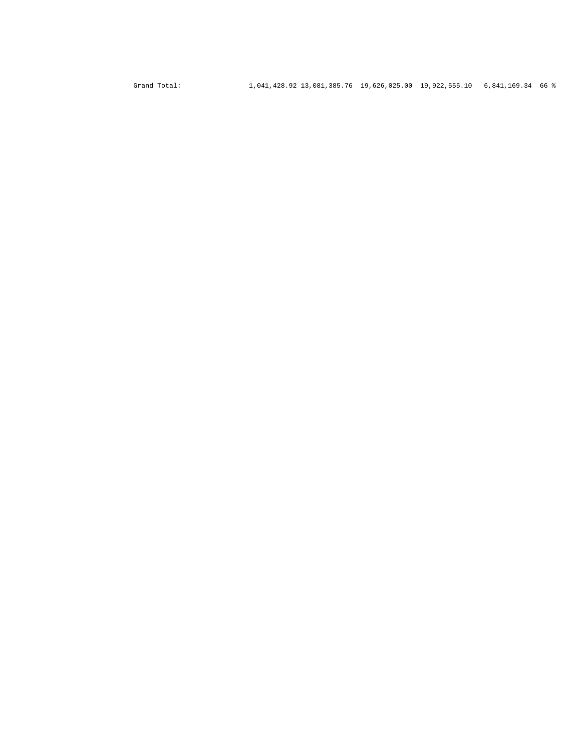| | | | | | | |
|---|---|---|---|---|---|---|
| Grand Total: | 1,041,428.92 | 13,081,385.76 | 19,626,025.00 | 19,922,555.10 | 6,841,169.34 | 66 % |